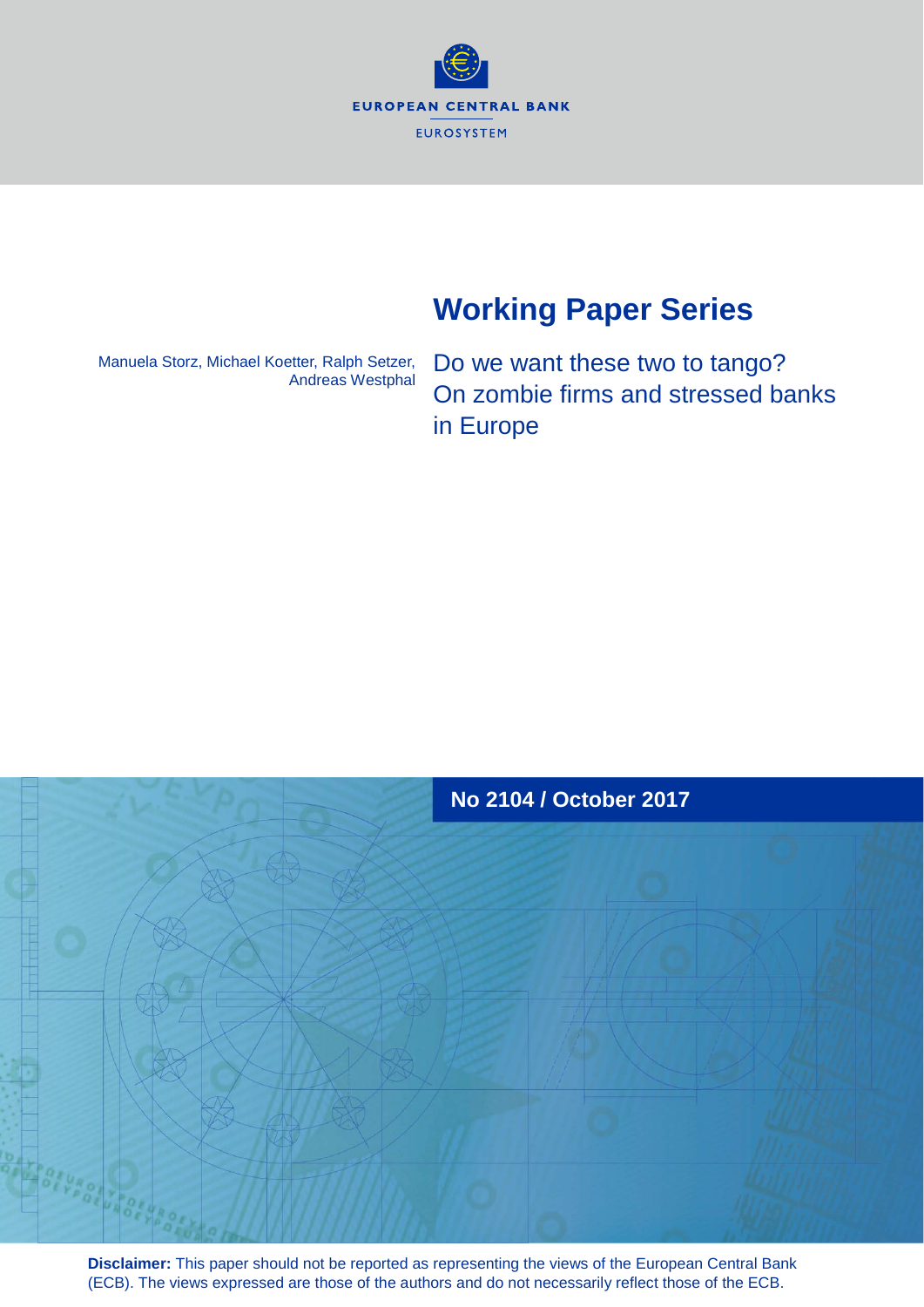EUROPEAN CENTRAL BANK

EUROSYSTEM

# Working Paper Series

Manuela Storz, Michael Koetter, Ralph Setzer, Andreas Westphal

## Do we want these two to tango? On zombie firms and stressed banks in Europe

**No 2104 / October 2017**

**Disclaimer:** This paper should not be reported as representing the views of the European Central Bank (ECB). The views expressed are those of the authors and do not necessarily reflect those of the ECB.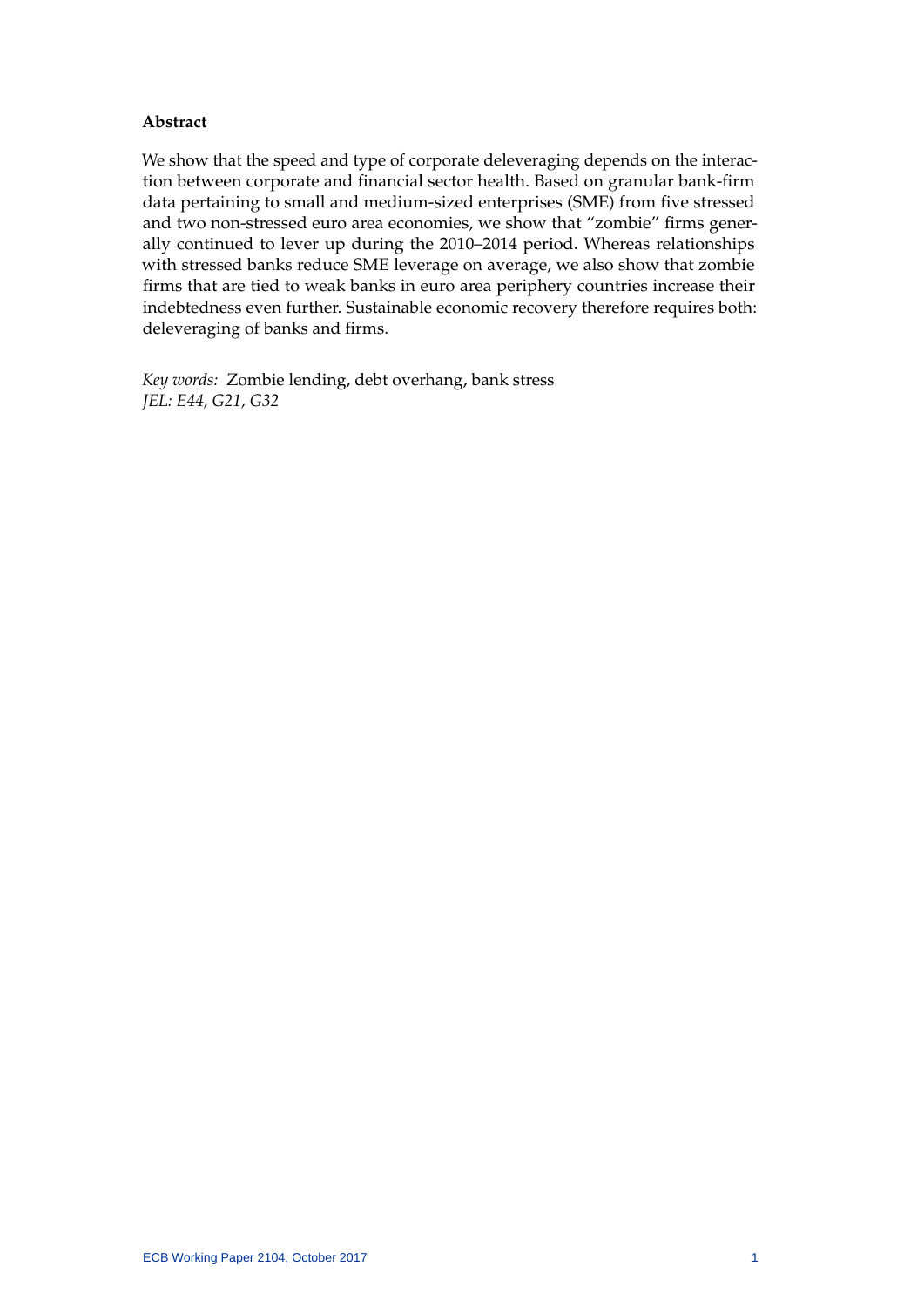**Abstract**

We show that the speed and type of corporate deleveraging depends on the interaction between corporate and financial sector health. Based on granular bank-firm data pertaining to small and medium-sized enterprises (SME) from five stressed and two non-stressed euro area economies, we show that "zombie" firms generally continued to lever up during the 2010–2014 period. Whereas relationships with stressed banks reduce SME leverage on average, we also show that zombie firms that are tied to weak banks in euro area periphery countries increase their indebtedness even further. Sustainable economic recovery therefore requires both: deleveraging of banks and firms.

*Key words:* Zombie lending, debt overhang, bank stress
*JEL: E44, G21, G32*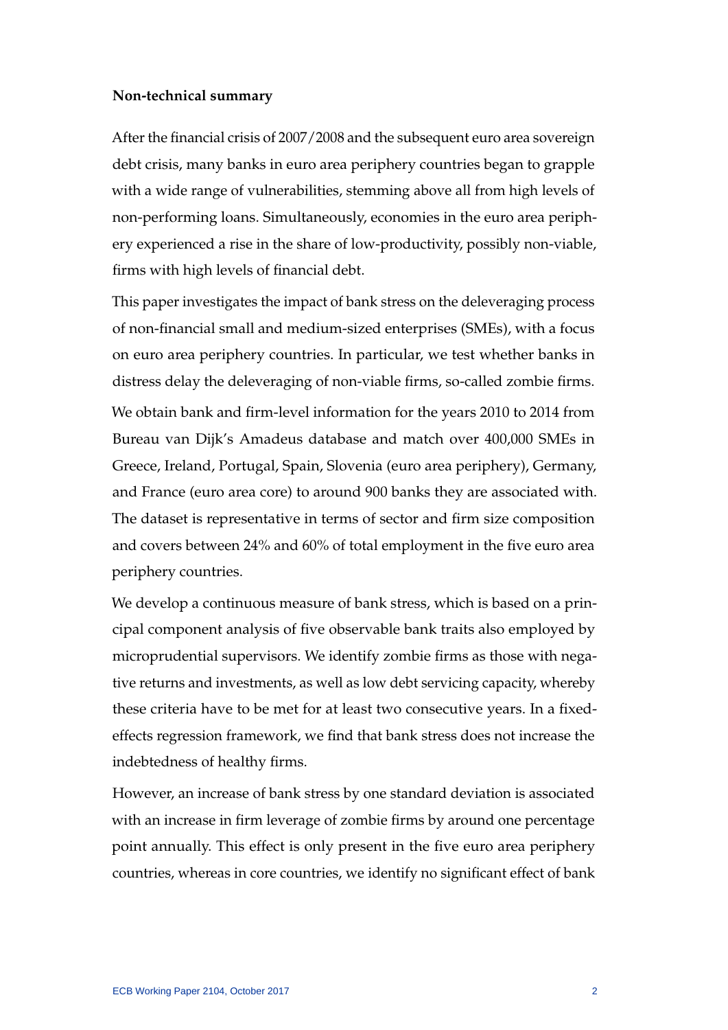**Non-technical summary**

After the financial crisis of 2007/2008 and the subsequent euro area sovereign debt crisis, many banks in euro area periphery countries began to grapple with a wide range of vulnerabilities, stemming above all from high levels of non-performing loans. Simultaneously, economies in the euro area periphery experienced a rise in the share of low-productivity, possibly non-viable, firms with high levels of financial debt.

This paper investigates the impact of bank stress on the deleveraging process of non-financial small and medium-sized enterprises (SMEs), with a focus on euro area periphery countries. In particular, we test whether banks in distress delay the deleveraging of non-viable firms, so-called zombie firms. We obtain bank and firm-level information for the years 2010 to 2014 from Bureau van Dijk's Amadeus database and match over 400,000 SMEs in Greece, Ireland, Portugal, Spain, Slovenia (euro area periphery), Germany, and France (euro area core) to around 900 banks they are associated with. The dataset is representative in terms of sector and firm size composition and covers between 24% and 60% of total employment in the five euro area periphery countries.

We develop a continuous measure of bank stress, which is based on a principal component analysis of five observable bank traits also employed by microprudential supervisors. We identify zombie firms as those with negative returns and investments, as well as low debt servicing capacity, whereby these criteria have to be met for at least two consecutive years. In a fixed-effects regression framework, we find that bank stress does not increase the indebtedness of healthy firms.

However, an increase of bank stress by one standard deviation is associated with an increase in firm leverage of zombie firms by around one percentage point annually. This effect is only present in the five euro area periphery countries, whereas in core countries, we identify no significant effect of bank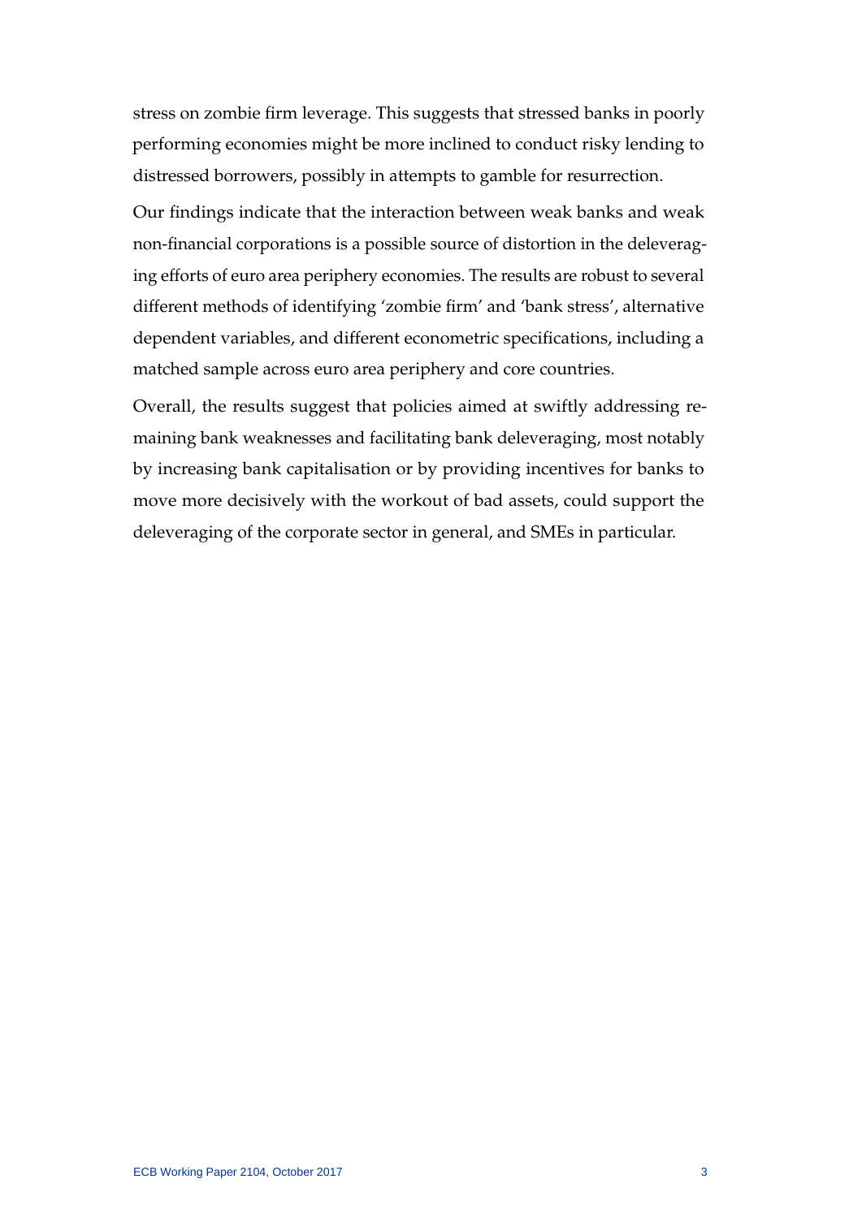stress on zombie firm leverage. This suggests that stressed banks in poorly performing economies might be more inclined to conduct risky lending to distressed borrowers, possibly in attempts to gamble for resurrection.

Our findings indicate that the interaction between weak banks and weak non-financial corporations is a possible source of distortion in the deleveraging efforts of euro area periphery economies. The results are robust to several different methods of identifying 'zombie firm' and 'bank stress', alternative dependent variables, and different econometric specifications, including a matched sample across euro area periphery and core countries.

Overall, the results suggest that policies aimed at swiftly addressing remaining bank weaknesses and facilitating bank deleveraging, most notably by increasing bank capitalisation or by providing incentives for banks to move more decisively with the workout of bad assets, could support the deleveraging of the corporate sector in general, and SMEs in particular.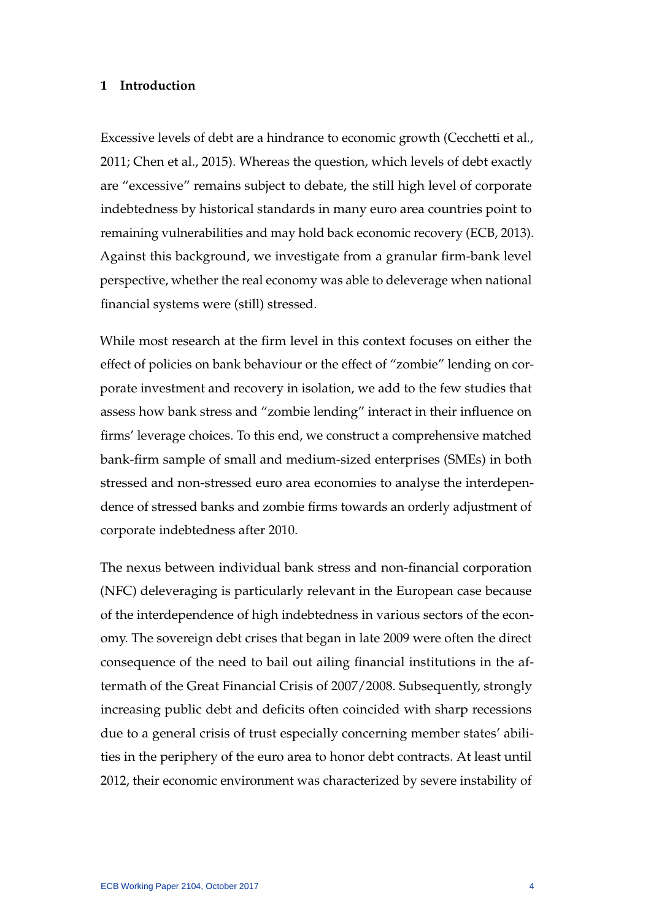## 1 Introduction

Excessive levels of debt are a hindrance to economic growth (Cecchetti et al., 2011; Chen et al., 2015). Whereas the question, which levels of debt exactly are "excessive" remains subject to debate, the still high level of corporate indebtedness by historical standards in many euro area countries point to remaining vulnerabilities and may hold back economic recovery (ECB, 2013). Against this background, we investigate from a granular firm-bank level perspective, whether the real economy was able to deleverage when national financial systems were (still) stressed.

While most research at the firm level in this context focuses on either the effect of policies on bank behaviour or the effect of "zombie" lending on corporate investment and recovery in isolation, we add to the few studies that assess how bank stress and "zombie lending" interact in their influence on firms' leverage choices. To this end, we construct a comprehensive matched bank-firm sample of small and medium-sized enterprises (SMEs) in both stressed and non-stressed euro area economies to analyse the interdependence of stressed banks and zombie firms towards an orderly adjustment of corporate indebtedness after 2010.

The nexus between individual bank stress and non-financial corporation (NFC) deleveraging is particularly relevant in the European case because of the interdependence of high indebtedness in various sectors of the economy. The sovereign debt crises that began in late 2009 were often the direct consequence of the need to bail out ailing financial institutions in the aftermath of the Great Financial Crisis of 2007/2008. Subsequently, strongly increasing public debt and deficits often coincided with sharp recessions due to a general crisis of trust especially concerning member states' abilities in the periphery of the euro area to honor debt contracts. At least until 2012, their economic environment was characterized by severe instability of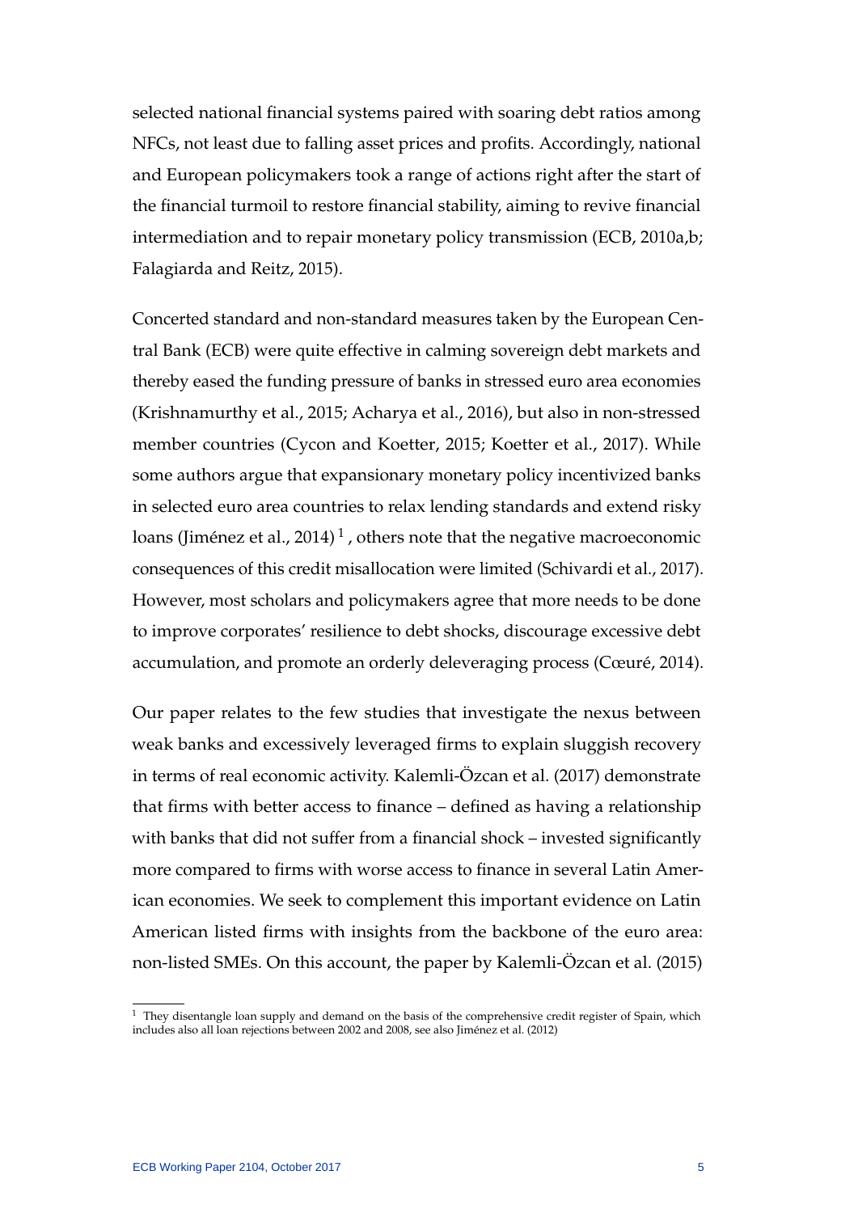selected national financial systems paired with soaring debt ratios among NFCs, not least due to falling asset prices and profits. Accordingly, national and European policymakers took a range of actions right after the start of the financial turmoil to restore financial stability, aiming to revive financial intermediation and to repair monetary policy transmission (ECB, 2010a,b; Falagiarda and Reitz, 2015).

Concerted standard and non-standard measures taken by the European Central Bank (ECB) were quite effective in calming sovereign debt markets and thereby eased the funding pressure of banks in stressed euro area economies (Krishnamurthy et al., 2015; Acharya et al., 2016), but also in non-stressed member countries (Cycon and Koetter, 2015; Koetter et al., 2017). While some authors argue that expansionary monetary policy incentivized banks in selected euro area countries to relax lending standards and extend risky loans (Jiménez et al., 2014) [1] , others note that the negative macroeconomic consequences of this credit misallocation were limited (Schivardi et al., 2017). However, most scholars and policymakers agree that more needs to be done to improve corporates' resilience to debt shocks, discourage excessive debt accumulation, and promote an orderly deleveraging process (Cœuré, 2014).

Our paper relates to the few studies that investigate the nexus between weak banks and excessively leveraged firms to explain sluggish recovery in terms of real economic activity. Kalemli-Özcan et al. (2017) demonstrate that firms with better access to finance – defined as having a relationship with banks that did not suffer from a financial shock – invested significantly more compared to firms with worse access to finance in several Latin American economies. We seek to complement this important evidence on Latin American listed firms with insights from the backbone of the euro area: non-listed SMEs. On this account, the paper by Kalemli-Özcan et al. (2015)

[1] They disentangle loan supply and demand on the basis of the comprehensive credit register of Spain, which includes also all loan rejections between 2002 and 2008, see also Jiménez et al. (2012)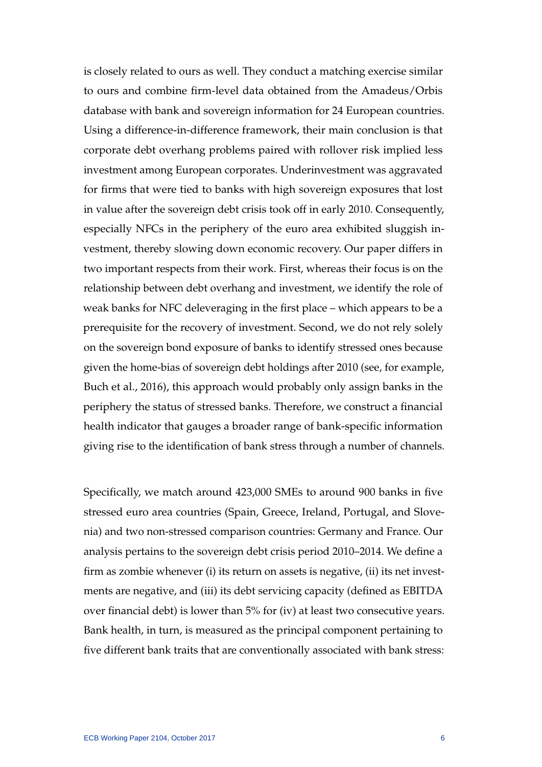is closely related to ours as well. They conduct a matching exercise similar to ours and combine firm-level data obtained from the Amadeus/Orbis database with bank and sovereign information for 24 European countries. Using a difference-in-difference framework, their main conclusion is that corporate debt overhang problems paired with rollover risk implied less investment among European corporates. Underinvestment was aggravated for firms that were tied to banks with high sovereign exposures that lost in value after the sovereign debt crisis took off in early 2010. Consequently, especially NFCs in the periphery of the euro area exhibited sluggish investment, thereby slowing down economic recovery. Our paper differs in two important respects from their work. First, whereas their focus is on the relationship between debt overhang and investment, we identify the role of weak banks for NFC deleveraging in the first place – which appears to be a prerequisite for the recovery of investment. Second, we do not rely solely on the sovereign bond exposure of banks to identify stressed ones because given the home-bias of sovereign debt holdings after 2010 (see, for example, Buch et al., 2016), this approach would probably only assign banks in the periphery the status of stressed banks. Therefore, we construct a financial health indicator that gauges a broader range of bank-specific information giving rise to the identification of bank stress through a number of channels.

Specifically, we match around 423,000 SMEs to around 900 banks in five stressed euro area countries (Spain, Greece, Ireland, Portugal, and Slovenia) and two non-stressed comparison countries: Germany and France. Our analysis pertains to the sovereign debt crisis period 2010–2014. We define a firm as zombie whenever (i) its return on assets is negative, (ii) its net investments are negative, and (iii) its debt servicing capacity (defined as EBITDA over financial debt) is lower than 5% for (iv) at least two consecutive years. Bank health, in turn, is measured as the principal component pertaining to five different bank traits that are conventionally associated with bank stress: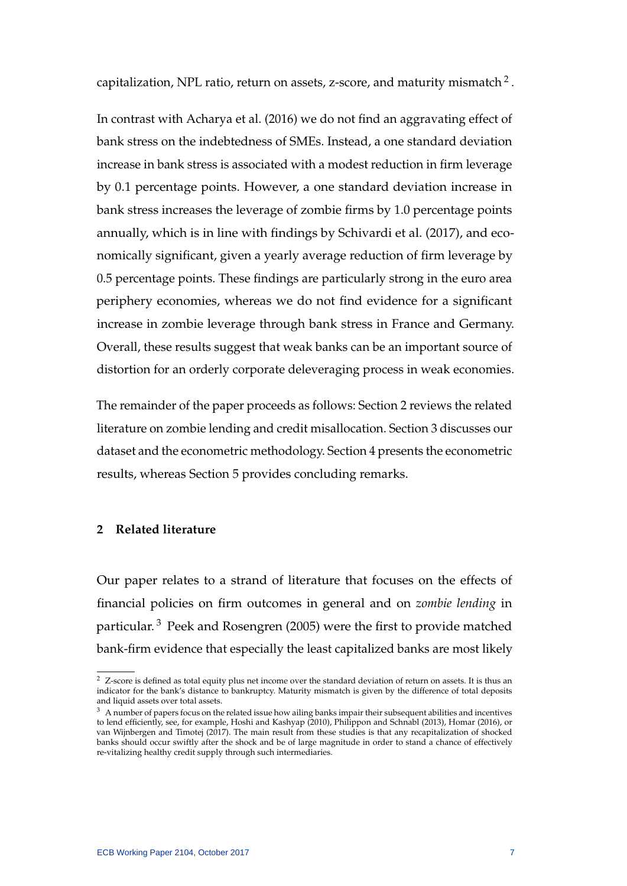capitalization, NPL ratio, return on assets, z-score, and maturity mismatch [2].

In contrast with Acharya et al. (2016) we do not find an aggravating effect of bank stress on the indebtedness of SMEs. Instead, a one standard deviation increase in bank stress is associated with a modest reduction in firm leverage by 0.1 percentage points. However, a one standard deviation increase in bank stress increases the leverage of zombie firms by 1.0 percentage points annually, which is in line with findings by Schivardi et al. (2017), and economically significant, given a yearly average reduction of firm leverage by 0.5 percentage points. These findings are particularly strong in the euro area periphery economies, whereas we do not find evidence for a significant increase in zombie leverage through bank stress in France and Germany. Overall, these results suggest that weak banks can be an important source of distortion for an orderly corporate deleveraging process in weak economies.

The remainder of the paper proceeds as follows: Section 2 reviews the related literature on zombie lending and credit misallocation. Section 3 discusses our dataset and the econometric methodology. Section 4 presents the econometric results, whereas Section 5 provides concluding remarks.

## 2 Related literature

Our paper relates to a strand of literature that focuses on the effects of financial policies on firm outcomes in general and on *zombie lending* in particular. [3] Peek and Rosengren (2005) were the first to provide matched bank-firm evidence that especially the least capitalized banks are most likely

---

[2] Z-score is defined as total equity plus net income over the standard deviation of return on assets. It is thus an indicator for the bank's distance to bankruptcy. Maturity mismatch is given by the difference of total deposits and liquid assets over total assets.

[3] A number of papers focus on the related issue how ailing banks impair their subsequent abilities and incentives to lend efficiently, see, for example, Hoshi and Kashyap (2010), Philippon and Schnabl (2013), Homar (2016), or van Wijnbergen and Timotej (2017). The main result from these studies is that any recapitalization of shocked banks should occur swiftly after the shock and be of large magnitude in order to stand a chance of effectively re-vitalizing healthy credit supply through such intermediaries.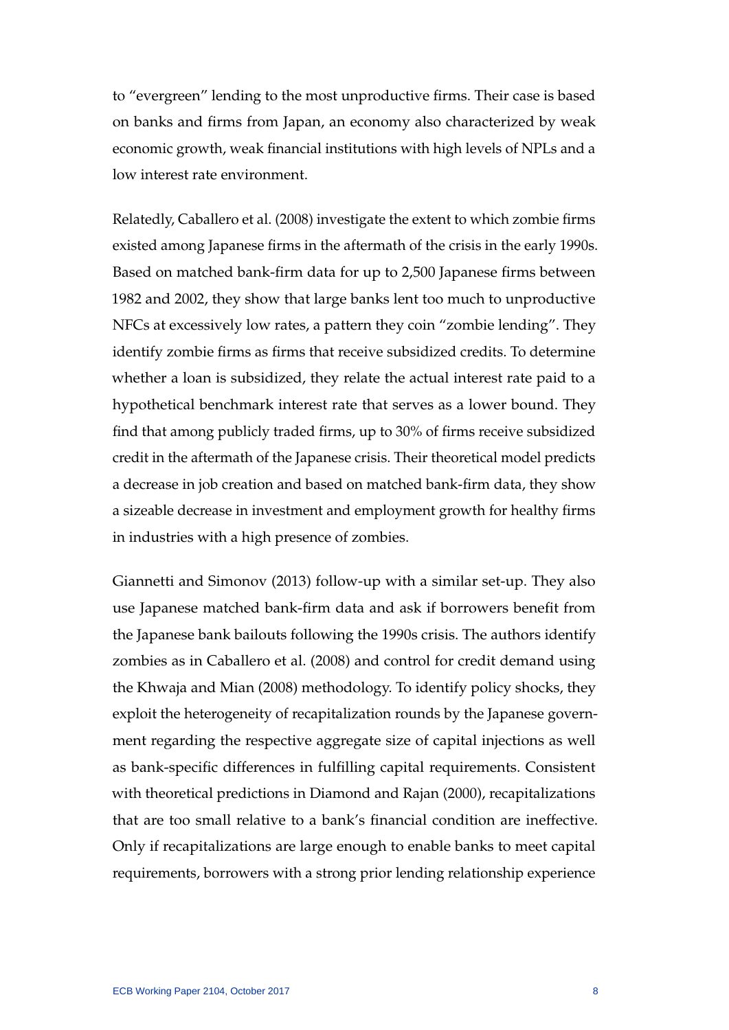to “evergreen” lending to the most unproductive firms. Their case is based on banks and firms from Japan, an economy also characterized by weak economic growth, weak financial institutions with high levels of NPLs and a low interest rate environment.

Relatedly, Caballero et al. (2008) investigate the extent to which zombie firms existed among Japanese firms in the aftermath of the crisis in the early 1990s. Based on matched bank-firm data for up to 2,500 Japanese firms between 1982 and 2002, they show that large banks lent too much to unproductive NFCs at excessively low rates, a pattern they coin “zombie lending”. They identify zombie firms as firms that receive subsidized credits. To determine whether a loan is subsidized, they relate the actual interest rate paid to a hypothetical benchmark interest rate that serves as a lower bound. They find that among publicly traded firms, up to 30% of firms receive subsidized credit in the aftermath of the Japanese crisis. Their theoretical model predicts a decrease in job creation and based on matched bank-firm data, they show a sizeable decrease in investment and employment growth for healthy firms in industries with a high presence of zombies.

Giannetti and Simonov (2013) follow-up with a similar set-up. They also use Japanese matched bank-firm data and ask if borrowers benefit from the Japanese bank bailouts following the 1990s crisis. The authors identify zombies as in Caballero et al. (2008) and control for credit demand using the Khwaja and Mian (2008) methodology. To identify policy shocks, they exploit the heterogeneity of recapitalization rounds by the Japanese government regarding the respective aggregate size of capital injections as well as bank-specific differences in fulfilling capital requirements. Consistent with theoretical predictions in Diamond and Rajan (2000), recapitalizations that are too small relative to a bank’s financial condition are ineffective. Only if recapitalizations are large enough to enable banks to meet capital requirements, borrowers with a strong prior lending relationship experience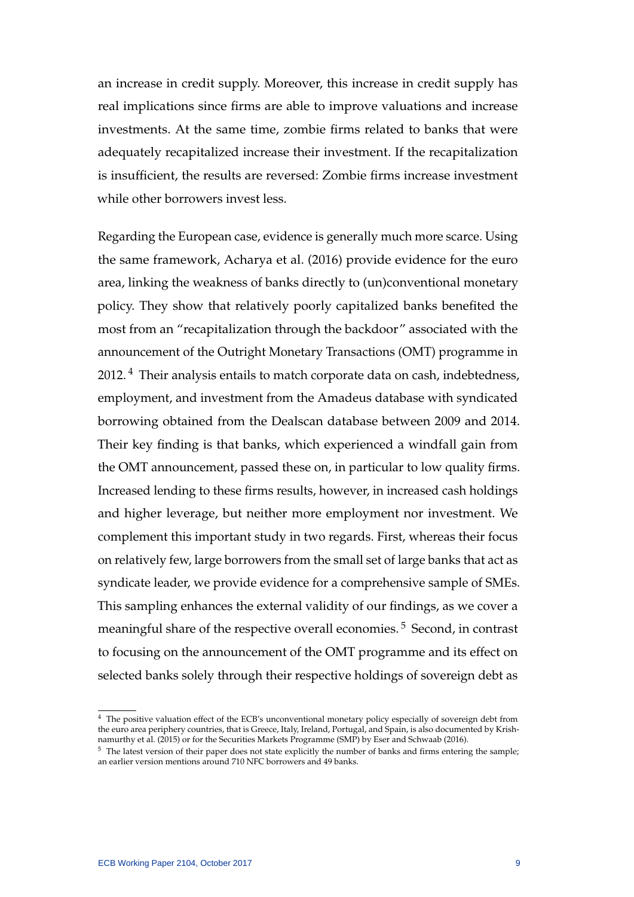an increase in credit supply. Moreover, this increase in credit supply has real implications since firms are able to improve valuations and increase investments. At the same time, zombie firms related to banks that were adequately recapitalized increase their investment. If the recapitalization is insufficient, the results are reversed: Zombie firms increase investment while other borrowers invest less.

Regarding the European case, evidence is generally much more scarce. Using the same framework, Acharya et al. (2016) provide evidence for the euro area, linking the weakness of banks directly to (un)conventional monetary policy. They show that relatively poorly capitalized banks benefited the most from an "recapitalization through the backdoor" associated with the announcement of the Outright Monetary Transactions (OMT) programme in 2012. [4] Their analysis entails to match corporate data on cash, indebtedness, employment, and investment from the Amadeus database with syndicated borrowing obtained from the Dealscan database between 2009 and 2014. Their key finding is that banks, which experienced a windfall gain from the OMT announcement, passed these on, in particular to low quality firms. Increased lending to these firms results, however, in increased cash holdings and higher leverage, but neither more employment nor investment. We complement this important study in two regards. First, whereas their focus on relatively few, large borrowers from the small set of large banks that act as syndicate leader, we provide evidence for a comprehensive sample of SMEs. This sampling enhances the external validity of our findings, as we cover a meaningful share of the respective overall economies. [5] Second, in contrast to focusing on the announcement of the OMT programme and its effect on selected banks solely through their respective holdings of sovereign debt as

[4] The positive valuation effect of the ECB's unconventional monetary policy especially of sovereign debt from the euro area periphery countries, that is Greece, Italy, Ireland, Portugal, and Spain, is also documented by Krishnamurthy et al. (2015) or for the Securities Markets Programme (SMP) by Eser and Schwaab (2016).

[5] The latest version of their paper does not state explicitly the number of banks and firms entering the sample; an earlier version mentions around 710 NFC borrowers and 49 banks.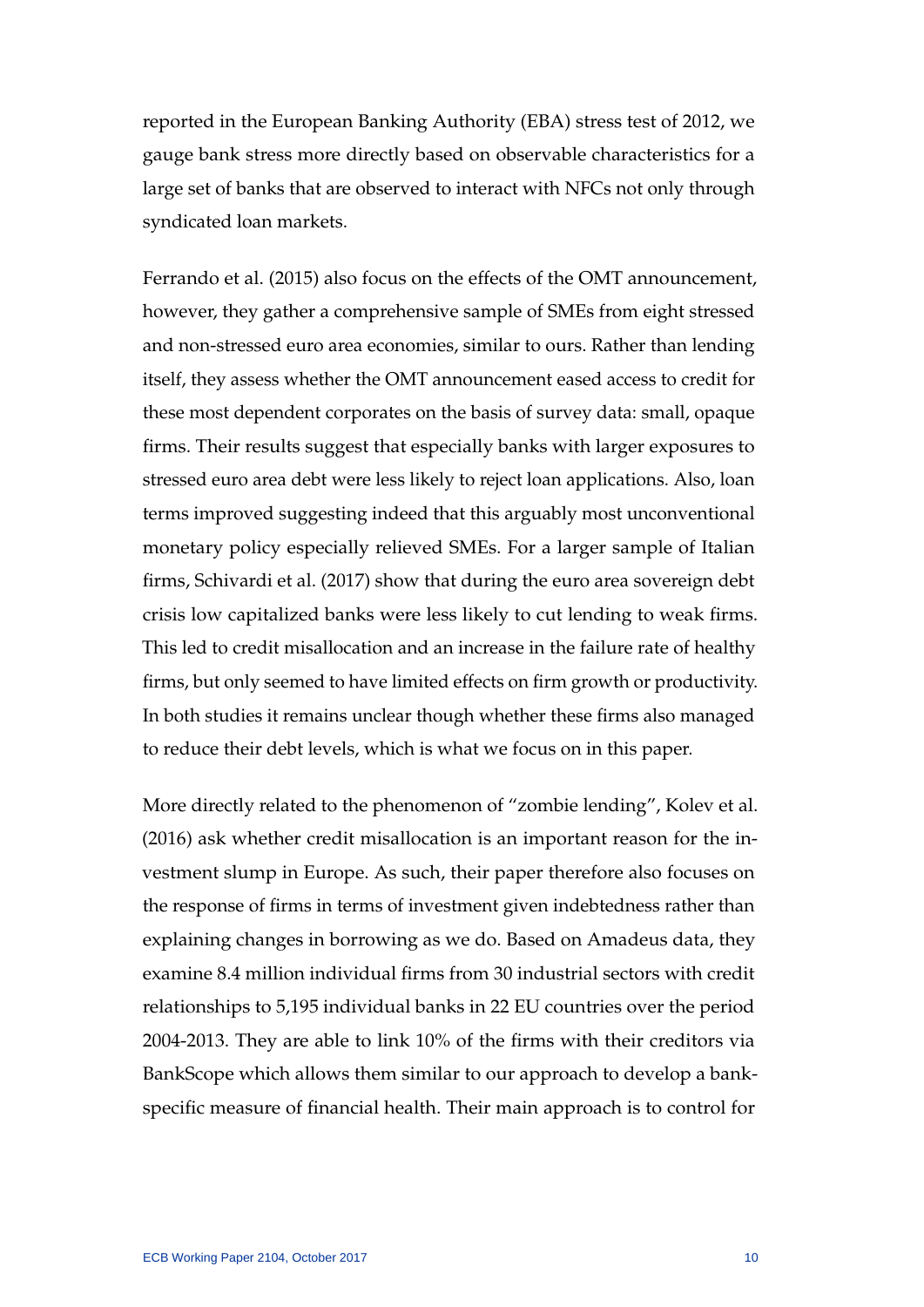reported in the European Banking Authority (EBA) stress test of 2012, we gauge bank stress more directly based on observable characteristics for a large set of banks that are observed to interact with NFCs not only through syndicated loan markets.

Ferrando et al. (2015) also focus on the effects of the OMT announcement, however, they gather a comprehensive sample of SMEs from eight stressed and non-stressed euro area economies, similar to ours. Rather than lending itself, they assess whether the OMT announcement eased access to credit for these most dependent corporates on the basis of survey data: small, opaque firms. Their results suggest that especially banks with larger exposures to stressed euro area debt were less likely to reject loan applications. Also, loan terms improved suggesting indeed that this arguably most unconventional monetary policy especially relieved SMEs. For a larger sample of Italian firms, Schivardi et al. (2017) show that during the euro area sovereign debt crisis low capitalized banks were less likely to cut lending to weak firms. This led to credit misallocation and an increase in the failure rate of healthy firms, but only seemed to have limited effects on firm growth or productivity. In both studies it remains unclear though whether these firms also managed to reduce their debt levels, which is what we focus on in this paper.

More directly related to the phenomenon of "zombie lending", Kolev et al. (2016) ask whether credit misallocation is an important reason for the investment slump in Europe. As such, their paper therefore also focuses on the response of firms in terms of investment given indebtedness rather than explaining changes in borrowing as we do. Based on Amadeus data, they examine 8.4 million individual firms from 30 industrial sectors with credit relationships to 5,195 individual banks in 22 EU countries over the period 2004-2013. They are able to link 10% of the firms with their creditors via BankScope which allows them similar to our approach to develop a bank-specific measure of financial health. Their main approach is to control for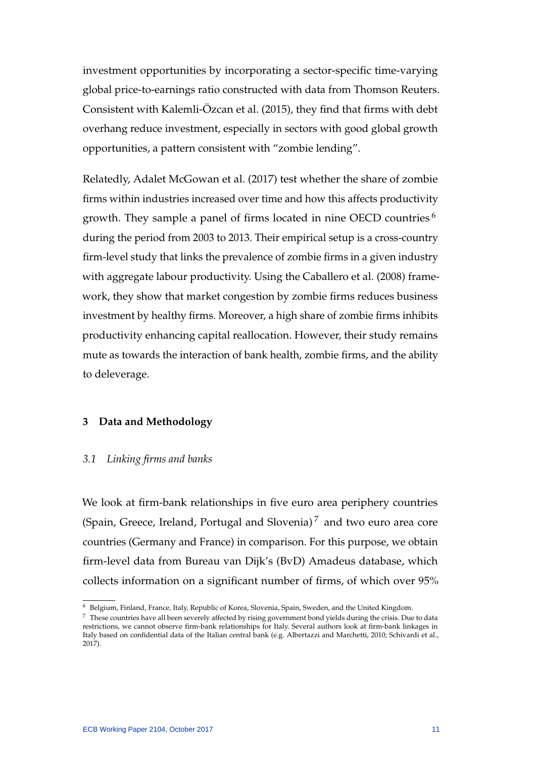investment opportunities by incorporating a sector-specific time-varying global price-to-earnings ratio constructed with data from Thomson Reuters. Consistent with Kalemli-Özcan et al. (2015), they find that firms with debt overhang reduce investment, especially in sectors with good global growth opportunities, a pattern consistent with "zombie lending".

Relatedly, Adalet McGowan et al. (2017) test whether the share of zombie firms within industries increased over time and how this affects productivity growth. They sample a panel of firms located in nine OECD countries [6] during the period from 2003 to 2013. Their empirical setup is a cross-country firm-level study that links the prevalence of zombie firms in a given industry with aggregate labour productivity. Using the Caballero et al. (2008) framework, they show that market congestion by zombie firms reduces business investment by healthy firms. Moreover, a high share of zombie firms inhibits productivity enhancing capital reallocation. However, their study remains mute as towards the interaction of bank health, zombie firms, and the ability to deleverage.

## 3 Data and Methodology

### *3.1 Linking firms and banks*

We look at firm-bank relationships in five euro area periphery countries (Spain, Greece, Ireland, Portugal and Slovenia) [7] and two euro area core countries (Germany and France) in comparison. For this purpose, we obtain firm-level data from Bureau van Dijk's (BvD) Amadeus database, which collects information on a significant number of firms, of which over 95%

---

[6] Belgium, Finland, France, Italy, Republic of Korea, Slovenia, Spain, Sweden, and the United Kingdom.

[7] These countries have all been severely affected by rising government bond yields during the crisis. Due to data restrictions, we cannot observe firm-bank relationships for Italy. Several authors look at firm-bank linkages in Italy based on confidential data of the Italian central bank (e.g. Albertazzi and Marchetti, 2010; Schivardi et al., 2017).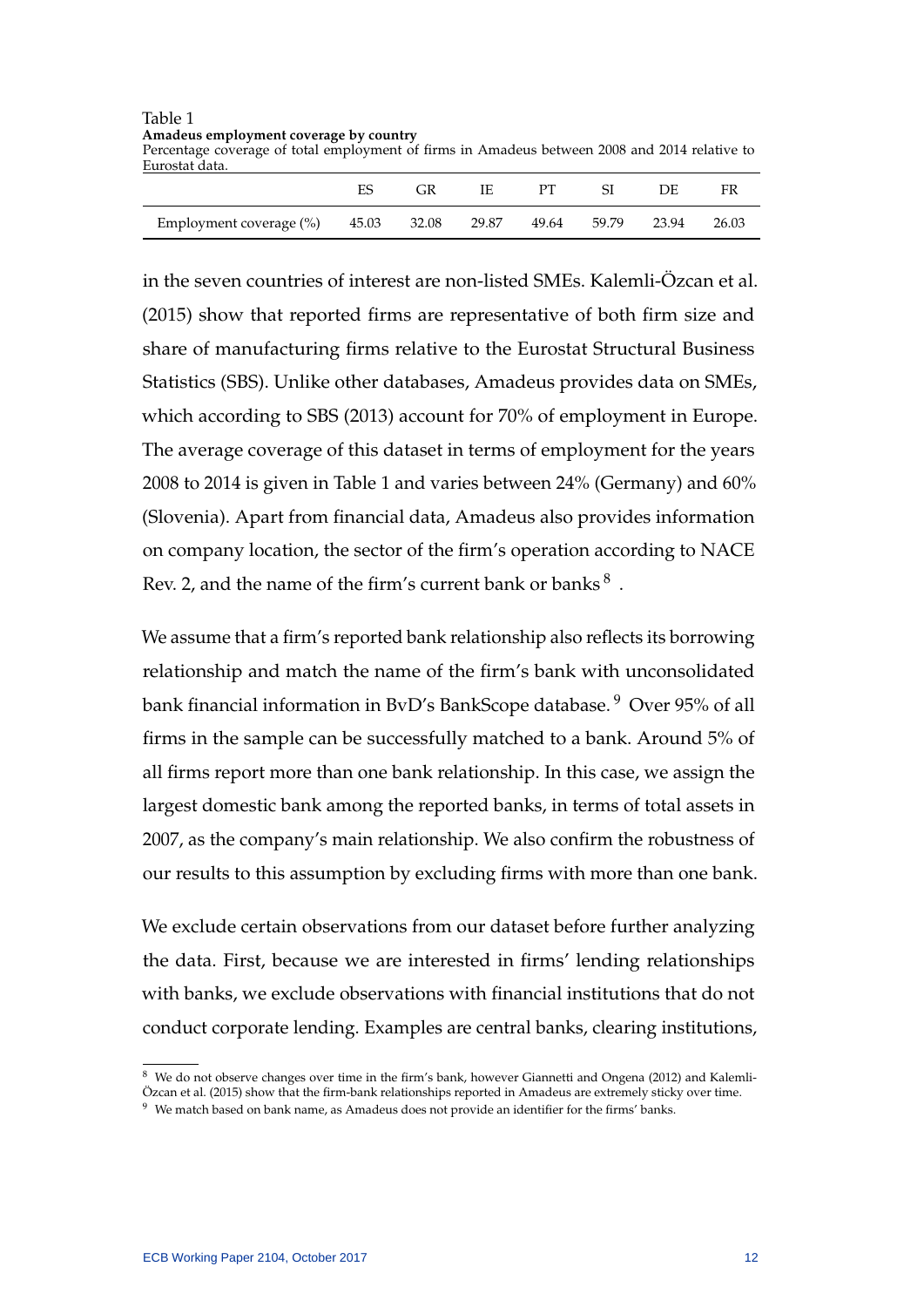Table 1
**Amadeus employment coverage by country**
Percentage coverage of total employment of firms in Amadeus between 2008 and 2014 relative to Eurostat data.

| | ES | GR | IE | PT | SI | DE | FR |
|---|---|---|---|---|---|---|---|
| Employment coverage (%) | 45.03 | 32.08 | 29.87 | 49.64 | 59.79 | 23.94 | 26.03 |

in the seven countries of interest are non-listed SMEs. Kalemli-Özcan et al. (2015) show that reported firms are representative of both firm size and share of manufacturing firms relative to the Eurostat Structural Business Statistics (SBS). Unlike other databases, Amadeus provides data on SMEs, which according to SBS (2013) account for 70% of employment in Europe. The average coverage of this dataset in terms of employment for the years 2008 to 2014 is given in Table 1 and varies between 24% (Germany) and 60% (Slovenia). Apart from financial data, Amadeus also provides information on company location, the sector of the firm's operation according to NACE Rev. 2, and the name of the firm's current bank or banks [8] .

We assume that a firm's reported bank relationship also reflects its borrowing relationship and match the name of the firm's bank with unconsolidated bank financial information in BvD's BankScope database. [9] Over 95% of all firms in the sample can be successfully matched to a bank. Around 5% of all firms report more than one bank relationship. In this case, we assign the largest domestic bank among the reported banks, in terms of total assets in 2007, as the company's main relationship. We also confirm the robustness of our results to this assumption by excluding firms with more than one bank.

We exclude certain observations from our dataset before further analyzing the data. First, because we are interested in firms' lending relationships with banks, we exclude observations with financial institutions that do not conduct corporate lending. Examples are central banks, clearing institutions,

[8] We do not observe changes over time in the firm's bank, however Giannetti and Ongena (2012) and Kalemli-Özcan et al. (2015) show that the firm-bank relationships reported in Amadeus are extremely sticky over time.

[9] We match based on bank name, as Amadeus does not provide an identifier for the firms' banks.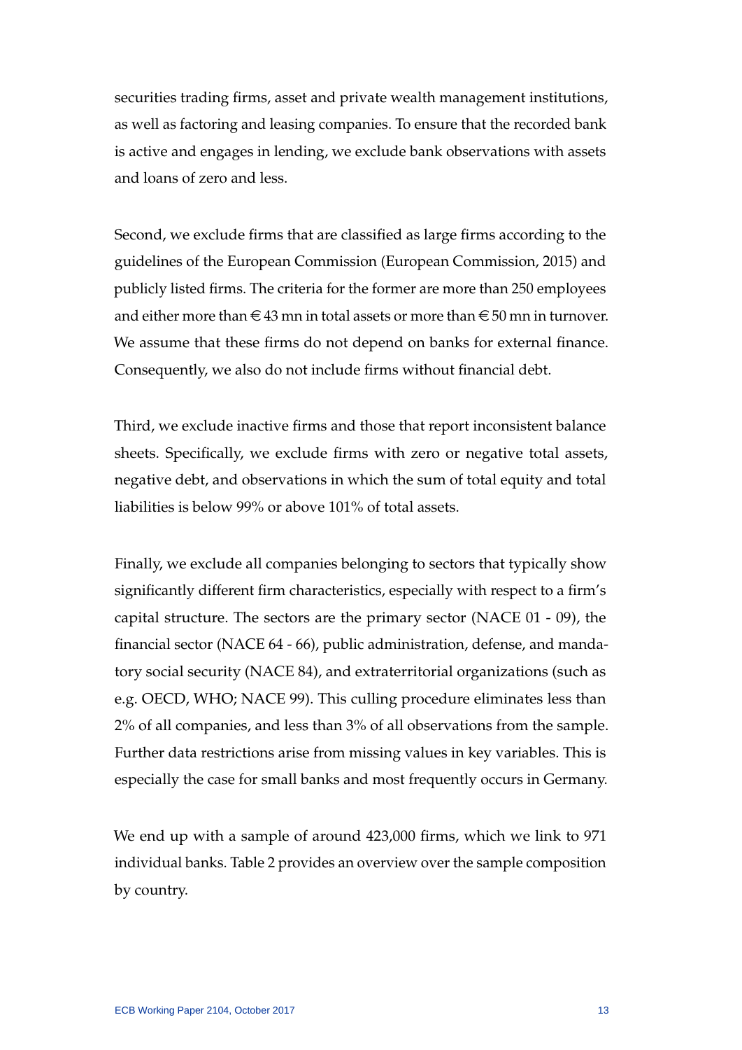securities trading firms, asset and private wealth management institutions, as well as factoring and leasing companies. To ensure that the recorded bank is active and engages in lending, we exclude bank observations with assets and loans of zero and less.

Second, we exclude firms that are classified as large firms according to the guidelines of the European Commission (European Commission, 2015) and publicly listed firms. The criteria for the former are more than 250 employees and either more than € 43 mn in total assets or more than € 50 mn in turnover. We assume that these firms do not depend on banks for external finance. Consequently, we also do not include firms without financial debt.

Third, we exclude inactive firms and those that report inconsistent balance sheets. Specifically, we exclude firms with zero or negative total assets, negative debt, and observations in which the sum of total equity and total liabilities is below 99% or above 101% of total assets.

Finally, we exclude all companies belonging to sectors that typically show significantly different firm characteristics, especially with respect to a firm's capital structure. The sectors are the primary sector (NACE 01 - 09), the financial sector (NACE 64 - 66), public administration, defense, and mandatory social security (NACE 84), and extraterritorial organizations (such as e.g. OECD, WHO; NACE 99). This culling procedure eliminates less than 2% of all companies, and less than 3% of all observations from the sample. Further data restrictions arise from missing values in key variables. This is especially the case for small banks and most frequently occurs in Germany.

We end up with a sample of around 423,000 firms, which we link to 971 individual banks. Table 2 provides an overview over the sample composition by country.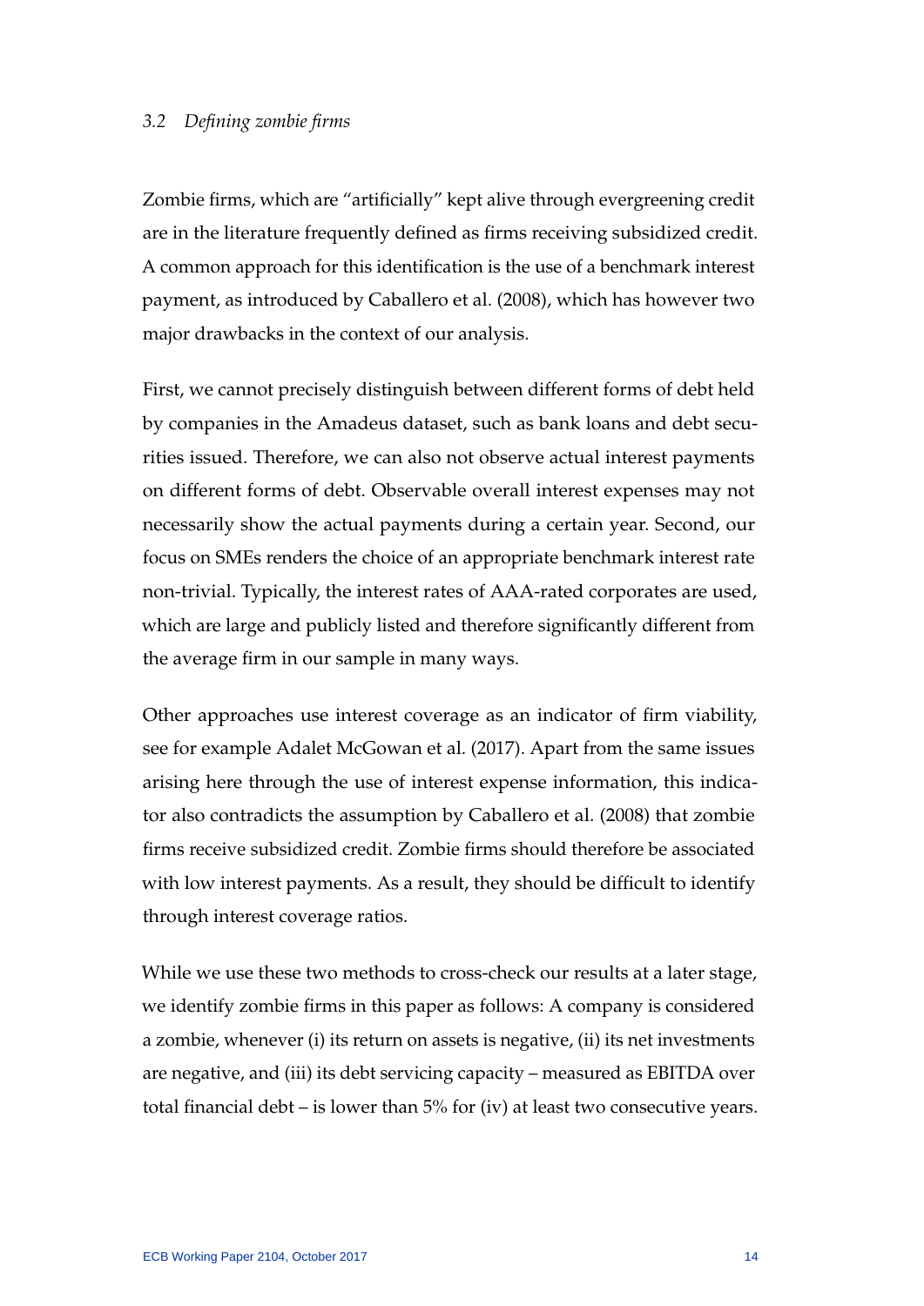### *3.2 Defining zombie firms*

Zombie firms, which are "artificially" kept alive through evergreening credit are in the literature frequently defined as firms receiving subsidized credit. A common approach for this identification is the use of a benchmark interest payment, as introduced by Caballero et al. (2008), which has however two major drawbacks in the context of our analysis.

First, we cannot precisely distinguish between different forms of debt held by companies in the Amadeus dataset, such as bank loans and debt securities issued. Therefore, we can also not observe actual interest payments on different forms of debt. Observable overall interest expenses may not necessarily show the actual payments during a certain year. Second, our focus on SMEs renders the choice of an appropriate benchmark interest rate non-trivial. Typically, the interest rates of AAA-rated corporates are used, which are large and publicly listed and therefore significantly different from the average firm in our sample in many ways.

Other approaches use interest coverage as an indicator of firm viability, see for example Adalet McGowan et al. (2017). Apart from the same issues arising here through the use of interest expense information, this indicator also contradicts the assumption by Caballero et al. (2008) that zombie firms receive subsidized credit. Zombie firms should therefore be associated with low interest payments. As a result, they should be difficult to identify through interest coverage ratios.

While we use these two methods to cross-check our results at a later stage, we identify zombie firms in this paper as follows: A company is considered a zombie, whenever (i) its return on assets is negative, (ii) its net investments are negative, and (iii) its debt servicing capacity – measured as EBITDA over total financial debt – is lower than 5% for (iv) at least two consecutive years.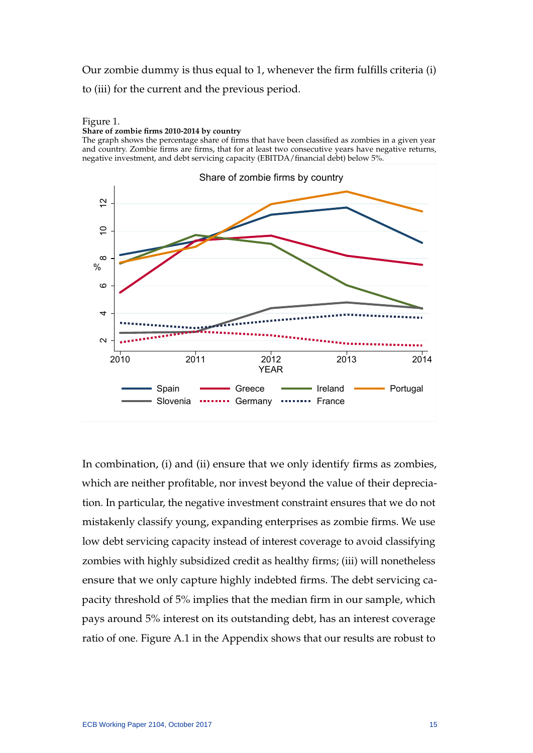Our zombie dummy is thus equal to 1, whenever the firm fulfills criteria (i) to (iii) for the current and the previous period.

Figure 1.
**Share of zombie firms 2010-2014 by country**
The graph shows the percentage share of firms that have been classified as zombies in a given year and country. Zombie firms are firms, that for at least two consecutive years have negative returns, negative investment, and debt servicing capacity (EBITDA/financial debt) below 5%.

In combination, (i) and (ii) ensure that we only identify firms as zombies, which are neither profitable, nor invest beyond the value of their depreciation. In particular, the negative investment constraint ensures that we do not mistakenly classify young, expanding enterprises as zombie firms. We use low debt servicing capacity instead of interest coverage to avoid classifying zombies with highly subsidized credit as healthy firms; (iii) will nonetheless ensure that we only capture highly indebted firms. The debt servicing capacity threshold of 5% implies that the median firm in our sample, which pays around 5% interest on its outstanding debt, has an interest coverage ratio of one. Figure A.1 in the Appendix shows that our results are robust to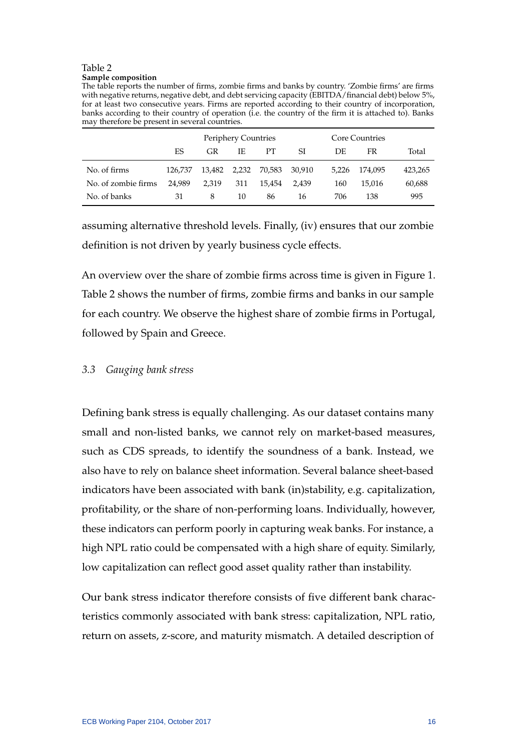Table 2

**Sample composition**

The table reports the number of firms, zombie firms and banks by country. 'Zombie firms' are firms with negative returns, negative debt, and debt servicing capacity (EBITDA/financial debt) below 5%, for at least two consecutive years. Firms are reported according to their country of incorporation, banks according to their country of operation (i.e. the country of the firm it is attached to). Banks may therefore be present in several countries.

| | Periphery Countries | | | | | Core Countries | | |
|---|---|---|---|---|---|---|---|---|
| | ES | GR | IE | PT | SI | DE | FR | Total |
| No. of firms | 126,737 | 13,482 | 2,232 | 70,583 | 30,910 | 5,226 | 174,095 | 423,265 |
| No. of zombie firms | 24,989 | 2,319 | 311 | 15,454 | 2,439 | 160 | 15,016 | 60,688 |
| No. of banks | 31 | 8 | 10 | 86 | 16 | 706 | 138 | 995 |

assuming alternative threshold levels. Finally, (iv) ensures that our zombie definition is not driven by yearly business cycle effects.

An overview over the share of zombie firms across time is given in Figure 1. Table 2 shows the number of firms, zombie firms and banks in our sample for each country. We observe the highest share of zombie firms in Portugal, followed by Spain and Greece.

### *3.3 Gauging bank stress*

Defining bank stress is equally challenging. As our dataset contains many small and non-listed banks, we cannot rely on market-based measures, such as CDS spreads, to identify the soundness of a bank. Instead, we also have to rely on balance sheet information. Several balance sheet-based indicators have been associated with bank (in)stability, e.g. capitalization, profitability, or the share of non-performing loans. Individually, however, these indicators can perform poorly in capturing weak banks. For instance, a high NPL ratio could be compensated with a high share of equity. Similarly, low capitalization can reflect good asset quality rather than instability.

Our bank stress indicator therefore consists of five different bank characteristics commonly associated with bank stress: capitalization, NPL ratio, return on assets, z-score, and maturity mismatch. A detailed description of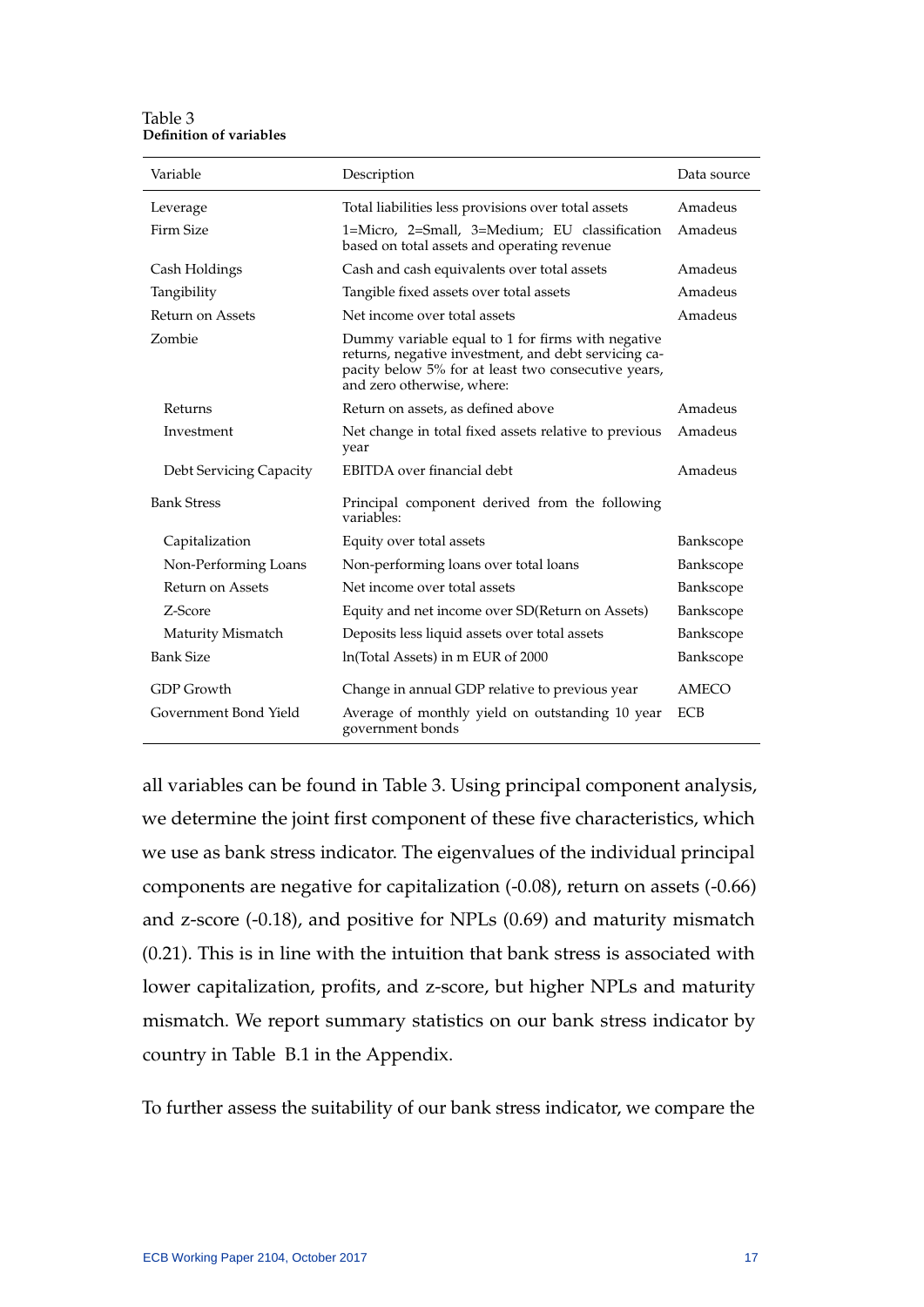Table 3
**Definition of variables**

| Variable | Description | Data source |
|---|---|---|
| Leverage | Total liabilities less provisions over total assets | Amadeus |
| Firm Size | 1=Micro, 2=Small, 3=Medium; EU classification based on total assets and operating revenue | Amadeus |
| Cash Holdings | Cash and cash equivalents over total assets | Amadeus |
| Tangibility | Tangible fixed assets over total assets | Amadeus |
| Return on Assets | Net income over total assets | Amadeus |
| Zombie | Dummy variable equal to 1 for firms with negative returns, negative investment, and debt servicing capacity below 5% for at least two consecutive years, and zero otherwise, where: | |
| Returns | Return on assets, as defined above | Amadeus |
| Investment | Net change in total fixed assets relative to previous year | Amadeus |
| Debt Servicing Capacity | EBITDA over financial debt | Amadeus |
| Bank Stress | Principal component derived from the following variables: | |
| Capitalization | Equity over total assets | Bankscope |
| Non-Performing Loans | Non-performing loans over total loans | Bankscope |
| Return on Assets | Net income over total assets | Bankscope |
| Z-Score | Equity and net income over SD(Return on Assets) | Bankscope |
| Maturity Mismatch | Deposits less liquid assets over total assets | Bankscope |
| Bank Size | ln(Total Assets) in m EUR of 2000 | Bankscope |
| GDP Growth | Change in annual GDP relative to previous year | AMECO |
| Government Bond Yield | Average of monthly yield on outstanding 10 year government bonds | ECB |

all variables can be found in Table 3. Using principal component analysis, we determine the joint first component of these five characteristics, which we use as bank stress indicator. The eigenvalues of the individual principal components are negative for capitalization (-0.08), return on assets (-0.66) and z-score (-0.18), and positive for NPLs (0.69) and maturity mismatch (0.21). This is in line with the intuition that bank stress is associated with lower capitalization, profits, and z-score, but higher NPLs and maturity mismatch. We report summary statistics on our bank stress indicator by country in Table B.1 in the Appendix.

To further assess the suitability of our bank stress indicator, we compare the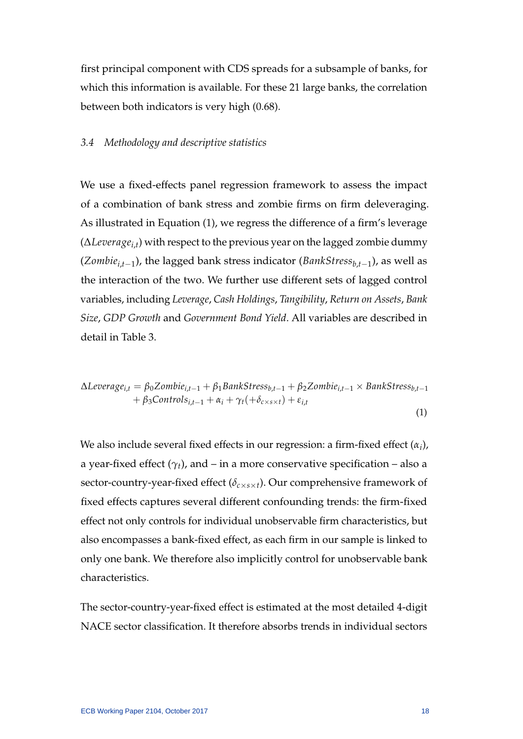first principal component with CDS spreads for a subsample of banks, for which this information is available. For these 21 large banks, the correlation between both indicators is very high (0.68).

### *3.4 Methodology and descriptive statistics*

We use a fixed-effects panel regression framework to assess the impact of a combination of bank stress and zombie firms on firm deleveraging. As illustrated in Equation (1), we regress the difference of a firm's leverage ($\Delta Leverage_{i,t}$) with respect to the previous year on the lagged zombie dummy ($Zombie_{i,t-1}$), the lagged bank stress indicator ($BankStress_{b,t-1}$), as well as the interaction of the two. We further use different sets of lagged control variables, including *Leverage*, *Cash Holdings*, *Tangibility*, *Return on Assets*, *Bank Size*, *GDP Growth* and *Government Bond Yield*. All variables are described in detail in Table 3.

$$
\begin{aligned}
\Delta Leverage_{i,t} = {} & \beta_0 Zombie_{i,t-1} + \beta_1 BankStress_{b,t-1} + \beta_2 Zombie_{i,t-1} \times BankStress_{b,t-1} \\
& + \beta_3 Controls_{i,t-1} + \alpha_i + \gamma_t (+\delta_{c \times s \times t}) + \varepsilon_{i,t}
\end{aligned}
\tag{1}
$$

We also include several fixed effects in our regression: a firm-fixed effect ($\alpha_i$), a year-fixed effect ($\gamma_t$), and – in a more conservative specification – also a sector-country-year-fixed effect ($\delta_{c \times s \times t}$). Our comprehensive framework of fixed effects captures several different confounding trends: the firm-fixed effect not only controls for individual unobservable firm characteristics, but also encompasses a bank-fixed effect, as each firm in our sample is linked to only one bank. We therefore also implicitly control for unobservable bank characteristics.

The sector-country-year-fixed effect is estimated at the most detailed 4-digit NACE sector classification. It therefore absorbs trends in individual sectors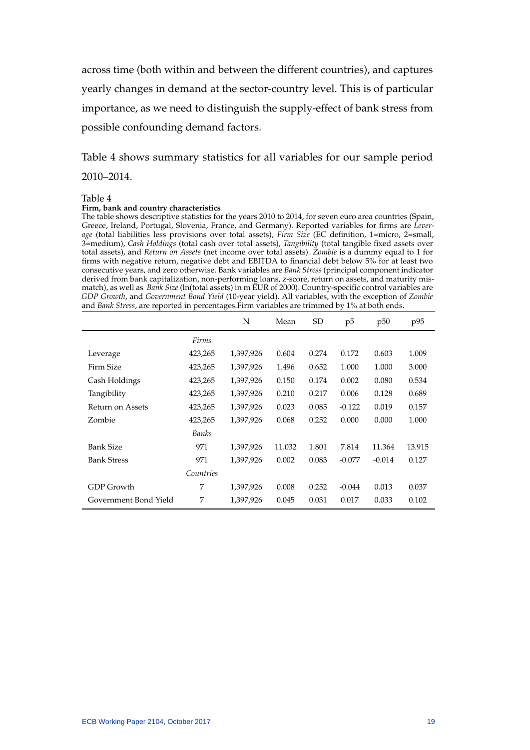across time (both within and between the different countries), and captures yearly changes in demand at the sector-country level. This is of particular importance, as we need to distinguish the supply-effect of bank stress from possible confounding demand factors.

Table 4 shows summary statistics for all variables for our sample period 2010–2014.

Table 4

**Firm, bank and country characteristics**

The table shows descriptive statistics for the years 2010 to 2014, for seven euro area countries (Spain, Greece, Ireland, Portugal, Slovenia, France, and Germany). Reported variables for firms are *Leverage* (total liabilities less provisions over total assets), *Firm Size* (EC definition, 1=micro, 2=small, 3=medium), *Cash Holdings* (total cash over total assets), *Tangibility* (total tangible fixed assets over total assets), and *Return on Assets* (net income over total assets). *Zombie* is a dummy equal to 1 for firms with negative return, negative debt and EBITDA to financial debt below 5% for at least two consecutive years, and zero otherwise. Bank variables are *Bank Stress* (principal component indicator derived from bank capitalization, non-performing loans, z-score, return on assets, and maturity mismatch), as well as *Bank Size* (ln(total assets) in m EUR of 2000). Country-specific control variables are *GDP Growth*, and *Government Bond Yield* (10-year yield). All variables, with the exception of *Zombie* and *Bank Stress*, are reported in percentages.Firm variables are trimmed by 1% at both ends.

| | | N | Mean | SD | p5 | p50 | p95 |
|---|---|---|---|---|---|---|---|
| | *Firms* | | | | | | |
| Leverage | 423,265 | 1,397,926 | 0.604 | 0.274 | 0.172 | 0.603 | 1.009 |
| Firm Size | 423,265 | 1,397,926 | 1.496 | 0.652 | 1.000 | 1.000 | 3.000 |
| Cash Holdings | 423,265 | 1,397,926 | 0.150 | 0.174 | 0.002 | 0.080 | 0.534 |
| Tangibility | 423,265 | 1,397,926 | 0.210 | 0.217 | 0.006 | 0.128 | 0.689 |
| Return on Assets | 423,265 | 1,397,926 | 0.023 | 0.085 | -0.122 | 0.019 | 0.157 |
| Zombie | 423,265 | 1,397,926 | 0.068 | 0.252 | 0.000 | 0.000 | 1.000 |
| | *Banks* | | | | | | |
| Bank Size | 971 | 1,397,926 | 11.032 | 1.801 | 7.814 | 11.364 | 13.915 |
| Bank Stress | 971 | 1,397,926 | 0.002 | 0.083 | -0.077 | -0.014 | 0.127 |
| | *Countries* | | | | | | |
| GDP Growth | 7 | 1,397,926 | 0.008 | 0.252 | -0.044 | 0.013 | 0.037 |
| Government Bond Yield | 7 | 1,397,926 | 0.045 | 0.031 | 0.017 | 0.033 | 0.102 |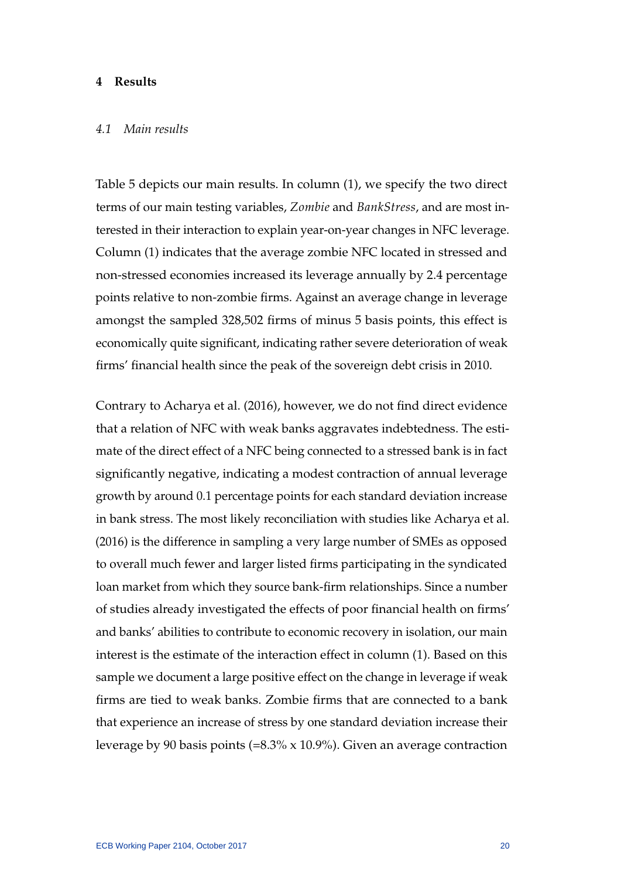## 4 Results

### *4.1 Main results*

Table 5 depicts our main results. In column (1), we specify the two direct terms of our main testing variables, *Zombie* and *BankStress*, and are most interested in their interaction to explain year-on-year changes in NFC leverage. Column (1) indicates that the average zombie NFC located in stressed and non-stressed economies increased its leverage annually by 2.4 percentage points relative to non-zombie firms. Against an average change in leverage amongst the sampled 328,502 firms of minus 5 basis points, this effect is economically quite significant, indicating rather severe deterioration of weak firms' financial health since the peak of the sovereign debt crisis in 2010.

Contrary to Acharya et al. (2016), however, we do not find direct evidence that a relation of NFC with weak banks aggravates indebtedness. The estimate of the direct effect of a NFC being connected to a stressed bank is in fact significantly negative, indicating a modest contraction of annual leverage growth by around 0.1 percentage points for each standard deviation increase in bank stress. The most likely reconciliation with studies like Acharya et al. (2016) is the difference in sampling a very large number of SMEs as opposed to overall much fewer and larger listed firms participating in the syndicated loan market from which they source bank-firm relationships. Since a number of studies already investigated the effects of poor financial health on firms' and banks' abilities to contribute to economic recovery in isolation, our main interest is the estimate of the interaction effect in column (1). Based on this sample we document a large positive effect on the change in leverage if weak firms are tied to weak banks. Zombie firms that are connected to a bank that experience an increase of stress by one standard deviation increase their leverage by 90 basis points (=8.3% x 10.9%). Given an average contraction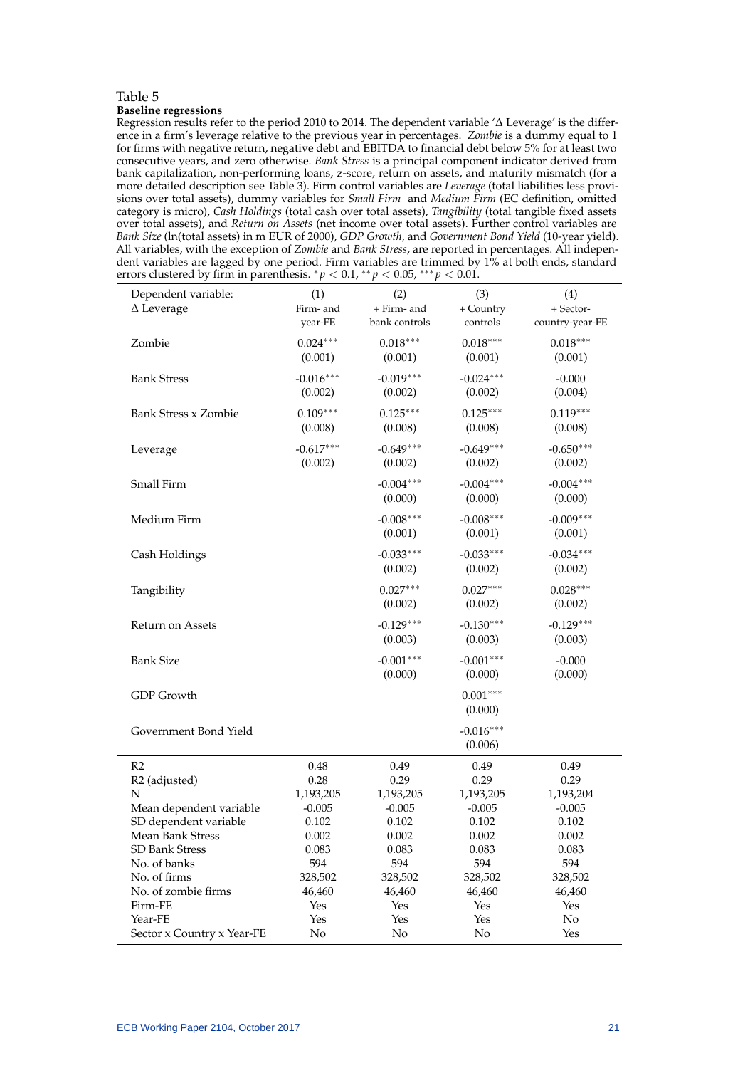Table 5

**Baseline regressions**

Regression results refer to the period 2010 to 2014. The dependent variable 'Δ Leverage' is the difference in a firm's leverage relative to the previous year in percentages. *Zombie* is a dummy equal to 1 for firms with negative return, negative debt and EBITDA to financial debt below 5% for at least two consecutive years, and zero otherwise. *Bank Stress* is a principal component indicator derived from bank capitalization, non-performing loans, z-score, return on assets, and maturity mismatch (for a more detailed description see Table 3). Firm control variables are *Leverage* (total liabilities less provisions over total assets), dummy variables for *Small Firm* and *Medium Firm* (EC definition, omitted category is micro), *Cash Holdings* (total cash over total assets), *Tangibility* (total tangible fixed assets over total assets), and *Return on Assets* (net income over total assets). Further control variables are *Bank Size* (ln(total assets) in m EUR of 2000), *GDP Growth*, and *Government Bond Yield* (10-year yield). All variables, with the exception of *Zombie* and *Bank Stress*, are reported in percentages. All independent variables are lagged by one period. Firm variables are trimmed by 1% at both ends, standard errors clustered by firm in parenthesis. $^{*}p < 0.1$, $^{**}p < 0.05$, $^{***}p < 0.01$.

| Dependent variable: Δ Leverage | (1) Firm- and year-FE | (2) + Firm- and bank controls | (3) + Country controls | (4) + Sector-country-year-FE |
|---|---|---|---|---|
| Zombie | 0.024*** | 0.018*** | 0.018*** | 0.018*** |
| | (0.001) | (0.001) | (0.001) | (0.001) |
| Bank Stress | -0.016*** | -0.019*** | -0.024*** | -0.000 |
| | (0.002) | (0.002) | (0.002) | (0.004) |
| Bank Stress x Zombie | 0.109*** | 0.125*** | 0.125*** | 0.119*** |
| | (0.008) | (0.008) | (0.008) | (0.008) |
| Leverage | -0.617*** | -0.649*** | -0.649*** | -0.650*** |
| | (0.002) | (0.002) | (0.002) | (0.002) |
| Small Firm | | -0.004*** | -0.004*** | -0.004*** |
| | | (0.000) | (0.000) | (0.000) |
| Medium Firm | | -0.008*** | -0.008*** | -0.009*** |
| | | (0.001) | (0.001) | (0.001) |
| Cash Holdings | | -0.033*** | -0.033*** | -0.034*** |
| | | (0.002) | (0.002) | (0.002) |
| Tangibility | | 0.027*** | 0.027*** | 0.028*** |
| | | (0.002) | (0.002) | (0.002) |
| Return on Assets | | -0.129*** | -0.130*** | -0.129*** |
| | | (0.003) | (0.003) | (0.003) |
| Bank Size | | -0.001*** | -0.001*** | -0.000 |
| | | (0.000) | (0.000) | (0.000) |
| GDP Growth | | | 0.001*** | |
| | | | (0.000) | |
| Government Bond Yield | | | -0.016*** | |
| | | | (0.006) | |
| R2 | 0.48 | 0.49 | 0.49 | 0.49 |
| R2 (adjusted) | 0.28 | 0.29 | 0.29 | 0.29 |
| N | 1,193,205 | 1,193,205 | 1,193,205 | 1,193,204 |
| Mean dependent variable | -0.005 | -0.005 | -0.005 | -0.005 |
| SD dependent variable | 0.102 | 0.102 | 0.102 | 0.102 |
| Mean Bank Stress | 0.002 | 0.002 | 0.002 | 0.002 |
| SD Bank Stress | 0.083 | 0.083 | 0.083 | 0.083 |
| No. of banks | 594 | 594 | 594 | 594 |
| No. of firms | 328,502 | 328,502 | 328,502 | 328,502 |
| No. of zombie firms | 46,460 | 46,460 | 46,460 | 46,460 |
| Firm-FE | Yes | Yes | Yes | Yes |
| Year-FE | Yes | Yes | Yes | No |
| Sector x Country x Year-FE | No | No | No | Yes |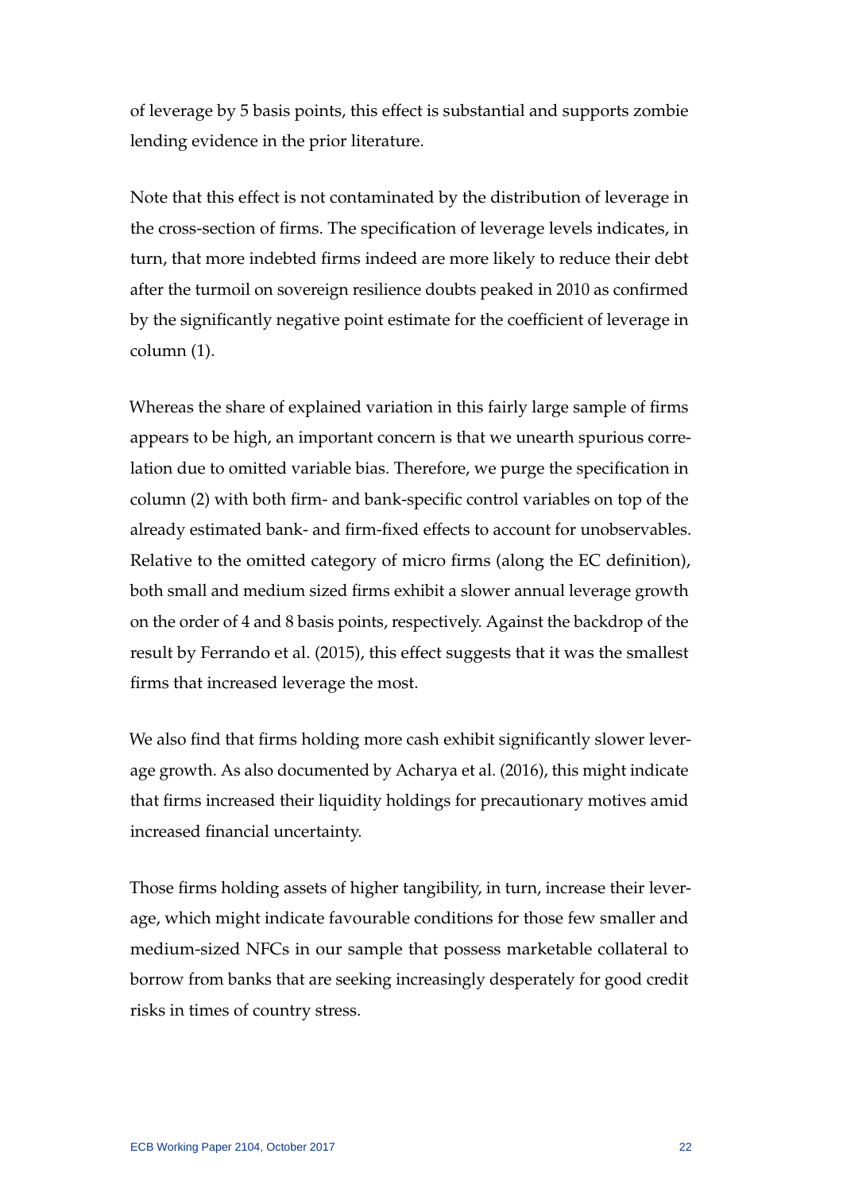of leverage by 5 basis points, this effect is substantial and supports zombie lending evidence in the prior literature.

Note that this effect is not contaminated by the distribution of leverage in the cross-section of firms. The specification of leverage levels indicates, in turn, that more indebted firms indeed are more likely to reduce their debt after the turmoil on sovereign resilience doubts peaked in 2010 as confirmed by the significantly negative point estimate for the coefficient of leverage in column (1).

Whereas the share of explained variation in this fairly large sample of firms appears to be high, an important concern is that we unearth spurious correlation due to omitted variable bias. Therefore, we purge the specification in column (2) with both firm- and bank-specific control variables on top of the already estimated bank- and firm-fixed effects to account for unobservables. Relative to the omitted category of micro firms (along the EC definition), both small and medium sized firms exhibit a slower annual leverage growth on the order of 4 and 8 basis points, respectively. Against the backdrop of the result by Ferrando et al. (2015), this effect suggests that it was the smallest firms that increased leverage the most.

We also find that firms holding more cash exhibit significantly slower leverage growth. As also documented by Acharya et al. (2016), this might indicate that firms increased their liquidity holdings for precautionary motives amid increased financial uncertainty.

Those firms holding assets of higher tangibility, in turn, increase their leverage, which might indicate favourable conditions for those few smaller and medium-sized NFCs in our sample that possess marketable collateral to borrow from banks that are seeking increasingly desperately for good credit risks in times of country stress.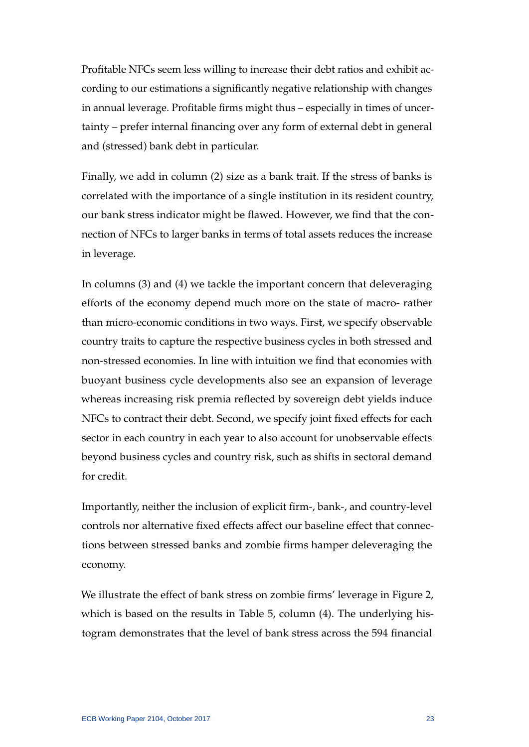Profitable NFCs seem less willing to increase their debt ratios and exhibit according to our estimations a significantly negative relationship with changes in annual leverage. Profitable firms might thus – especially in times of uncertainty – prefer internal financing over any form of external debt in general and (stressed) bank debt in particular.

Finally, we add in column (2) size as a bank trait. If the stress of banks is correlated with the importance of a single institution in its resident country, our bank stress indicator might be flawed. However, we find that the connection of NFCs to larger banks in terms of total assets reduces the increase in leverage.

In columns (3) and (4) we tackle the important concern that deleveraging efforts of the economy depend much more on the state of macro- rather than micro-economic conditions in two ways. First, we specify observable country traits to capture the respective business cycles in both stressed and non-stressed economies. In line with intuition we find that economies with buoyant business cycle developments also see an expansion of leverage whereas increasing risk premia reflected by sovereign debt yields induce NFCs to contract their debt. Second, we specify joint fixed effects for each sector in each country in each year to also account for unobservable effects beyond business cycles and country risk, such as shifts in sectoral demand for credit.

Importantly, neither the inclusion of explicit firm-, bank-, and country-level controls nor alternative fixed effects affect our baseline effect that connections between stressed banks and zombie firms hamper deleveraging the economy.

We illustrate the effect of bank stress on zombie firms' leverage in Figure 2, which is based on the results in Table 5, column (4). The underlying histogram demonstrates that the level of bank stress across the 594 financial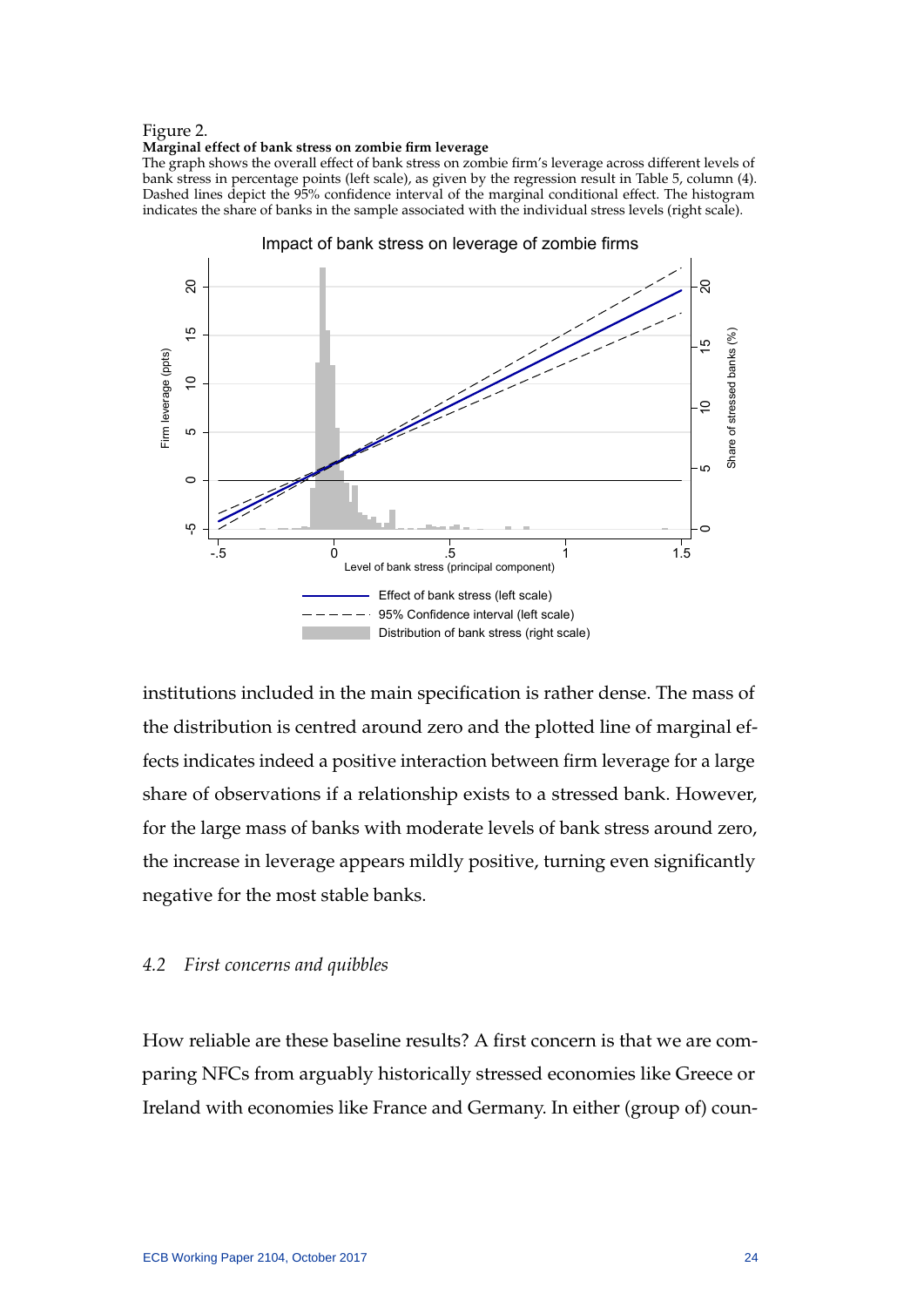Figure 2.

**Marginal effect of bank stress on zombie firm leverage**

The graph shows the overall effect of bank stress on zombie firm's leverage across different levels of bank stress in percentage points (left scale), as given by the regression result in Table 5, column (4). Dashed lines depict the 95% confidence interval of the marginal conditional effect. The histogram indicates the share of banks in the sample associated with the individual stress levels (right scale).

institutions included in the main specification is rather dense. The mass of the distribution is centred around zero and the plotted line of marginal effects indicates indeed a positive interaction between firm leverage for a large share of observations if a relationship exists to a stressed bank. However, for the large mass of banks with moderate levels of bank stress around zero, the increase in leverage appears mildly positive, turning even significantly negative for the most stable banks.

### *4.2 First concerns and quibbles*

How reliable are these baseline results? A first concern is that we are comparing NFCs from arguably historically stressed economies like Greece or Ireland with economies like France and Germany. In either (group of) coun-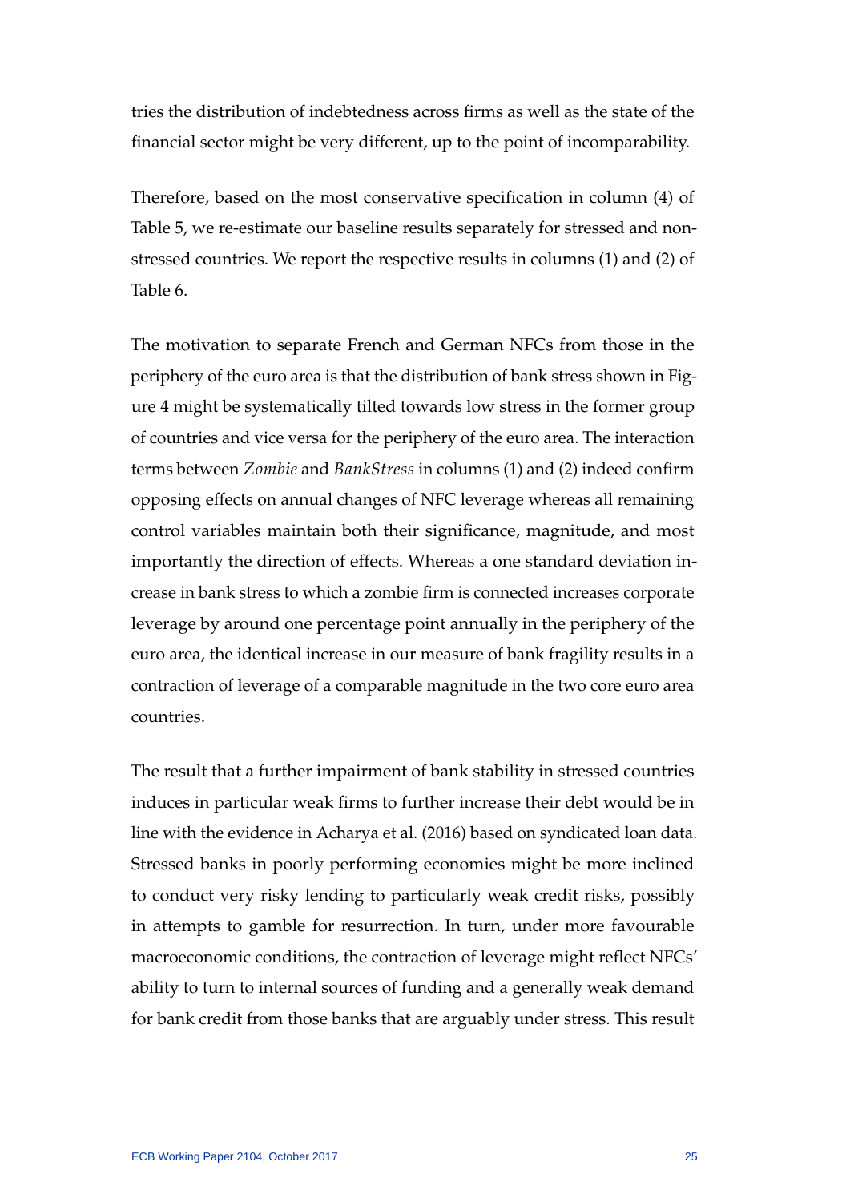tries the distribution of indebtedness across firms as well as the state of the financial sector might be very different, up to the point of incomparability.

Therefore, based on the most conservative specification in column (4) of Table 5, we re-estimate our baseline results separately for stressed and non-stressed countries. We report the respective results in columns (1) and (2) of Table 6.

The motivation to separate French and German NFCs from those in the periphery of the euro area is that the distribution of bank stress shown in Figure 4 might be systematically tilted towards low stress in the former group of countries and vice versa for the periphery of the euro area. The interaction terms between *Zombie* and *BankStress* in columns (1) and (2) indeed confirm opposing effects on annual changes of NFC leverage whereas all remaining control variables maintain both their significance, magnitude, and most importantly the direction of effects. Whereas a one standard deviation increase in bank stress to which a zombie firm is connected increases corporate leverage by around one percentage point annually in the periphery of the euro area, the identical increase in our measure of bank fragility results in a contraction of leverage of a comparable magnitude in the two core euro area countries.

The result that a further impairment of bank stability in stressed countries induces in particular weak firms to further increase their debt would be in line with the evidence in Acharya et al. (2016) based on syndicated loan data. Stressed banks in poorly performing economies might be more inclined to conduct very risky lending to particularly weak credit risks, possibly in attempts to gamble for resurrection. In turn, under more favourable macroeconomic conditions, the contraction of leverage might reflect NFCs' ability to turn to internal sources of funding and a generally weak demand for bank credit from those banks that are arguably under stress. This result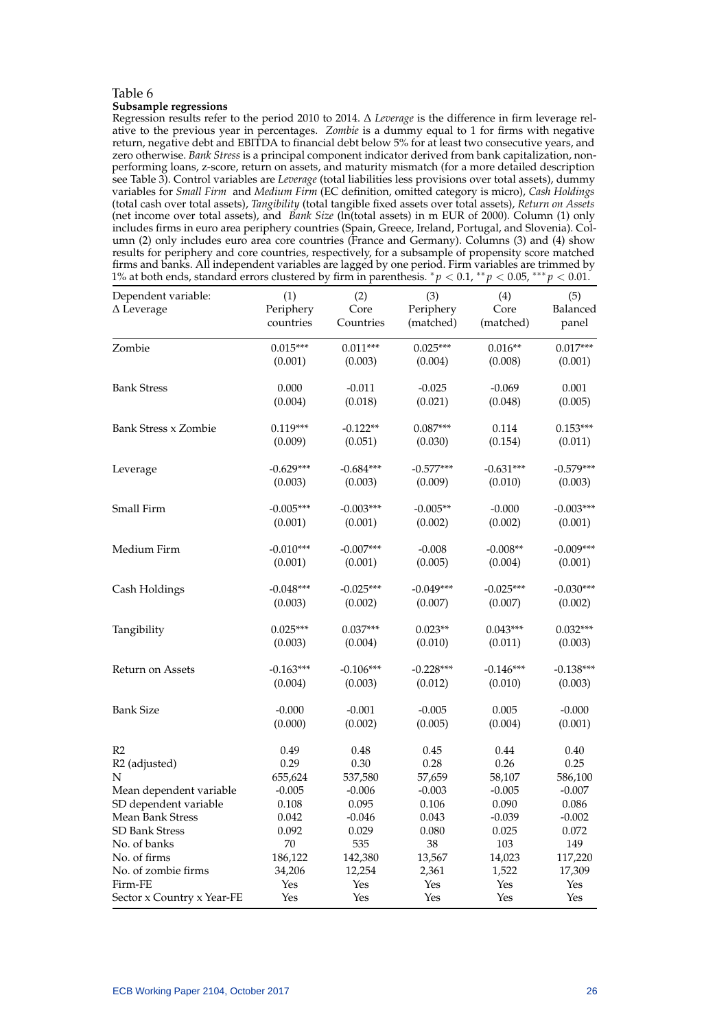Table 6

**Subsample regressions**

Regression results refer to the period 2010 to 2014. Δ *Leverage* is the difference in firm leverage relative to the previous year in percentages. *Zombie* is a dummy equal to 1 for firms with negative return, negative debt and EBITDA to financial debt below 5% for at least two consecutive years, and zero otherwise. *Bank Stress* is a principal component indicator derived from bank capitalization, non-performing loans, z-score, return on assets, and maturity mismatch (for a more detailed description see Table 3). Control variables are *Leverage* (total liabilities less provisions over total assets), dummy variables for *Small Firm* and *Medium Firm* (EC definition, omitted category is micro), *Cash Holdings* (total cash over total assets), *Tangibility* (total tangible fixed assets over total assets), *Return on Assets* (net income over total assets), and *Bank Size* (ln(total assets) in m EUR of 2000). Column (1) only includes firms in euro area periphery countries (Spain, Greece, Ireland, Portugal, and Slovenia). Column (2) only includes euro area core countries (France and Germany). Columns (3) and (4) show results for periphery and core countries, respectively, for a subsample of propensity score matched firms and banks. All independent variables are lagged by one period. Firm variables are trimmed by 1% at both ends, standard errors clustered by firm in parenthesis. $^{*}p < 0.1$, $^{**}p < 0.05$, $^{***}p < 0.01$.

| Dependent variable: Δ Leverage | (1) Periphery countries | (2) Core Countries | (3) Periphery (matched) | (4) Core (matched) | (5) Balanced panel |
|---|---|---|---|---|---|
| Zombie | 0.015*** | 0.011*** | 0.025*** | 0.016** | 0.017*** |
| | (0.001) | (0.003) | (0.004) | (0.008) | (0.001) |
| Bank Stress | 0.000 | -0.011 | -0.025 | -0.069 | 0.001 |
| | (0.004) | (0.018) | (0.021) | (0.048) | (0.005) |
| Bank Stress x Zombie | 0.119*** | -0.122** | 0.087*** | 0.114 | 0.153*** |
| | (0.009) | (0.051) | (0.030) | (0.154) | (0.011) |
| Leverage | -0.629*** | -0.684*** | -0.577*** | -0.631*** | -0.579*** |
| | (0.003) | (0.003) | (0.009) | (0.010) | (0.003) |
| Small Firm | -0.005*** | -0.003*** | -0.005** | -0.000 | -0.003*** |
| | (0.001) | (0.001) | (0.002) | (0.002) | (0.001) |
| Medium Firm | -0.010*** | -0.007*** | -0.008 | -0.008** | -0.009*** |
| | (0.001) | (0.001) | (0.005) | (0.004) | (0.001) |
| Cash Holdings | -0.048*** | -0.025*** | -0.049*** | -0.025*** | -0.030*** |
| | (0.003) | (0.002) | (0.007) | (0.007) | (0.002) |
| Tangibility | 0.025*** | 0.037*** | 0.023** | 0.043*** | 0.032*** |
| | (0.003) | (0.004) | (0.010) | (0.011) | (0.003) |
| Return on Assets | -0.163*** | -0.106*** | -0.228*** | -0.146*** | -0.138*** |
| | (0.004) | (0.003) | (0.012) | (0.010) | (0.003) |
| Bank Size | -0.000 | -0.001 | -0.005 | 0.005 | -0.000 |
| | (0.000) | (0.002) | (0.005) | (0.004) | (0.001) |
| R2 | 0.49 | 0.48 | 0.45 | 0.44 | 0.40 |
| R2 (adjusted) | 0.29 | 0.30 | 0.28 | 0.26 | 0.25 |
| N | 655,624 | 537,580 | 57,659 | 58,107 | 586,100 |
| Mean dependent variable | -0.005 | -0.006 | -0.003 | -0.005 | -0.007 |
| SD dependent variable | 0.108 | 0.095 | 0.106 | 0.090 | 0.086 |
| Mean Bank Stress | 0.042 | -0.046 | 0.043 | -0.039 | -0.002 |
| SD Bank Stress | 0.092 | 0.029 | 0.080 | 0.025 | 0.072 |
| No. of banks | 70 | 535 | 38 | 103 | 149 |
| No. of firms | 186,122 | 142,380 | 13,567 | 14,023 | 117,220 |
| No. of zombie firms | 34,206 | 12,254 | 2,361 | 1,522 | 17,309 |
| Firm-FE | Yes | Yes | Yes | Yes | Yes |
| Sector x Country x Year-FE | Yes | Yes | Yes | Yes | Yes |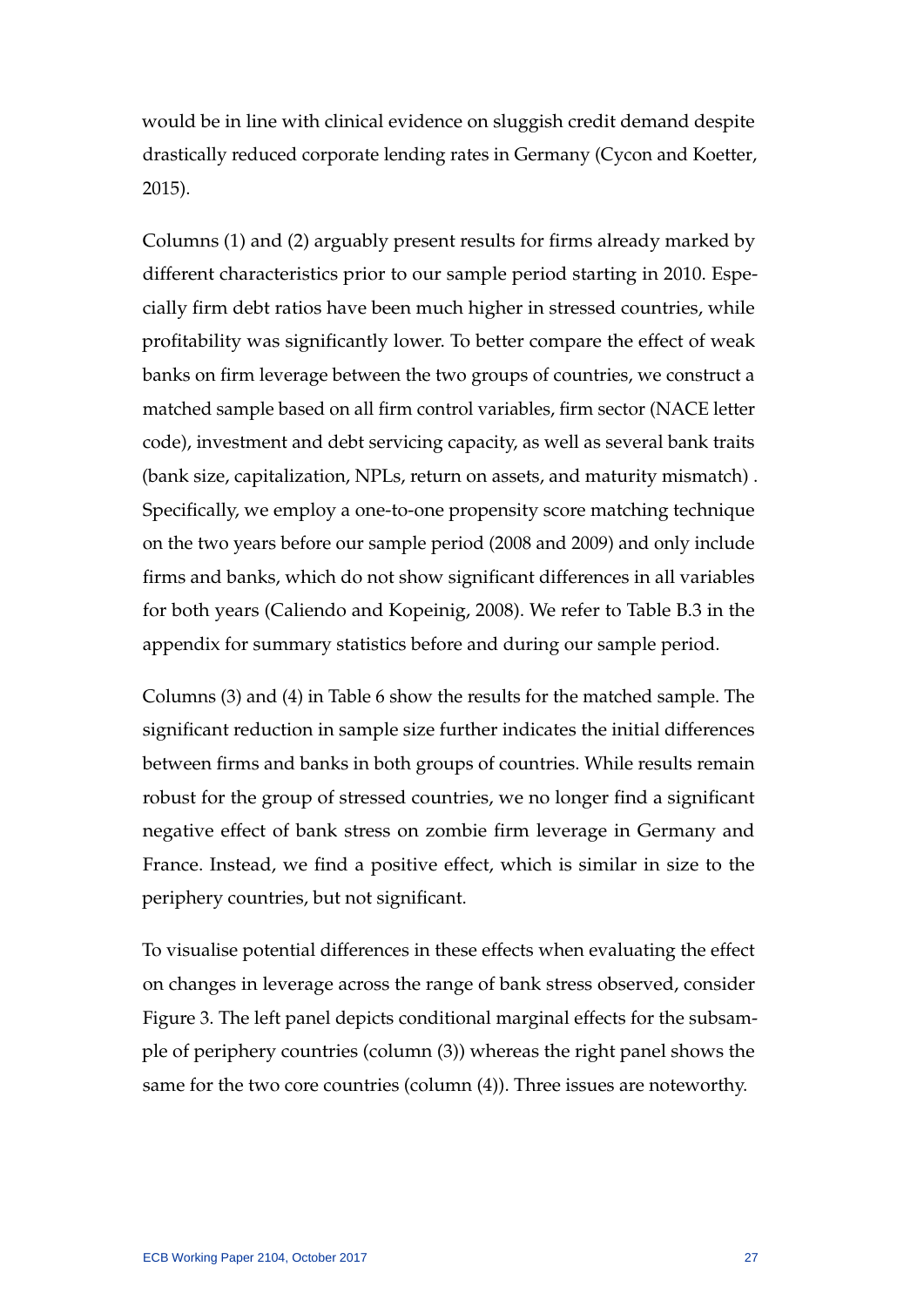would be in line with clinical evidence on sluggish credit demand despite drastically reduced corporate lending rates in Germany (Cycon and Koetter, 2015).

Columns (1) and (2) arguably present results for firms already marked by different characteristics prior to our sample period starting in 2010. Especially firm debt ratios have been much higher in stressed countries, while profitability was significantly lower. To better compare the effect of weak banks on firm leverage between the two groups of countries, we construct a matched sample based on all firm control variables, firm sector (NACE letter code), investment and debt servicing capacity, as well as several bank traits (bank size, capitalization, NPLs, return on assets, and maturity mismatch) . Specifically, we employ a one-to-one propensity score matching technique on the two years before our sample period (2008 and 2009) and only include firms and banks, which do not show significant differences in all variables for both years (Caliendo and Kopeinig, 2008). We refer to Table B.3 in the appendix for summary statistics before and during our sample period.

Columns (3) and (4) in Table 6 show the results for the matched sample. The significant reduction in sample size further indicates the initial differences between firms and banks in both groups of countries. While results remain robust for the group of stressed countries, we no longer find a significant negative effect of bank stress on zombie firm leverage in Germany and France. Instead, we find a positive effect, which is similar in size to the periphery countries, but not significant.

To visualise potential differences in these effects when evaluating the effect on changes in leverage across the range of bank stress observed, consider Figure 3. The left panel depicts conditional marginal effects for the subsample of periphery countries (column (3)) whereas the right panel shows the same for the two core countries (column (4)). Three issues are noteworthy.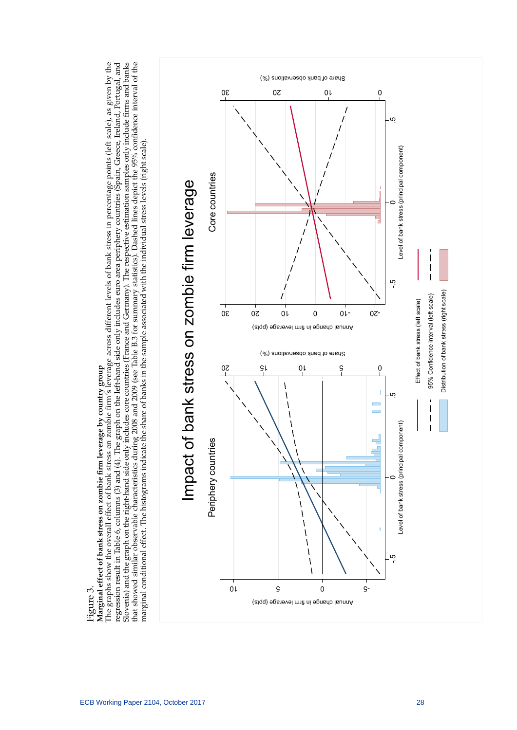Figure 3.

**Marginal effect of bank stress on zombie firm leverage by country group**

The graphs show the overall effect of bank stress on zombie firm's leverage across different levels of bank stress in percentage points (left scale), as given by the regression result in Table 6, columns (3) and (4). The graph on the left-hand side only includes euro area periphery countries (Spain, Greece, Ireland, Portugal, and Slovenia) and the graph on the right-hand side only includes core countries (France and Germany). The respective estimation samples only include firms and banks that showed similar observable characteristics during 2008 and 2009 (see Table B.3 for summary statistics). Dashed lines depict the 95% confidence interval of the marginal conditional effect. The histograms indicate the share of banks in the sample associated with the individual stress levels (right scale).

Impact of bank stress on zombie firm leverage

Periphery countries

Core countries

Effect of bank stress (left scale)

95% Confidence interval (left scale)

Distribution of bank stress (right scale)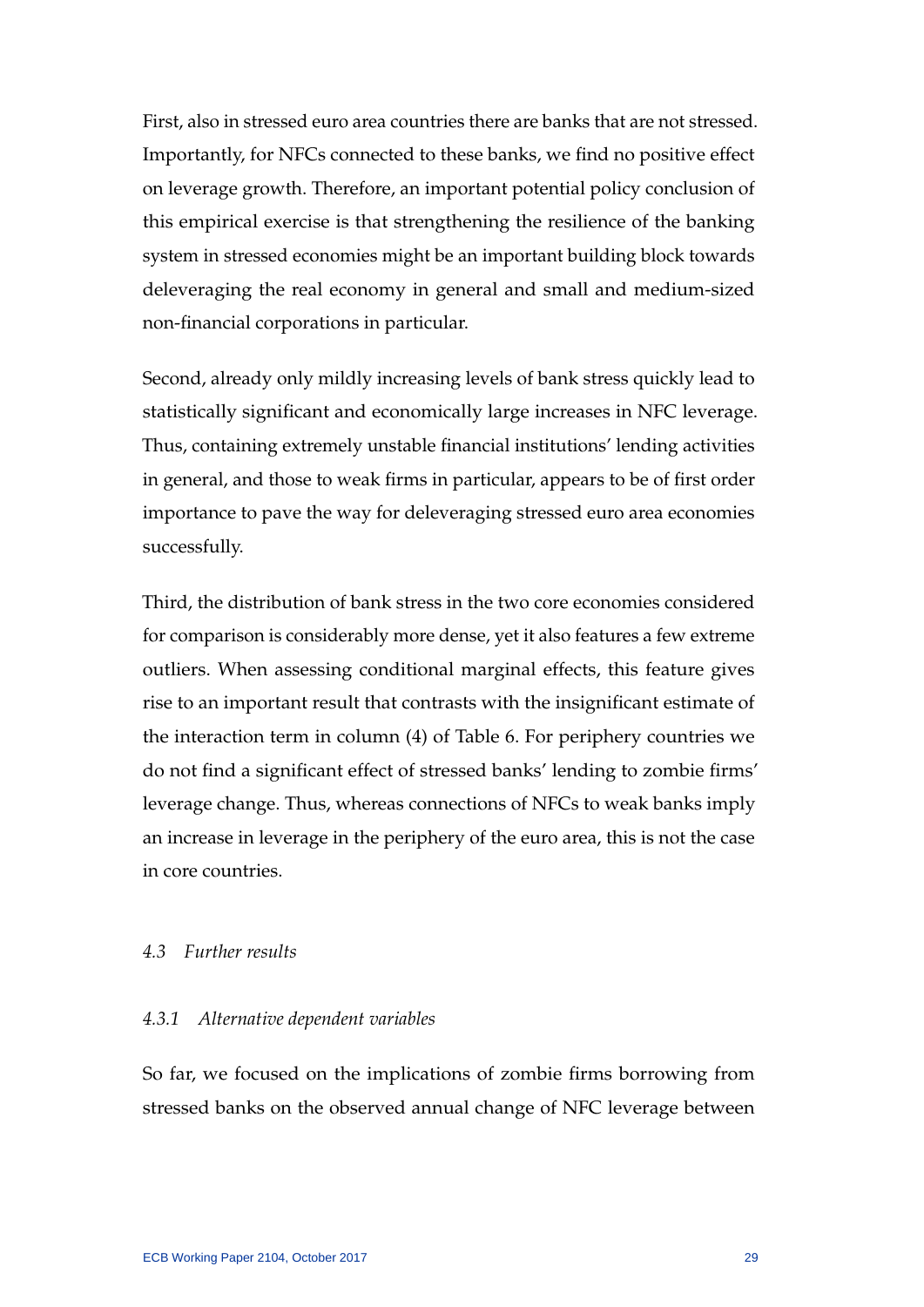First, also in stressed euro area countries there are banks that are not stressed. Importantly, for NFCs connected to these banks, we find no positive effect on leverage growth. Therefore, an important potential policy conclusion of this empirical exercise is that strengthening the resilience of the banking system in stressed economies might be an important building block towards deleveraging the real economy in general and small and medium-sized non-financial corporations in particular.

Second, already only mildly increasing levels of bank stress quickly lead to statistically significant and economically large increases in NFC leverage. Thus, containing extremely unstable financial institutions' lending activities in general, and those to weak firms in particular, appears to be of first order importance to pave the way for deleveraging stressed euro area economies successfully.

Third, the distribution of bank stress in the two core economies considered for comparison is considerably more dense, yet it also features a few extreme outliers. When assessing conditional marginal effects, this feature gives rise to an important result that contrasts with the insignificant estimate of the interaction term in column (4) of Table 6. For periphery countries we do not find a significant effect of stressed banks' lending to zombie firms' leverage change. Thus, whereas connections of NFCs to weak banks imply an increase in leverage in the periphery of the euro area, this is not the case in core countries.

### *4.3 Further results*

#### *4.3.1 Alternative dependent variables*

So far, we focused on the implications of zombie firms borrowing from stressed banks on the observed annual change of NFC leverage between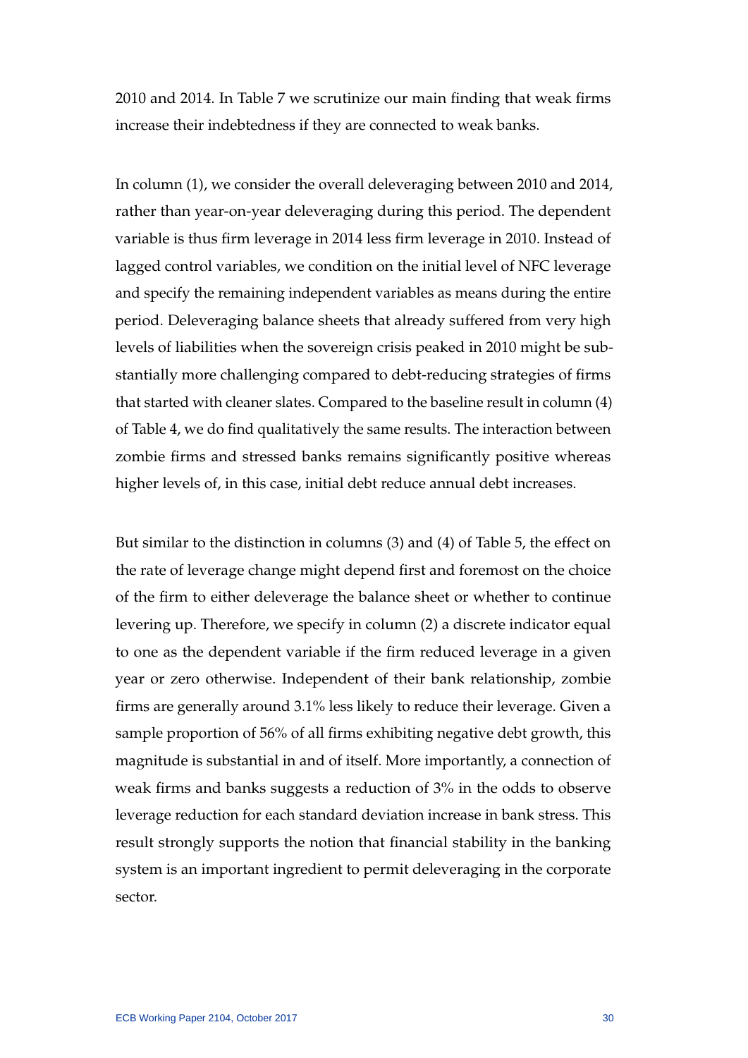2010 and 2014. In Table 7 we scrutinize our main finding that weak firms increase their indebtedness if they are connected to weak banks.

In column (1), we consider the overall deleveraging between 2010 and 2014, rather than year-on-year deleveraging during this period. The dependent variable is thus firm leverage in 2014 less firm leverage in 2010. Instead of lagged control variables, we condition on the initial level of NFC leverage and specify the remaining independent variables as means during the entire period. Deleveraging balance sheets that already suffered from very high levels of liabilities when the sovereign crisis peaked in 2010 might be substantially more challenging compared to debt-reducing strategies of firms that started with cleaner slates. Compared to the baseline result in column (4) of Table 4, we do find qualitatively the same results. The interaction between zombie firms and stressed banks remains significantly positive whereas higher levels of, in this case, initial debt reduce annual debt increases.

But similar to the distinction in columns (3) and (4) of Table 5, the effect on the rate of leverage change might depend first and foremost on the choice of the firm to either deleverage the balance sheet or whether to continue levering up. Therefore, we specify in column (2) a discrete indicator equal to one as the dependent variable if the firm reduced leverage in a given year or zero otherwise. Independent of their bank relationship, zombie firms are generally around 3.1% less likely to reduce their leverage. Given a sample proportion of 56% of all firms exhibiting negative debt growth, this magnitude is substantial in and of itself. More importantly, a connection of weak firms and banks suggests a reduction of 3% in the odds to observe leverage reduction for each standard deviation increase in bank stress. This result strongly supports the notion that financial stability in the banking system is an important ingredient to permit deleveraging in the corporate sector.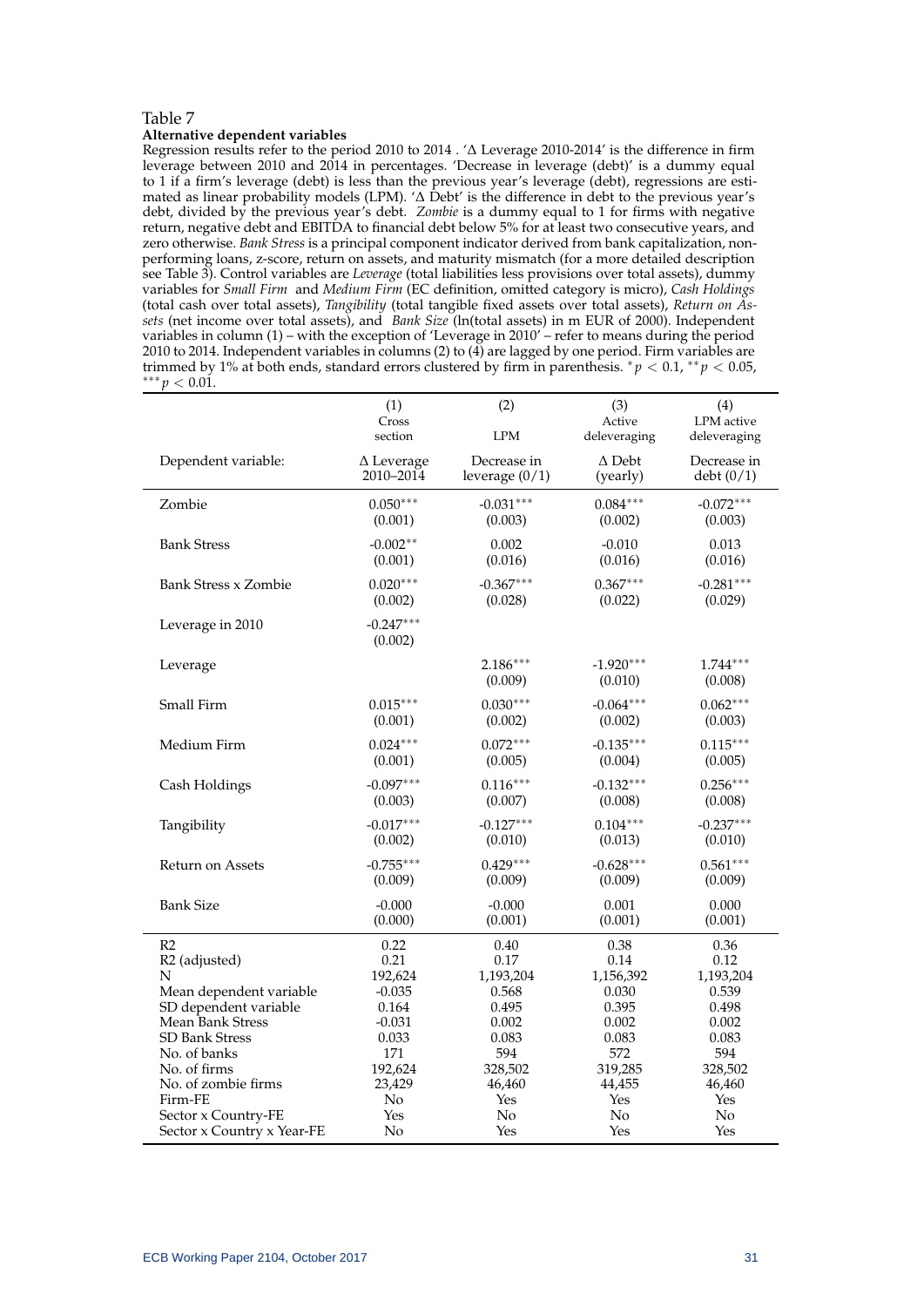Table 7

**Alternative dependent variables**

Regression results refer to the period 2010 to 2014 . '$\Delta$ Leverage 2010-2014' is the difference in firm leverage between 2010 and 2014 in percentages. 'Decrease in leverage (debt)' is a dummy equal to 1 if a firm's leverage (debt) is less than the previous year's leverage (debt), regressions are estimated as linear probability models (LPM). '$\Delta$ Debt' is the difference in debt to the previous year's debt, divided by the previous year's debt. *Zombie* is a dummy equal to 1 for firms with negative return, negative debt and EBITDA to financial debt below 5% for at least two consecutive years, and zero otherwise. *Bank Stress* is a principal component indicator derived from bank capitalization, non-performing loans, z-score, return on assets, and maturity mismatch (for a more detailed description see Table 3). Control variables are *Leverage* (total liabilities less provisions over total assets), dummy variables for *Small Firm* and *Medium Firm* (EC definition, omitted category is micro), *Cash Holdings* (total cash over total assets), *Tangibility* (total tangible fixed assets over total assets), *Return on Assets* (net income over total assets), and *Bank Size* (ln(total assets) in m EUR of 2000). Independent variables in column (1) – with the exception of 'Leverage in 2010' – refer to means during the period 2010 to 2014. Independent variables in columns (2) to (4) are lagged by one period. Firm variables are trimmed by 1% at both ends, standard errors clustered by firm in parenthesis. $^{*}p < 0.1$, $^{**}p < 0.05$, $^{***}p < 0.01$.

| | (1) Cross section | (2) LPM | (3) Active deleveraging | (4) LPM active deleveraging |
|---|---|---|---|---|
| Dependent variable: | $\Delta$ Leverage 2010–2014 | Decrease in leverage (0/1) | $\Delta$ Debt (yearly) | Decrease in debt (0/1) |
| Zombie | 0.050$^{***}$ | -0.031$^{***}$ | 0.084$^{***}$ | -0.072$^{***}$ |
| | (0.001) | (0.003) | (0.002) | (0.003) |
| Bank Stress | -0.002$^{**}$ | 0.002 | -0.010 | 0.013 |
| | (0.001) | (0.016) | (0.016) | (0.016) |
| Bank Stress x Zombie | 0.020$^{***}$ | -0.367$^{***}$ | 0.367$^{***}$ | -0.281$^{***}$ |
| | (0.002) | (0.028) | (0.022) | (0.029) |
| Leverage in 2010 | -0.247$^{***}$ | | | |
| | (0.002) | | | |
| Leverage | | 2.186$^{***}$ | -1.920$^{***}$ | 1.744$^{***}$ |
| | | (0.009) | (0.010) | (0.008) |
| Small Firm | 0.015$^{***}$ | 0.030$^{***}$ | -0.064$^{***}$ | 0.062$^{***}$ |
| | (0.001) | (0.002) | (0.002) | (0.003) |
| Medium Firm | 0.024$^{***}$ | 0.072$^{***}$ | -0.135$^{***}$ | 0.115$^{***}$ |
| | (0.001) | (0.005) | (0.004) | (0.005) |
| Cash Holdings | -0.097$^{***}$ | 0.116$^{***}$ | -0.132$^{***}$ | 0.256$^{***}$ |
| | (0.003) | (0.007) | (0.008) | (0.008) |
| Tangibility | -0.017$^{***}$ | -0.127$^{***}$ | 0.104$^{***}$ | -0.237$^{***}$ |
| | (0.002) | (0.010) | (0.013) | (0.010) |
| Return on Assets | -0.755$^{***}$ | 0.429$^{***}$ | -0.628$^{***}$ | 0.561$^{***}$ |
| | (0.009) | (0.009) | (0.009) | (0.009) |
| Bank Size | -0.000 | -0.000 | 0.001 | 0.000 |
| | (0.000) | (0.001) | (0.001) | (0.001) |
| R2 | 0.22 | 0.40 | 0.38 | 0.36 |
| R2 (adjusted) | 0.21 | 0.17 | 0.14 | 0.12 |
| N | 192,624 | 1,193,204 | 1,156,392 | 1,193,204 |
| Mean dependent variable | -0.035 | 0.568 | 0.030 | 0.539 |
| SD dependent variable | 0.164 | 0.495 | 0.395 | 0.498 |
| Mean Bank Stress | -0.031 | 0.002 | 0.002 | 0.002 |
| SD Bank Stress | 0.033 | 0.083 | 0.083 | 0.083 |
| No. of banks | 171 | 594 | 572 | 594 |
| No. of firms | 192,624 | 328,502 | 319,285 | 328,502 |
| No. of zombie firms | 23,429 | 46,460 | 44,455 | 46,460 |
| Firm-FE | No | Yes | Yes | Yes |
| Sector x Country-FE | Yes | No | No | No |
| Sector x Country x Year-FE | No | Yes | Yes | Yes |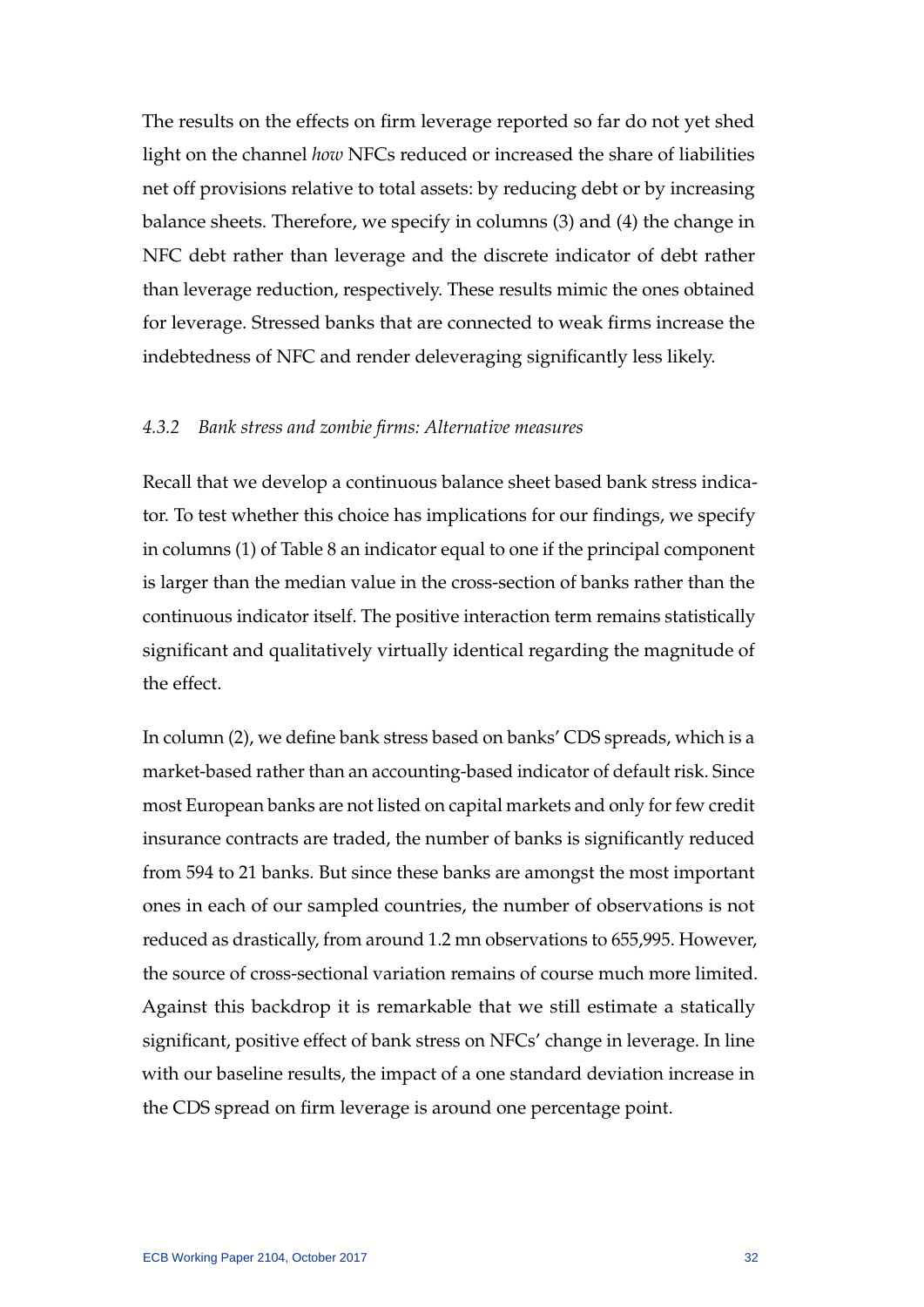The results on the effects on firm leverage reported so far do not yet shed light on the channel *how* NFCs reduced or increased the share of liabilities net off provisions relative to total assets: by reducing debt or by increasing balance sheets. Therefore, we specify in columns (3) and (4) the change in NFC debt rather than leverage and the discrete indicator of debt rather than leverage reduction, respectively. These results mimic the ones obtained for leverage. Stressed banks that are connected to weak firms increase the indebtedness of NFC and render deleveraging significantly less likely.

#### *4.3.2 Bank stress and zombie firms: Alternative measures*

Recall that we develop a continuous balance sheet based bank stress indicator. To test whether this choice has implications for our findings, we specify in columns (1) of Table 8 an indicator equal to one if the principal component is larger than the median value in the cross-section of banks rather than the continuous indicator itself. The positive interaction term remains statistically significant and qualitatively virtually identical regarding the magnitude of the effect.

In column (2), we define bank stress based on banks' CDS spreads, which is a market-based rather than an accounting-based indicator of default risk. Since most European banks are not listed on capital markets and only for few credit insurance contracts are traded, the number of banks is significantly reduced from 594 to 21 banks. But since these banks are amongst the most important ones in each of our sampled countries, the number of observations is not reduced as drastically, from around 1.2 mn observations to 655,995. However, the source of cross-sectional variation remains of course much more limited. Against this backdrop it is remarkable that we still estimate a statically significant, positive effect of bank stress on NFCs' change in leverage. In line with our baseline results, the impact of a one standard deviation increase in the CDS spread on firm leverage is around one percentage point.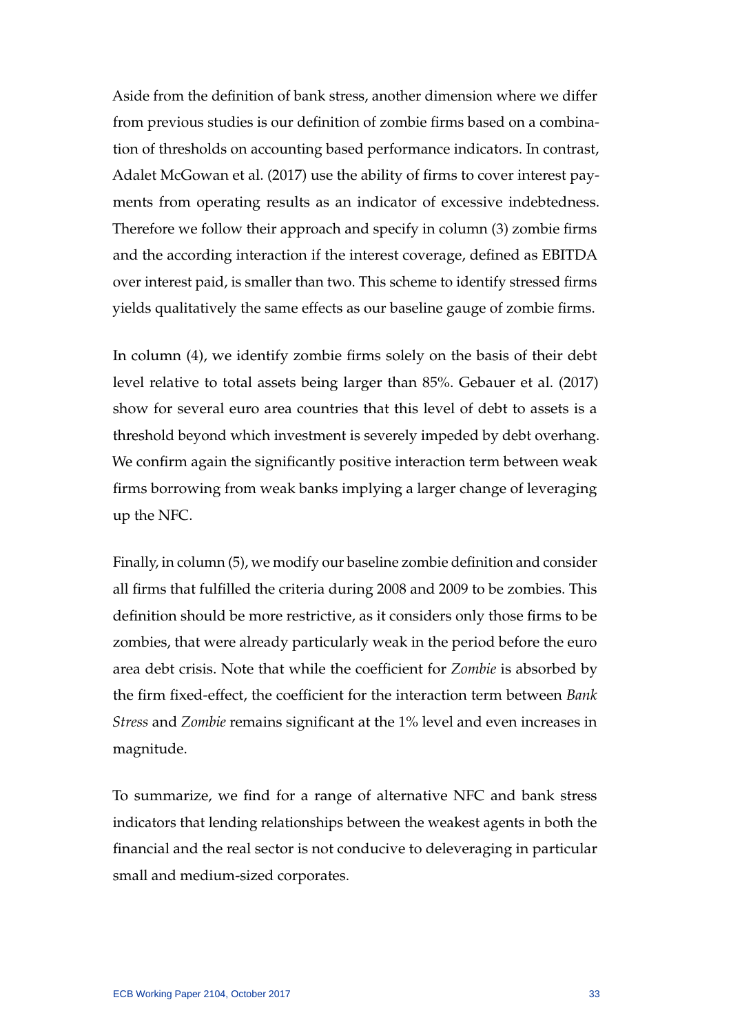Aside from the definition of bank stress, another dimension where we differ from previous studies is our definition of zombie firms based on a combination of thresholds on accounting based performance indicators. In contrast, Adalet McGowan et al. (2017) use the ability of firms to cover interest payments from operating results as an indicator of excessive indebtedness. Therefore we follow their approach and specify in column (3) zombie firms and the according interaction if the interest coverage, defined as EBITDA over interest paid, is smaller than two. This scheme to identify stressed firms yields qualitatively the same effects as our baseline gauge of zombie firms.

In column (4), we identify zombie firms solely on the basis of their debt level relative to total assets being larger than 85%. Gebauer et al. (2017) show for several euro area countries that this level of debt to assets is a threshold beyond which investment is severely impeded by debt overhang. We confirm again the significantly positive interaction term between weak firms borrowing from weak banks implying a larger change of leveraging up the NFC.

Finally, in column (5), we modify our baseline zombie definition and consider all firms that fulfilled the criteria during 2008 and 2009 to be zombies. This definition should be more restrictive, as it considers only those firms to be zombies, that were already particularly weak in the period before the euro area debt crisis. Note that while the coefficient for *Zombie* is absorbed by the firm fixed-effect, the coefficient for the interaction term between *Bank Stress* and *Zombie* remains significant at the 1% level and even increases in magnitude.

To summarize, we find for a range of alternative NFC and bank stress indicators that lending relationships between the weakest agents in both the financial and the real sector is not conducive to deleveraging in particular small and medium-sized corporates.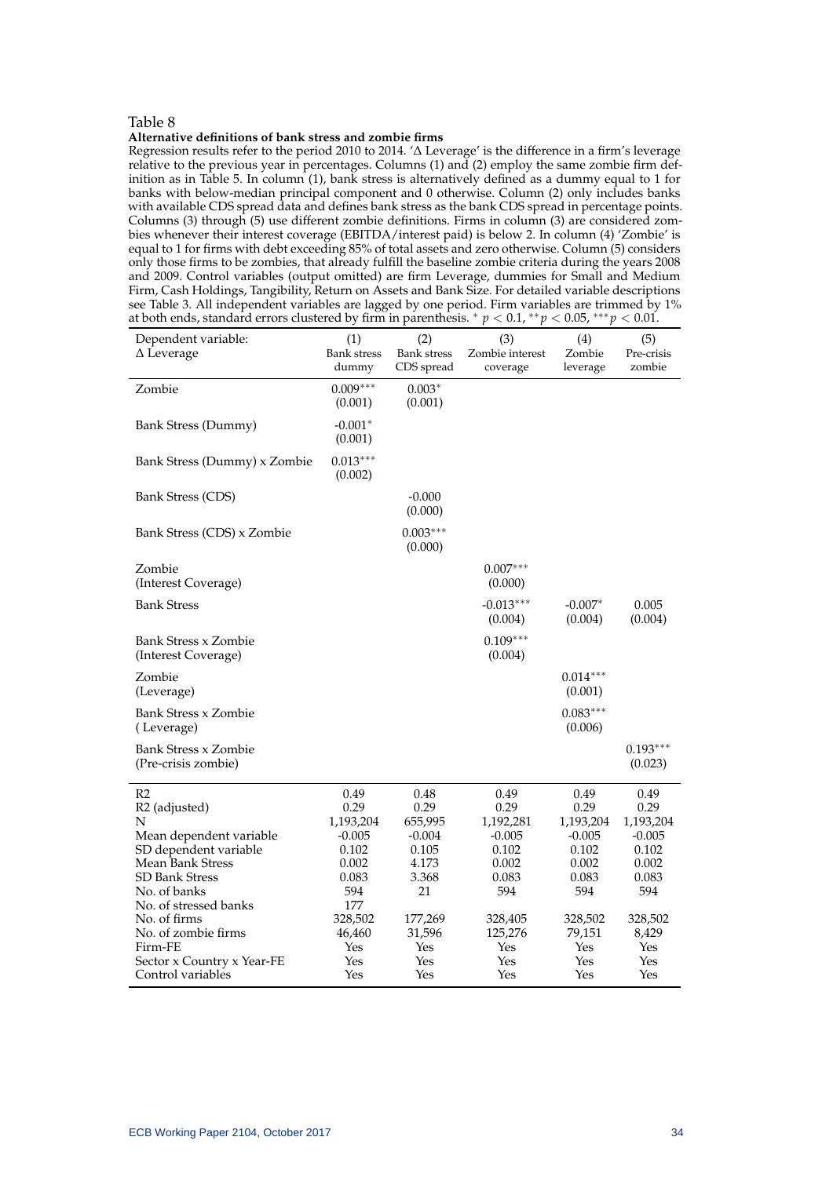Table 8

**Alternative definitions of bank stress and zombie firms**

Regression results refer to the period 2010 to 2014. '$\Delta$ Leverage' is the difference in a firm's leverage relative to the previous year in percentages. Columns (1) and (2) employ the same zombie firm definition as in Table 5. In column (1), bank stress is alternatively defined as a dummy equal to 1 for banks with below-median principal component and 0 otherwise. Column (2) only includes banks with available CDS spread data and defines bank stress as the bank CDS spread in percentage points. Columns (3) through (5) use different zombie definitions. Firms in column (3) are considered zombies whenever their interest coverage (EBITDA/interest paid) is below 2. In column (4) 'Zombie' is equal to 1 for firms with debt exceeding 85% of total assets and zero otherwise. Column (5) considers only those firms to be zombies, that already fulfill the baseline zombie criteria during the years 2008 and 2009. Control variables (output omitted) are firm Leverage, dummies for Small and Medium Firm, Cash Holdings, Tangibility, Return on Assets and Bank Size. For detailed variable descriptions see Table 3. All independent variables are lagged by one period. Firm variables are trimmed by 1% at both ends, standard errors clustered by firm in parenthesis. $^{*}$ $p < 0.1$, $^{**}p < 0.05$, $^{***}p < 0.01$.

| Dependent variable: $\Delta$ Leverage | (1) Bank stress dummy | (2) Bank stress CDS spread | (3) Zombie interest coverage | (4) Zombie leverage | (5) Pre-crisis zombie |
|---|---|---|---|---|---|
| Zombie | 0.009$^{***}$ | 0.003$^{*}$ | | | |
| | (0.001) | (0.001) | | | |
| Bank Stress (Dummy) | -0.001$^{*}$ | | | | |
| | (0.001) | | | | |
| Bank Stress (Dummy) x Zombie | 0.013$^{***}$ | | | | |
| | (0.002) | | | | |
| Bank Stress (CDS) | | -0.000 | | | |
| | | (0.000) | | | |
| Bank Stress (CDS) x Zombie | | 0.003$^{***}$ | | | |
| | | (0.000) | | | |
| Zombie (Interest Coverage) | | | 0.007$^{***}$ | | |
| | | | (0.000) | | |
| Bank Stress | | | -0.013$^{***}$ | -0.007$^{*}$ | 0.005 |
| | | | (0.004) | (0.004) | (0.004) |
| Bank Stress x Zombie (Interest Coverage) | | | 0.109$^{***}$ | | |
| | | | (0.004) | | |
| Zombie (Leverage) | | | | 0.014$^{***}$ | |
| | | | | (0.001) | |
| Bank Stress x Zombie ( Leverage) | | | | 0.083$^{***}$ | |
| | | | | (0.006) | |
| Bank Stress x Zombie (Pre-crisis zombie) | | | | | 0.193$^{***}$ |
| | | | | | (0.023) |
| R2 | 0.49 | 0.48 | 0.49 | 0.49 | 0.49 |
| R2 (adjusted) | 0.29 | 0.29 | 0.29 | 0.29 | 0.29 |
| N | 1,193,204 | 655,995 | 1,192,281 | 1,193,204 | 1,193,204 |
| Mean dependent variable | -0.005 | -0.004 | -0.005 | -0.005 | -0.005 |
| SD dependent variable | 0.102 | 0.105 | 0.102 | 0.102 | 0.102 |
| Mean Bank Stress | 0.002 | 4.173 | 0.002 | 0.002 | 0.002 |
| SD Bank Stress | 0.083 | 3.368 | 0.083 | 0.083 | 0.083 |
| No. of banks | 594 | 21 | 594 | 594 | 594 |
| No. of stressed banks | 177 | | | | |
| No. of firms | 328,502 | 177,269 | 328,405 | 328,502 | 328,502 |
| No. of zombie firms | 46,460 | 31,596 | 125,276 | 79,151 | 8,429 |
| Firm-FE | Yes | Yes | Yes | Yes | Yes |
| Sector x Country x Year-FE | Yes | Yes | Yes | Yes | Yes |
| Control variables | Yes | Yes | Yes | Yes | Yes |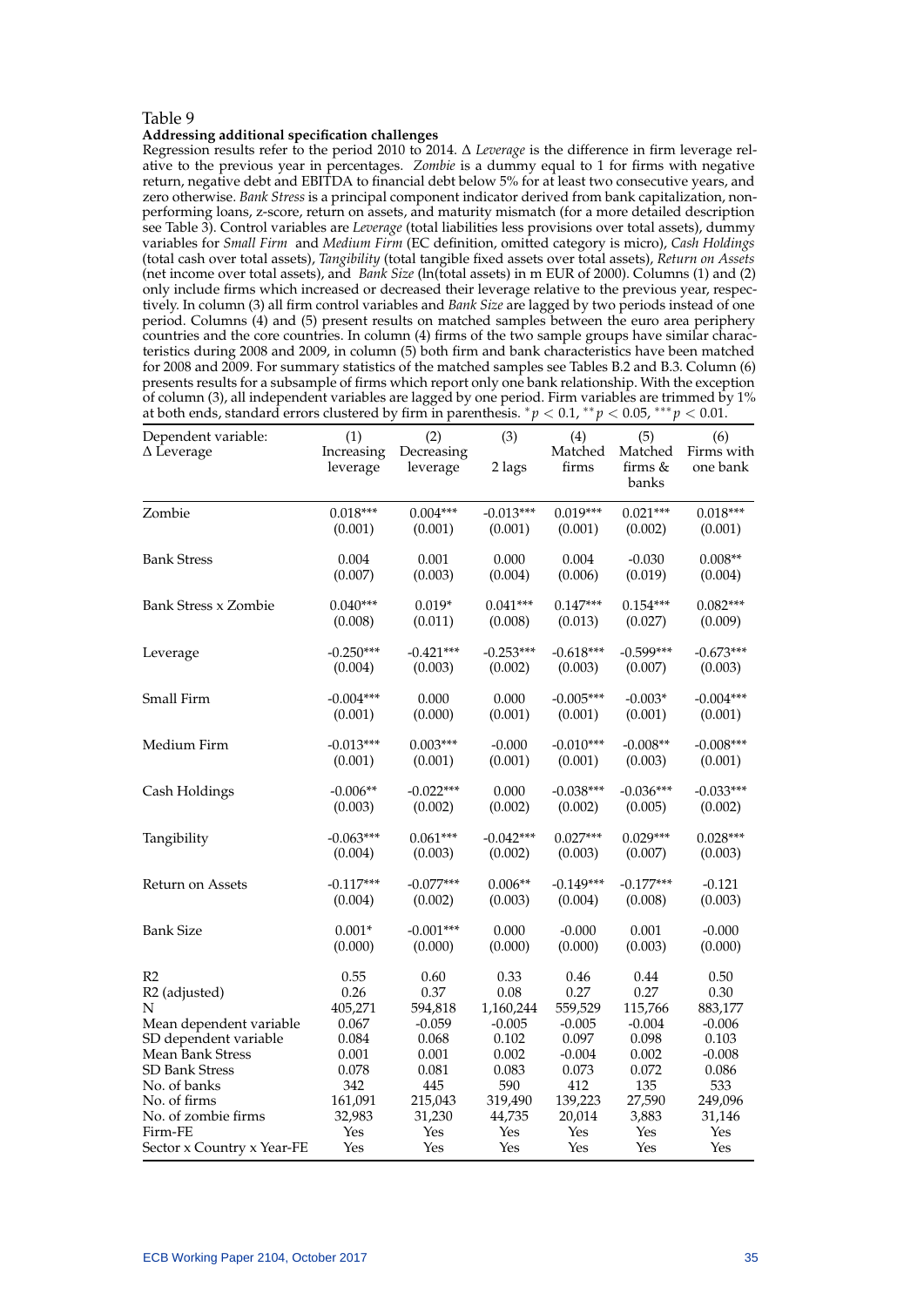Table 9
**Addressing additional specification challenges**

Regression results refer to the period 2010 to 2014. Δ *Leverage* is the difference in firm leverage relative to the previous year in percentages. *Zombie* is a dummy equal to 1 for firms with negative return, negative debt and EBITDA to financial debt below 5% for at least two consecutive years, and zero otherwise. *Bank Stress* is a principal component indicator derived from bank capitalization, non-performing loans, z-score, return on assets, and maturity mismatch (for a more detailed description see Table 3). Control variables are *Leverage* (total liabilities less provisions over total assets), dummy variables for *Small Firm* and *Medium Firm* (EC definition, omitted category is micro), *Cash Holdings* (total cash over total assets), *Tangibility* (total tangible fixed assets over total assets), *Return on Assets* (net income over total assets), and *Bank Size* (ln(total assets) in m EUR of 2000). Columns (1) and (2) only include firms which increased or decreased their leverage relative to the previous year, respectively. In column (3) all firm control variables and *Bank Size* are lagged by two periods instead of one period. Columns (4) and (5) present results on matched samples between the euro area periphery countries and the core countries. In column (4) firms of the two sample groups have similar characteristics during 2008 and 2009, in column (5) both firm and bank characteristics have been matched for 2008 and 2009. For summary statistics of the matched samples see Tables B.2 and B.3. Column (6) presents results for a subsample of firms which report only one bank relationship. With the exception of column (3), all independent variables are lagged by one period. Firm variables are trimmed by 1% at both ends, standard errors clustered by firm in parenthesis. $^{*}p < 0.1$, $^{**}p < 0.05$, $^{***}p < 0.01$.

| Dependent variable: Δ Leverage | (1) Increasing leverage | (2) Decreasing leverage | (3) 2 lags | (4) Matched firms | (5) Matched firms & banks | (6) Firms with one bank |
|---|---|---|---|---|---|---|
| Zombie | 0.018*** | 0.004*** | -0.013*** | 0.019*** | 0.021*** | 0.018*** |
| | (0.001) | (0.001) | (0.001) | (0.001) | (0.002) | (0.001) |
| Bank Stress | 0.004 | 0.001 | 0.000 | 0.004 | -0.030 | 0.008** |
| | (0.007) | (0.003) | (0.004) | (0.006) | (0.019) | (0.004) |
| Bank Stress x Zombie | 0.040*** | 0.019* | 0.041*** | 0.147*** | 0.154*** | 0.082*** |
| | (0.008) | (0.011) | (0.008) | (0.013) | (0.027) | (0.009) |
| Leverage | -0.250*** | -0.421*** | -0.253*** | -0.618*** | -0.599*** | -0.673*** |
| | (0.004) | (0.003) | (0.002) | (0.003) | (0.007) | (0.003) |
| Small Firm | -0.004*** | 0.000 | 0.000 | -0.005*** | -0.003* | -0.004*** |
| | (0.001) | (0.000) | (0.001) | (0.001) | (0.001) | (0.001) |
| Medium Firm | -0.013*** | 0.003*** | -0.000 | -0.010*** | -0.008** | -0.008*** |
| | (0.001) | (0.001) | (0.001) | (0.001) | (0.003) | (0.001) |
| Cash Holdings | -0.006** | -0.022*** | 0.000 | -0.038*** | -0.036*** | -0.033*** |
| | (0.003) | (0.002) | (0.002) | (0.002) | (0.005) | (0.002) |
| Tangibility | -0.063*** | 0.061*** | -0.042*** | 0.027*** | 0.029*** | 0.028*** |
| | (0.004) | (0.003) | (0.002) | (0.003) | (0.007) | (0.003) |
| Return on Assets | -0.117*** | -0.077*** | 0.006** | -0.149*** | -0.177*** | -0.121 |
| | (0.004) | (0.002) | (0.003) | (0.004) | (0.008) | (0.003) |
| Bank Size | 0.001* | -0.001*** | 0.000 | -0.000 | 0.001 | -0.000 |
| | (0.000) | (0.000) | (0.000) | (0.000) | (0.003) | (0.000) |
| R2 | 0.55 | 0.60 | 0.33 | 0.46 | 0.44 | 0.50 |
| R2 (adjusted) | 0.26 | 0.37 | 0.08 | 0.27 | 0.27 | 0.30 |
| N | 405,271 | 594,818 | 1,160,244 | 559,529 | 115,766 | 883,177 |
| Mean dependent variable | 0.067 | -0.059 | -0.005 | -0.005 | -0.004 | -0.006 |
| SD dependent variable | 0.084 | 0.068 | 0.102 | 0.097 | 0.098 | 0.103 |
| Mean Bank Stress | 0.001 | 0.001 | 0.002 | -0.004 | 0.002 | -0.008 |
| SD Bank Stress | 0.078 | 0.081 | 0.083 | 0.073 | 0.072 | 0.086 |
| No. of banks | 342 | 445 | 590 | 412 | 135 | 533 |
| No. of firms | 161,091 | 215,043 | 319,490 | 139,223 | 27,590 | 249,096 |
| No. of zombie firms | 32,983 | 31,230 | 44,735 | 20,014 | 3,883 | 31,146 |
| Firm-FE | Yes | Yes | Yes | Yes | Yes | Yes |
| Sector x Country x Year-FE | Yes | Yes | Yes | Yes | Yes | Yes |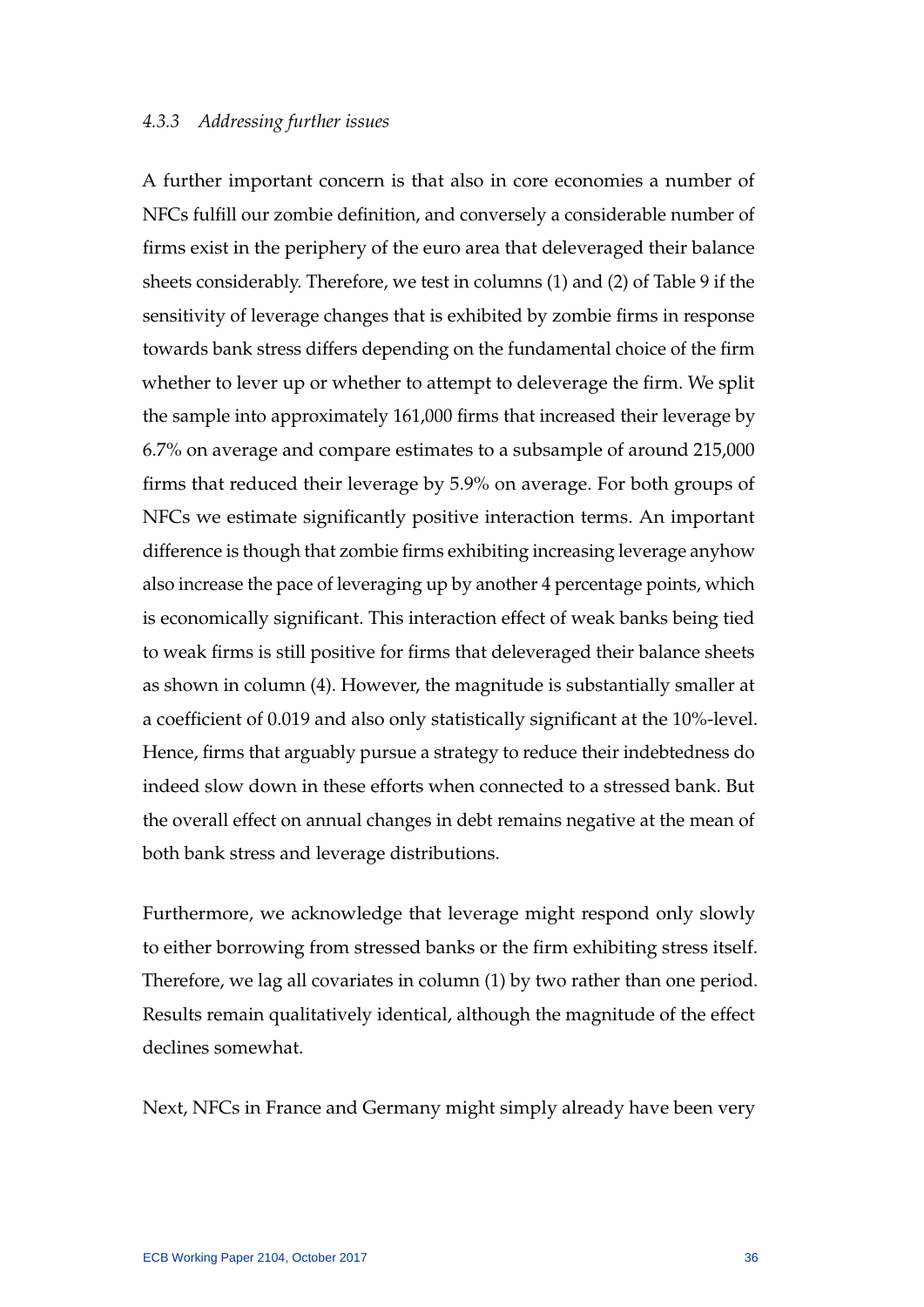#### *4.3.3 Addressing further issues*

A further important concern is that also in core economies a number of NFCs fulfill our zombie definition, and conversely a considerable number of firms exist in the periphery of the euro area that deleveraged their balance sheets considerably. Therefore, we test in columns (1) and (2) of Table 9 if the sensitivity of leverage changes that is exhibited by zombie firms in response towards bank stress differs depending on the fundamental choice of the firm whether to lever up or whether to attempt to deleverage the firm. We split the sample into approximately 161,000 firms that increased their leverage by 6.7% on average and compare estimates to a subsample of around 215,000 firms that reduced their leverage by 5.9% on average. For both groups of NFCs we estimate significantly positive interaction terms. An important difference is though that zombie firms exhibiting increasing leverage anyhow also increase the pace of leveraging up by another 4 percentage points, which is economically significant. This interaction effect of weak banks being tied to weak firms is still positive for firms that deleveraged their balance sheets as shown in column (4). However, the magnitude is substantially smaller at a coefficient of 0.019 and also only statistically significant at the 10%-level. Hence, firms that arguably pursue a strategy to reduce their indebtedness do indeed slow down in these efforts when connected to a stressed bank. But the overall effect on annual changes in debt remains negative at the mean of both bank stress and leverage distributions.

Furthermore, we acknowledge that leverage might respond only slowly to either borrowing from stressed banks or the firm exhibiting stress itself. Therefore, we lag all covariates in column (1) by two rather than one period. Results remain qualitatively identical, although the magnitude of the effect declines somewhat.

Next, NFCs in France and Germany might simply already have been very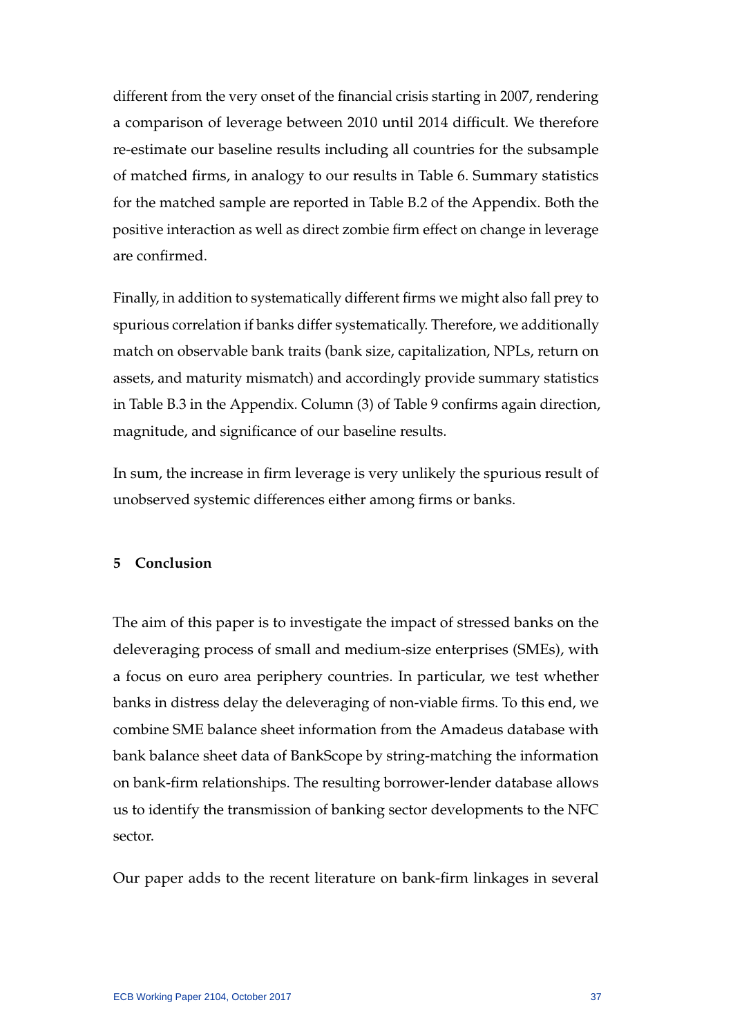different from the very onset of the financial crisis starting in 2007, rendering a comparison of leverage between 2010 until 2014 difficult. We therefore re-estimate our baseline results including all countries for the subsample of matched firms, in analogy to our results in Table 6. Summary statistics for the matched sample are reported in Table B.2 of the Appendix. Both the positive interaction as well as direct zombie firm effect on change in leverage are confirmed.

Finally, in addition to systematically different firms we might also fall prey to spurious correlation if banks differ systematically. Therefore, we additionally match on observable bank traits (bank size, capitalization, NPLs, return on assets, and maturity mismatch) and accordingly provide summary statistics in Table B.3 in the Appendix. Column (3) of Table 9 confirms again direction, magnitude, and significance of our baseline results.

In sum, the increase in firm leverage is very unlikely the spurious result of unobserved systemic differences either among firms or banks.

## 5 Conclusion

The aim of this paper is to investigate the impact of stressed banks on the deleveraging process of small and medium-size enterprises (SMEs), with a focus on euro area periphery countries. In particular, we test whether banks in distress delay the deleveraging of non-viable firms. To this end, we combine SME balance sheet information from the Amadeus database with bank balance sheet data of BankScope by string-matching the information on bank-firm relationships. The resulting borrower-lender database allows us to identify the transmission of banking sector developments to the NFC sector.

Our paper adds to the recent literature on bank-firm linkages in several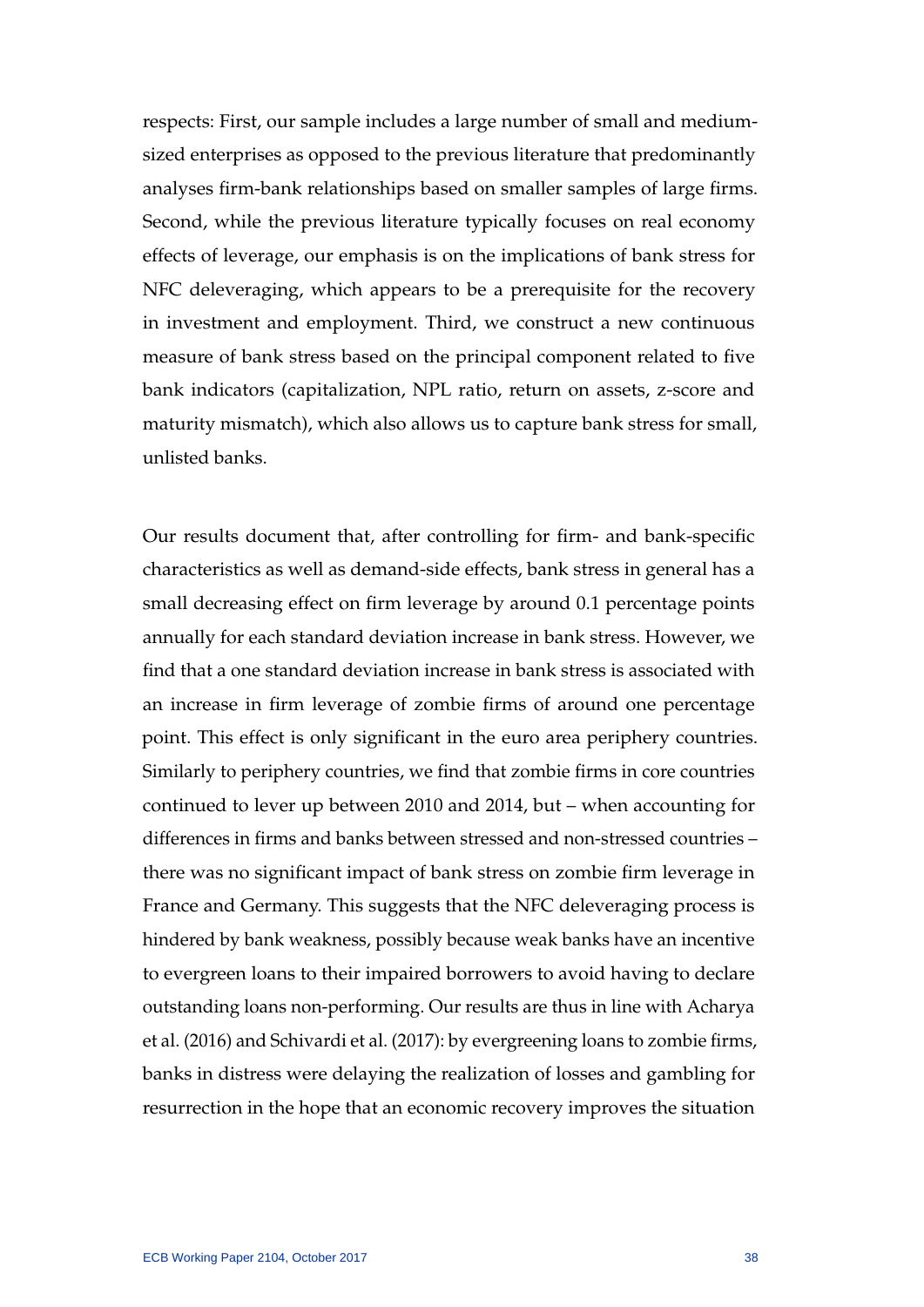respects: First, our sample includes a large number of small and medium-sized enterprises as opposed to the previous literature that predominantly analyses firm-bank relationships based on smaller samples of large firms. Second, while the previous literature typically focuses on real economy effects of leverage, our emphasis is on the implications of bank stress for NFC deleveraging, which appears to be a prerequisite for the recovery in investment and employment. Third, we construct a new continuous measure of bank stress based on the principal component related to five bank indicators (capitalization, NPL ratio, return on assets, z-score and maturity mismatch), which also allows us to capture bank stress for small, unlisted banks.

Our results document that, after controlling for firm- and bank-specific characteristics as well as demand-side effects, bank stress in general has a small decreasing effect on firm leverage by around 0.1 percentage points annually for each standard deviation increase in bank stress. However, we find that a one standard deviation increase in bank stress is associated with an increase in firm leverage of zombie firms of around one percentage point. This effect is only significant in the euro area periphery countries. Similarly to periphery countries, we find that zombie firms in core countries continued to lever up between 2010 and 2014, but – when accounting for differences in firms and banks between stressed and non-stressed countries – there was no significant impact of bank stress on zombie firm leverage in France and Germany. This suggests that the NFC deleveraging process is hindered by bank weakness, possibly because weak banks have an incentive to evergreen loans to their impaired borrowers to avoid having to declare outstanding loans non-performing. Our results are thus in line with Acharya et al. (2016) and Schivardi et al. (2017): by evergreening loans to zombie firms, banks in distress were delaying the realization of losses and gambling for resurrection in the hope that an economic recovery improves the situation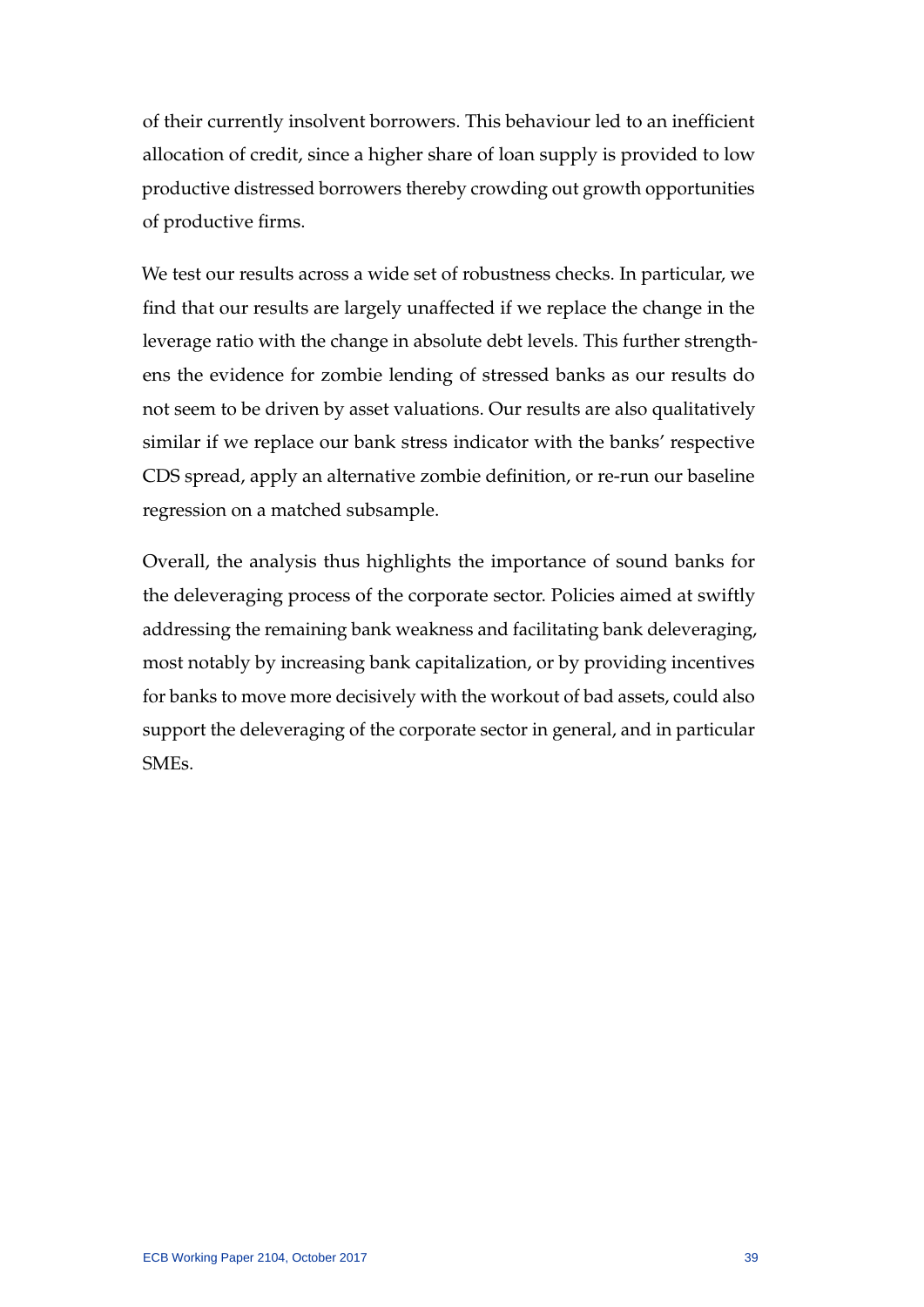of their currently insolvent borrowers. This behaviour led to an inefficient allocation of credit, since a higher share of loan supply is provided to low productive distressed borrowers thereby crowding out growth opportunities of productive firms.

We test our results across a wide set of robustness checks. In particular, we find that our results are largely unaffected if we replace the change in the leverage ratio with the change in absolute debt levels. This further strengthens the evidence for zombie lending of stressed banks as our results do not seem to be driven by asset valuations. Our results are also qualitatively similar if we replace our bank stress indicator with the banks' respective CDS spread, apply an alternative zombie definition, or re-run our baseline regression on a matched subsample.

Overall, the analysis thus highlights the importance of sound banks for the deleveraging process of the corporate sector. Policies aimed at swiftly addressing the remaining bank weakness and facilitating bank deleveraging, most notably by increasing bank capitalization, or by providing incentives for banks to move more decisively with the workout of bad assets, could also support the deleveraging of the corporate sector in general, and in particular SMEs.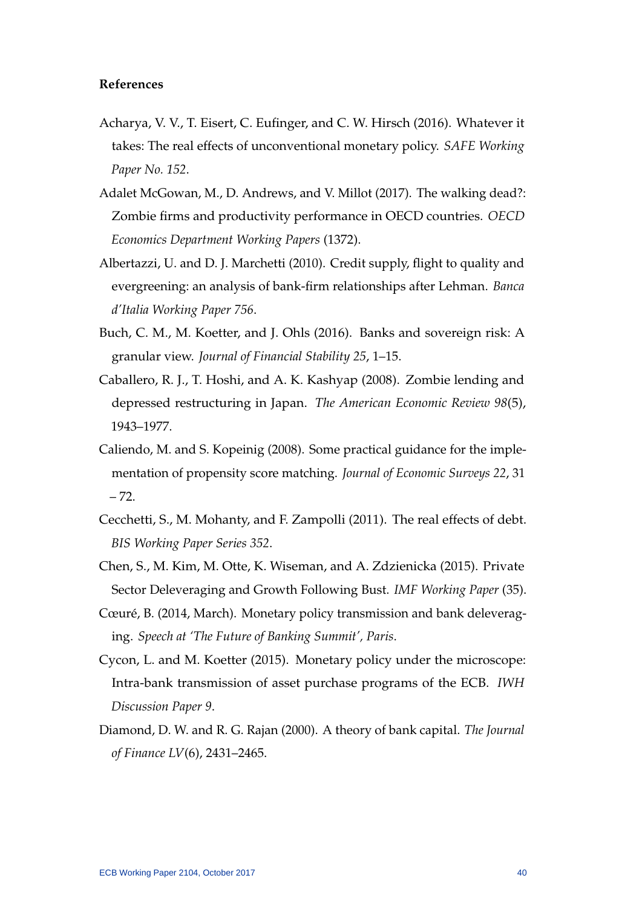## References

Acharya, V. V., T. Eisert, C. Eufinger, and C. W. Hirsch (2016). Whatever it takes: The real effects of unconventional monetary policy. *SAFE Working Paper No. 152*.

Adalet McGowan, M., D. Andrews, and V. Millot (2017). The walking dead?: Zombie firms and productivity performance in OECD countries. *OECD Economics Department Working Papers* (1372).

Albertazzi, U. and D. J. Marchetti (2010). Credit supply, flight to quality and evergreening: an analysis of bank-firm relationships after Lehman. *Banca d'Italia Working Paper 756*.

Buch, C. M., M. Koetter, and J. Ohls (2016). Banks and sovereign risk: A granular view. *Journal of Financial Stability 25*, 1–15.

Caballero, R. J., T. Hoshi, and A. K. Kashyap (2008). Zombie lending and depressed restructuring in Japan. *The American Economic Review 98*(5), 1943–1977.

Caliendo, M. and S. Kopeinig (2008). Some practical guidance for the implementation of propensity score matching. *Journal of Economic Surveys 22*, 31 – 72.

Cecchetti, S., M. Mohanty, and F. Zampolli (2011). The real effects of debt. *BIS Working Paper Series 352*.

Chen, S., M. Kim, M. Otte, K. Wiseman, and A. Zdzienicka (2015). Private Sector Deleveraging and Growth Following Bust. *IMF Working Paper* (35).

Cœuré, B. (2014, March). Monetary policy transmission and bank deleveraging. *Speech at 'The Future of Banking Summit', Paris*.

Cycon, L. and M. Koetter (2015). Monetary policy under the microscope: Intra-bank transmission of asset purchase programs of the ECB. *IWH Discussion Paper 9*.

Diamond, D. W. and R. G. Rajan (2000). A theory of bank capital. *The Journal of Finance LV*(6), 2431–2465.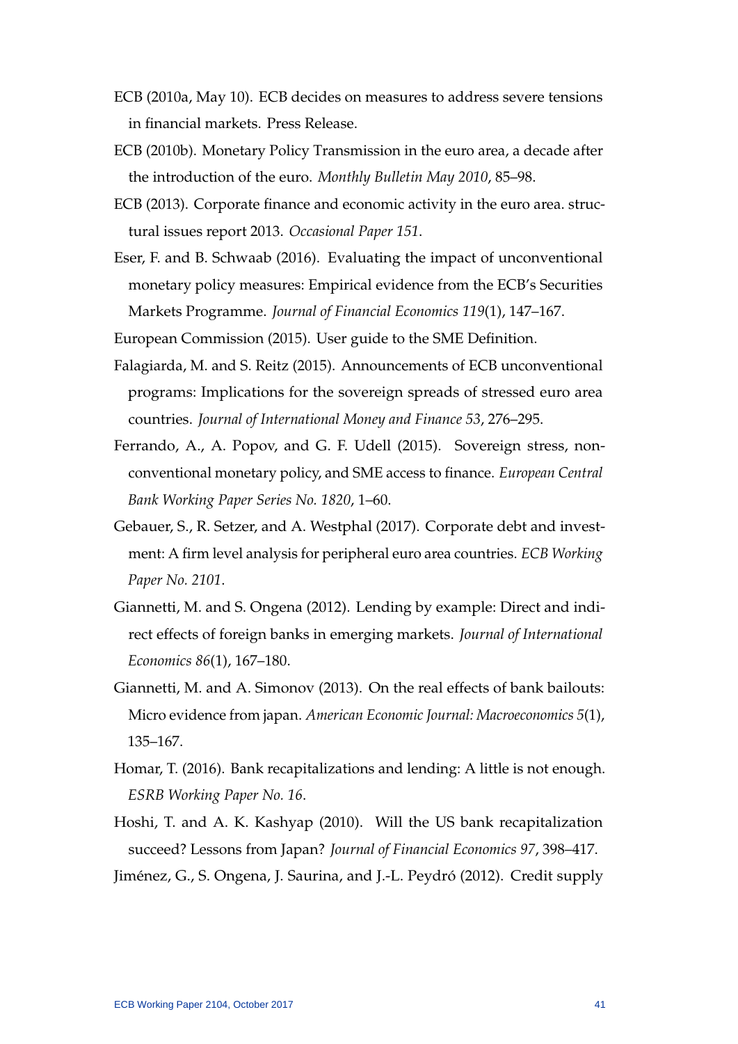ECB (2010a, May 10). ECB decides on measures to address severe tensions in financial markets. Press Release.

ECB (2010b). Monetary Policy Transmission in the euro area, a decade after the introduction of the euro. *Monthly Bulletin May 2010*, 85–98.

ECB (2013). Corporate finance and economic activity in the euro area. structural issues report 2013. *Occasional Paper 151*.

Eser, F. and B. Schwaab (2016). Evaluating the impact of unconventional monetary policy measures: Empirical evidence from the ECB's Securities Markets Programme. *Journal of Financial Economics 119*(1), 147–167.

European Commission (2015). User guide to the SME Definition.

Falagiarda, M. and S. Reitz (2015). Announcements of ECB unconventional programs: Implications for the sovereign spreads of stressed euro area countries. *Journal of International Money and Finance 53*, 276–295.

Ferrando, A., A. Popov, and G. F. Udell (2015). Sovereign stress, non-conventional monetary policy, and SME access to finance. *European Central Bank Working Paper Series No. 1820*, 1–60.

Gebauer, S., R. Setzer, and A. Westphal (2017). Corporate debt and investment: A firm level analysis for peripheral euro area countries. *ECB Working Paper No. 2101*.

Giannetti, M. and S. Ongena (2012). Lending by example: Direct and indirect effects of foreign banks in emerging markets. *Journal of International Economics 86*(1), 167–180.

Giannetti, M. and A. Simonov (2013). On the real effects of bank bailouts: Micro evidence from japan. *American Economic Journal: Macroeconomics 5*(1), 135–167.

Homar, T. (2016). Bank recapitalizations and lending: A little is not enough. *ESRB Working Paper No. 16*.

Hoshi, T. and A. K. Kashyap (2010). Will the US bank recapitalization succeed? Lessons from Japan? *Journal of Financial Economics 97*, 398–417.

Jiménez, G., S. Ongena, J. Saurina, and J.-L. Peydró (2012). Credit supply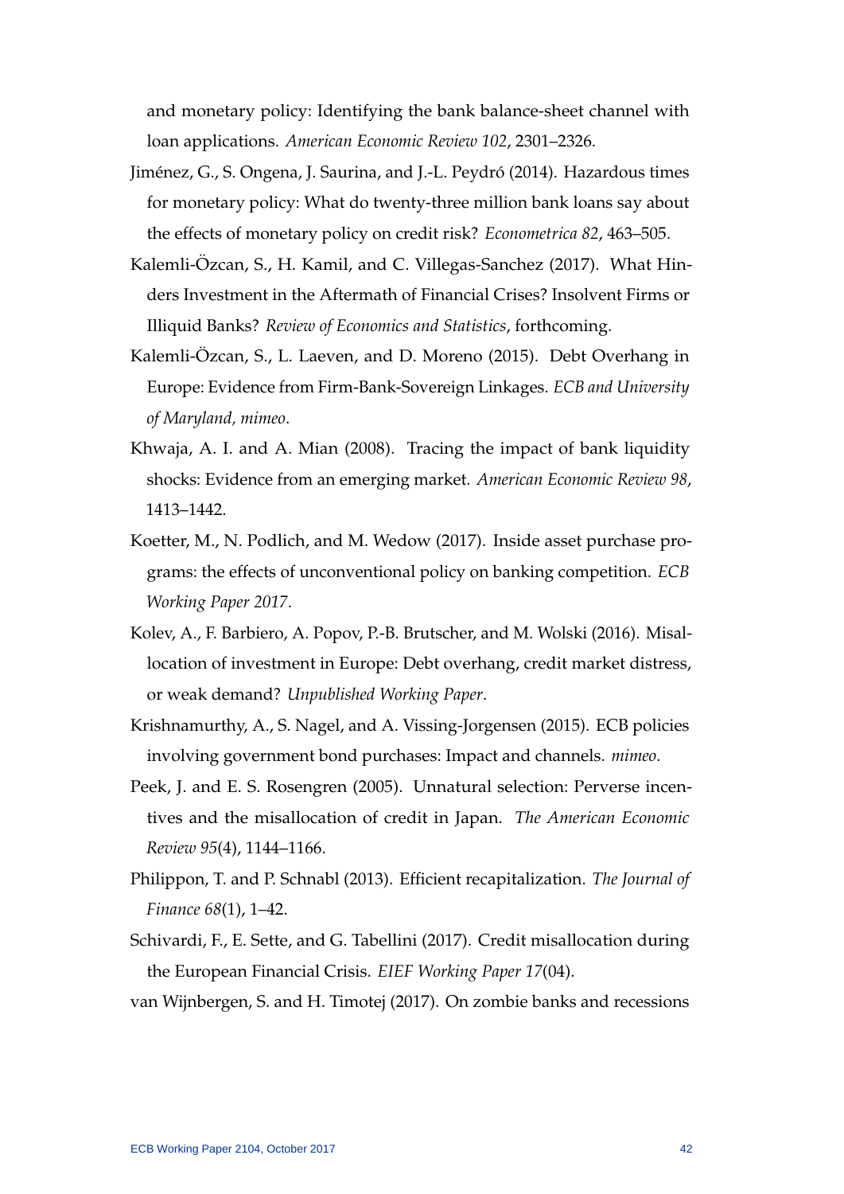and monetary policy: Identifying the bank balance-sheet channel with loan applications. *American Economic Review 102*, 2301–2326.

Jiménez, G., S. Ongena, J. Saurina, and J.-L. Peydró (2014). Hazardous times for monetary policy: What do twenty-three million bank loans say about the effects of monetary policy on credit risk? *Econometrica 82*, 463–505.

Kalemli-Özcan, S., H. Kamil, and C. Villegas-Sanchez (2017). What Hinders Investment in the Aftermath of Financial Crises? Insolvent Firms or Illiquid Banks? *Review of Economics and Statistics*, forthcoming.

Kalemli-Özcan, S., L. Laeven, and D. Moreno (2015). Debt Overhang in Europe: Evidence from Firm-Bank-Sovereign Linkages. *ECB and University of Maryland, mimeo*.

Khwaja, A. I. and A. Mian (2008). Tracing the impact of bank liquidity shocks: Evidence from an emerging market. *American Economic Review 98*, 1413–1442.

Koetter, M., N. Podlich, and M. Wedow (2017). Inside asset purchase programs: the effects of unconventional policy on banking competition. *ECB Working Paper 2017*.

Kolev, A., F. Barbiero, A. Popov, P.-B. Brutscher, and M. Wolski (2016). Misallocation of investment in Europe: Debt overhang, credit market distress, or weak demand? *Unpublished Working Paper*.

Krishnamurthy, A., S. Nagel, and A. Vissing-Jorgensen (2015). ECB policies involving government bond purchases: Impact and channels. *mimeo*.

Peek, J. and E. S. Rosengren (2005). Unnatural selection: Perverse incentives and the misallocation of credit in Japan. *The American Economic Review 95*(4), 1144–1166.

Philippon, T. and P. Schnabl (2013). Efficient recapitalization. *The Journal of Finance 68*(1), 1–42.

Schivardi, F., E. Sette, and G. Tabellini (2017). Credit misallocation during the European Financial Crisis. *EIEF Working Paper 17*(04).

van Wijnbergen, S. and H. Timotej (2017). On zombie banks and recessions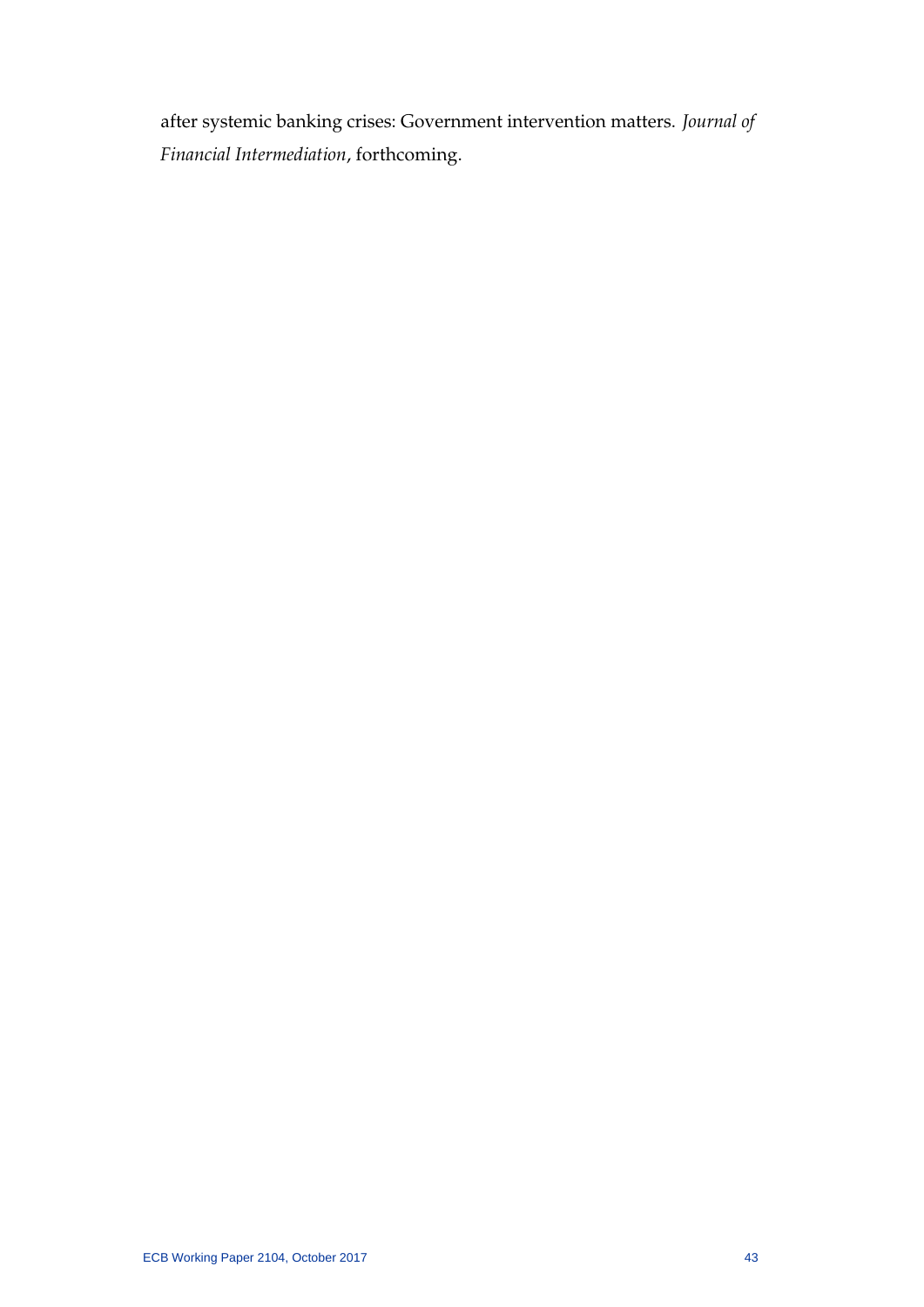after systemic banking crises: Government intervention matters. *Journal of Financial Intermediation*, forthcoming.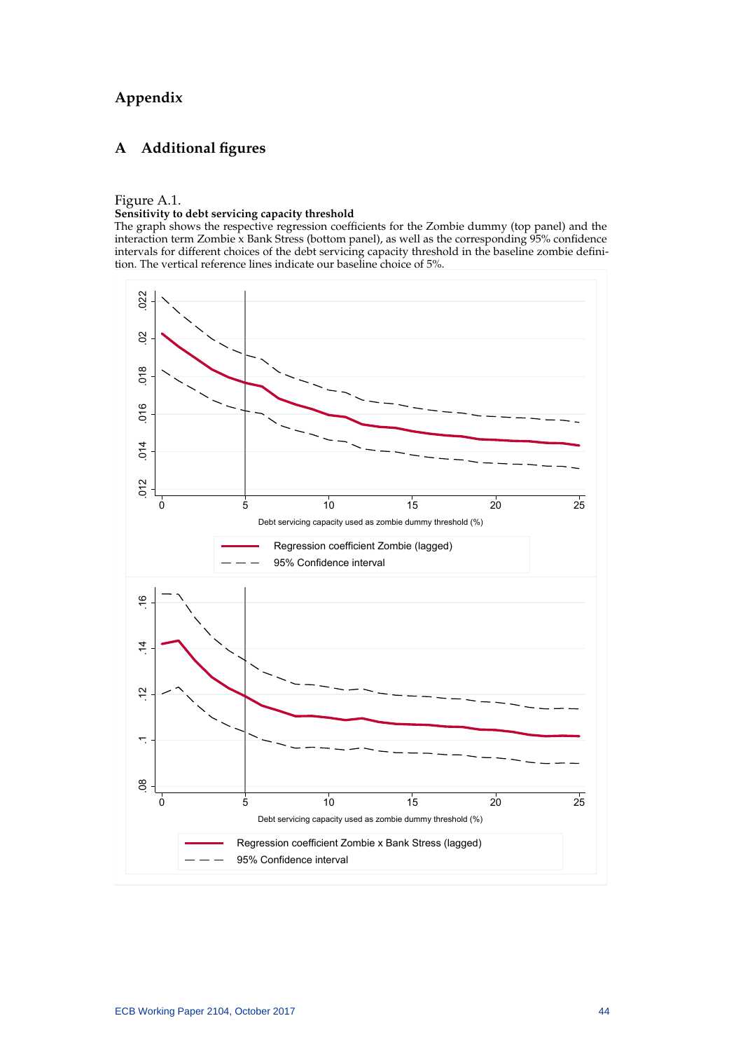# Appendix

## A Additional figures

Figure A.1.
**Sensitivity to debt servicing capacity threshold**
The graph shows the respective regression coefficients for the Zombie dummy (top panel) and the interaction term Zombie x Bank Stress (bottom panel), as well as the corresponding 95% confidence intervals for different choices of the debt servicing capacity threshold in the baseline zombie definition. The vertical reference lines indicate our baseline choice of 5%.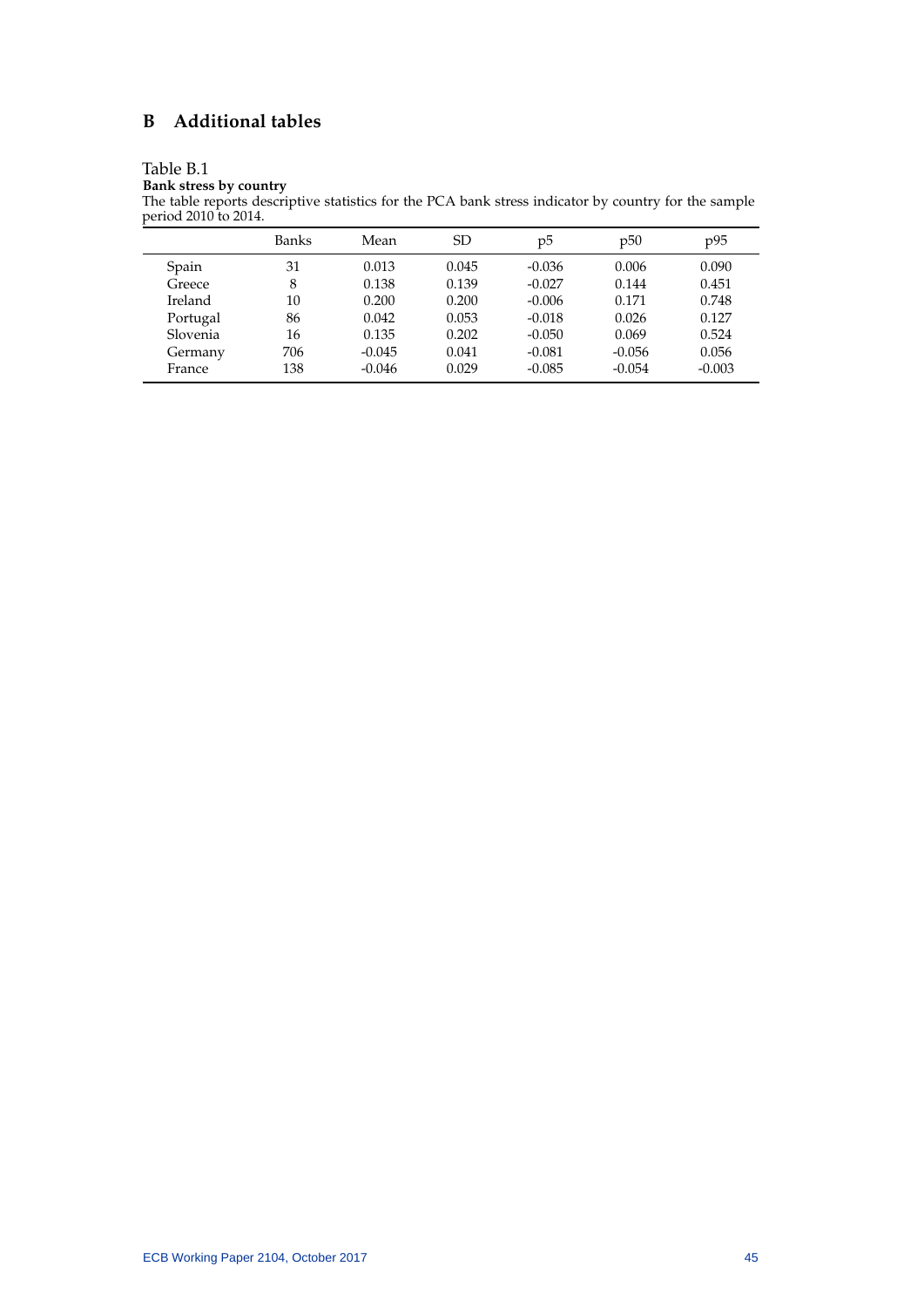# B Additional tables

Table B.1

**Bank stress by country**

The table reports descriptive statistics for the PCA bank stress indicator by country for the sample period 2010 to 2014.

| | Banks | Mean | SD | p5 | p50 | p95 |
|---|---|---|---|---|---|---|
| Spain | 31 | 0.013 | 0.045 | -0.036 | 0.006 | 0.090 |
| Greece | 8 | 0.138 | 0.139 | -0.027 | 0.144 | 0.451 |
| Ireland | 10 | 0.200 | 0.200 | -0.006 | 0.171 | 0.748 |
| Portugal | 86 | 0.042 | 0.053 | -0.018 | 0.026 | 0.127 |
| Slovenia | 16 | 0.135 | 0.202 | -0.050 | 0.069 | 0.524 |
| Germany | 706 | -0.045 | 0.041 | -0.081 | -0.056 | 0.056 |
| France | 138 | -0.046 | 0.029 | -0.085 | -0.054 | -0.003 |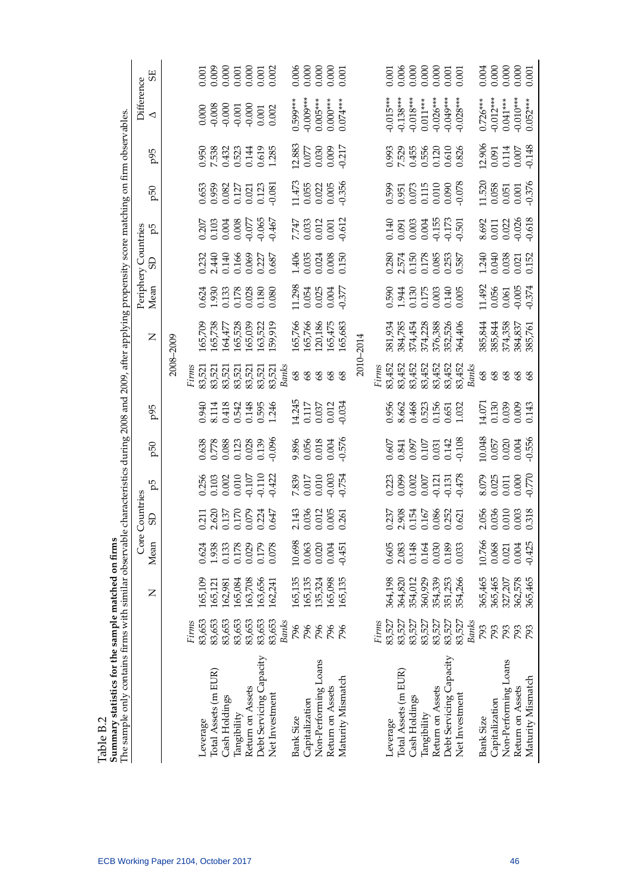Table B.2

**Summary statistics for the sample matched on firms**

The sample only contains firms with similar observable characteristics during 2008 and 2009, after applying propensity score matching on firm observables.

| | | Core Countries | | | | | | | | Periphery Countries | | | | | | | Difference | |
|---|---|---|---|---|---|---|---|---|---|---|---|---|---|---|---|---|---|---|
| | | N | Mean | SD | p5 | p50 | p95 | | N | Mean | SD | p5 | p50 | p95 | | Δ | SE |
| | | | | | | | 2008–2009 | | | | | | | | | | |
| | *Firms* | | | | | | | *Firms* | | | | | | | | | |
| Leverage | 83,653 | 165,109 | 0.624 | 0.211 | 0.256 | 0.638 | 0.940 | 83,521 | 165,709 | 0.624 | 0.232 | 0.207 | 0.653 | 0.950 | | 0.000 | 0.001 |
| Total Assets (m EUR) | 83,653 | 165,121 | 1.938 | 2.620 | 0.103 | 0.778 | 8.114 | 83,521 | 165,738 | 1.930 | 2.440 | 0.103 | 0.959 | 7.538 | | -0.008 | 0.009 |
| Cash Holdings | 83,653 | 162,981 | 0.133 | 0.137 | 0.002 | 0.088 | 0.418 | 83,521 | 164,477 | 0.133 | 0.140 | 0.004 | 0.082 | 0.432 | | -0.000 | 0.000 |
| Tangibility | 83,653 | 165,084 | 0.178 | 0.170 | 0.010 | 0.123 | 0.542 | 83,521 | 165,528 | 0.178 | 0.166 | 0.008 | 0.127 | 0.523 | | -0.001 | 0.001 |
| Return on Assets | 83,653 | 163,708 | 0.029 | 0.079 | -0.107 | 0.028 | 0.148 | 83,521 | 165,039 | 0.028 | 0.069 | -0.077 | 0.021 | 0.144 | | -0.000 | 0.000 |
| Debt Servicing Capacity | 83,653 | 163,656 | 0.179 | 0.224 | -0.110 | 0.139 | 0.595 | 83,521 | 163,522 | 0.180 | 0.227 | -0.065 | 0.123 | 0.619 | | 0.001 | 0.001 |
| Net Investment | 83,653 | 162,241 | 0.078 | 0.647 | -0.422 | -0.096 | 1.246 | 83,521 | 159,919 | 0.080 | 0.687 | -0.467 | -0.081 | 1.285 | | 0.002 | 0.002 |
| | *Banks* | | | | | | | *Banks* | | | | | | | | | |
| Bank Size | 796 | 165,135 | 10.698 | 2.143 | 7.839 | 9.896 | 14.245 | 68 | 165,766 | 11.298 | 1.406 | 7.747 | 11.473 | 12.883 | | 0.599*** | 0.006 |
| Capitalization | 796 | 165,135 | 0.063 | 0.036 | 0.017 | 0.056 | 0.117 | 68 | 165,766 | 0.054 | 0.035 | 0.033 | 0.055 | 0.077 | | -0.009*** | 0.000 |
| Non-Performing Loans | 796 | 135,324 | 0.020 | 0.012 | 0.010 | 0.018 | 0.037 | 68 | 120,186 | 0.025 | 0.024 | 0.012 | 0.022 | 0.030 | | 0.005*** | 0.000 |
| Return on Assets | 796 | 165,098 | 0.004 | 0.005 | -0.003 | 0.004 | 0.012 | 68 | 165,475 | 0.004 | 0.008 | 0.001 | 0.005 | 0.009 | | 0.000*** | 0.000 |
| Maturity Mismatch | 796 | 165,135 | -0.451 | 0.261 | -0.754 | -0.576 | -0.034 | 68 | 165,683 | -0.377 | 0.150 | -0.612 | -0.356 | -0.217 | | 0.074*** | 0.001 |
| | | | | | | | 2010–2014 | | | | | | | | | | |
| | *Firms* | | | | | | | *Firms* | | | | | | | | | |
| Leverage | 83,527 | 364,198 | 0.605 | 0.237 | 0.223 | 0.607 | 0.956 | 83,452 | 381,934 | 0.590 | 0.280 | 0.140 | 0.599 | 0.993 | | -0.015*** | 0.001 |
| Total Assets (m EUR) | 83,527 | 364,820 | 2.083 | 2.908 | 0.099 | 0.841 | 8.662 | 83,452 | 384,785 | 1.944 | 2.574 | 0.091 | 0.951 | 7.529 | | -0.138*** | 0.006 |
| Cash Holdings | 83,527 | 354,012 | 0.148 | 0.154 | 0.002 | 0.097 | 0.468 | 83,452 | 374,454 | 0.130 | 0.150 | 0.003 | 0.073 | 0.455 | | -0.018*** | 0.000 |
| Tangibility | 83,527 | 360,929 | 0.164 | 0.167 | 0.007 | 0.107 | 0.523 | 83,452 | 374,228 | 0.175 | 0.178 | 0.004 | 0.115 | 0.556 | | 0.011*** | 0.000 |
| Return on Assets | 83,527 | 354,339 | 0.030 | 0.086 | -0.121 | 0.031 | 0.156 | 83,452 | 376,388 | 0.003 | 0.085 | -0.155 | 0.010 | 0.120 | | -0.026*** | 0.000 |
| Debt Servicing Capacity | 83,527 | 351,253 | 0.189 | 0.252 | -0.131 | 0.142 | 0.651 | 83,452 | 352,526 | 0.140 | 0.253 | -0.173 | 0.090 | 0.610 | | -0.049*** | 0.001 |
| Net Investment | 83,527 | 354,266 | 0.033 | 0.621 | -0.478 | -0.108 | 1.032 | 83,452 | 364,406 | 0.005 | 0.587 | -0.501 | -0.078 | 0.826 | | -0.028*** | 0.001 |
| | *Banks* | | | | | | | *Banks* | | | | | | | | | |
| Bank Size | 793 | 365,465 | 10.766 | 2.056 | 8.079 | 10.048 | 14.071 | 68 | 385,844 | 11.492 | 1.240 | 8.692 | 11.520 | 12.906 | | 0.726*** | 0.004 |
| Capitalization | 793 | 365,465 | 0.068 | 0.036 | 0.025 | 0.057 | 0.130 | 68 | 385,844 | 0.056 | 0.040 | 0.011 | 0.058 | 0.091 | | -0.012*** | 0.000 |
| Non-Performing Loans | 793 | 327,207 | 0.021 | 0.010 | 0.011 | 0.020 | 0.039 | 68 | 374,358 | 0.061 | 0.038 | 0.022 | 0.051 | 0.114 | | 0.041*** | 0.000 |
| Return on Assets | 793 | 362,578 | 0.004 | 0.003 | 0.000 | 0.004 | 0.009 | 68 | 384,837 | -0.005 | 0.021 | -0.026 | 0.001 | 0.007 | | -0.010*** | 0.000 |
| Maturity Mismatch | 793 | 365,465 | -0.425 | 0.318 | -0.770 | -0.556 | 0.143 | 68 | 385,761 | -0.374 | 0.152 | -0.618 | -0.376 | -0.148 | | 0.052*** | 0.001 |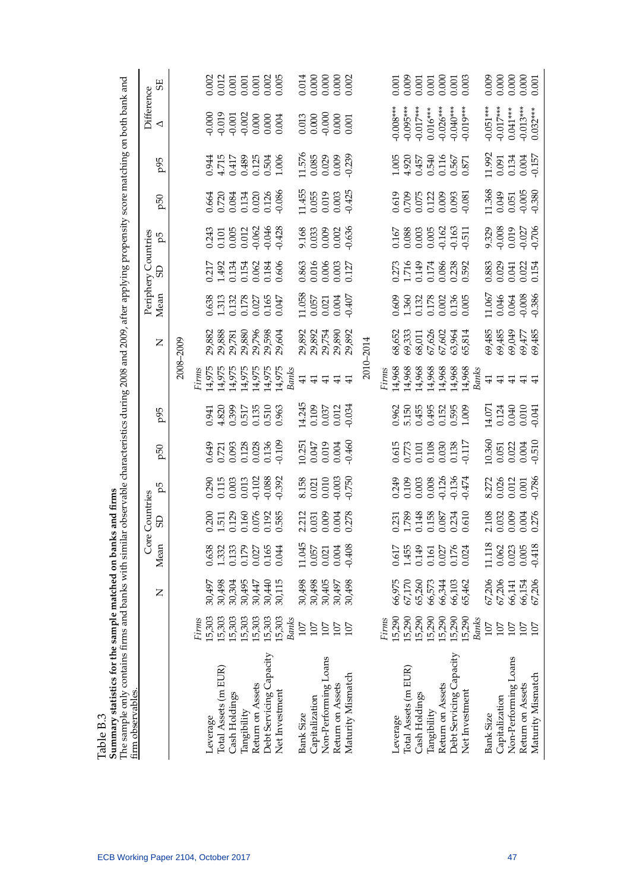Table B.3

**Summary statistics for the sample matched on banks and firms**

The sample only contains firms and banks with similar observable characteristics during 2008 and 2009, after applying propensity score matching on both bank and firm observables.

| | Core Countries | | | | | | | Periphery Countries | | | | | | | Difference | |
|---|---|---|---|---|---|---|---|---|---|---|---|---|---|---|---|---|
| | | N | Mean | SD | p5 | p50 | p95 | | N | Mean | SD | p5 | p50 | p95 | Δ | SE |
| **2008–2009** | | | | | | | | | | | | | | | | |
| | *Firms* | | | | | | | *Firms* | | | | | | | | |
| Leverage | 15,303 | 30,497 | 0.638 | 0.200 | 0.290 | 0.649 | 0.941 | 14,975 | 29,882 | 0.638 | 0.217 | 0.243 | 0.664 | 0.944 | -0.000 | 0.002 |
| Total Assets (m EUR) | 15,303 | 30,498 | 1.332 | 1.511 | 0.115 | 0.721 | 4.820 | 14,975 | 29,888 | 1.313 | 1.492 | 0.101 | 0.720 | 4.715 | -0.019 | 0.012 |
| Cash Holdings | 15,303 | 30,304 | 0.133 | 0.129 | 0.003 | 0.093 | 0.399 | 14,975 | 29,781 | 0.132 | 0.134 | 0.005 | 0.084 | 0.417 | -0.001 | 0.001 |
| Tangibility | 15,303 | 30,495 | 0.179 | 0.160 | 0.013 | 0.128 | 0.517 | 14,975 | 29,880 | 0.178 | 0.154 | 0.012 | 0.134 | 0.489 | -0.002 | 0.001 |
| Return on Assets | 15,303 | 30,447 | 0.027 | 0.076 | -0.102 | 0.028 | 0.135 | 14,975 | 29,796 | 0.027 | 0.062 | -0.062 | 0.020 | 0.125 | 0.000 | 0.001 |
| Debt Servicing Capacity | 15,303 | 30,440 | 0.165 | 0.192 | -0.088 | 0.136 | 0.510 | 14,975 | 29,598 | 0.165 | 0.184 | -0.046 | 0.126 | 0.504 | 0.000 | 0.002 |
| Net Investment | 15,303 | 30,115 | 0.044 | 0.585 | -0.392 | -0.109 | 0.963 | 14,975 | 29,604 | 0.047 | 0.606 | -0.428 | -0.086 | 1.006 | 0.004 | 0.005 |
| | *Banks* | | | | | | | *Banks* | | | | | | | | |
| Bank Size | 107 | 30,498 | 11.045 | 2.212 | 8.158 | 10.251 | 14.245 | 41 | 29,892 | 11.058 | 0.863 | 9.168 | 11.455 | 11.576 | 0.013 | 0.014 |
| Capitalization | 107 | 30,498 | 0.057 | 0.031 | 0.021 | 0.047 | 0.109 | 41 | 29,892 | 0.057 | 0.016 | 0.033 | 0.055 | 0.085 | 0.000 | 0.000 |
| Non-Performing Loans | 107 | 30,405 | 0.021 | 0.009 | 0.010 | 0.019 | 0.037 | 41 | 29,754 | 0.021 | 0.006 | 0.009 | 0.019 | 0.029 | -0.000 | 0.000 |
| Return on Assets | 107 | 30,497 | 0.004 | 0.004 | -0.003 | 0.004 | 0.012 | 41 | 29,890 | 0.004 | 0.003 | 0.002 | 0.003 | 0.009 | 0.000 | 0.000 |
| Maturity Mismatch | 107 | 30,498 | -0.408 | 0.278 | -0.750 | -0.460 | -0.034 | 41 | 29,892 | -0.407 | 0.127 | -0.636 | -0.425 | -0.239 | 0.001 | 0.002 |
| **2010–2014** | | | | | | | | | | | | | | | | |
| | *Firms* | | | | | | | *Firms* | | | | | | | | |
| Leverage | 15,290 | 66,975 | 0.617 | 0.231 | 0.249 | 0.615 | 0.962 | 14,968 | 68,652 | 0.609 | 0.273 | 0.167 | 0.619 | 1.005 | -0.008*** | 0.001 |
| Total Assets (m EUR) | 15,290 | 67,170 | 1.455 | 1.789 | 0.109 | 0.773 | 5.150 | 14,968 | 69,333 | 1.360 | 1.716 | 0.088 | 0.709 | 4.920 | -0.095*** | 0.009 |
| Cash Holdings | 15,290 | 65,260 | 0.149 | 0.148 | 0.003 | 0.101 | 0.455 | 14,968 | 68,011 | 0.132 | 0.149 | 0.003 | 0.075 | 0.457 | -0.017*** | 0.001 |
| Tangibility | 15,290 | 66,573 | 0.161 | 0.158 | 0.008 | 0.108 | 0.495 | 14,968 | 67,626 | 0.178 | 0.174 | 0.005 | 0.122 | 0.540 | 0.016*** | 0.001 |
| Return on Assets | 15,290 | 66,344 | 0.027 | 0.087 | -0.126 | 0.030 | 0.152 | 14,968 | 67,602 | 0.002 | 0.086 | -0.162 | 0.009 | 0.116 | -0.026*** | 0.000 |
| Debt Servicing Capacity | 15,290 | 66,103 | 0.176 | 0.234 | -0.136 | 0.138 | 0.595 | 14,968 | 63,964 | 0.136 | 0.238 | -0.163 | 0.093 | 0.567 | -0.040*** | 0.001 |
| Net Investment | 15,290 | 65,462 | 0.024 | 0.610 | -0.474 | -0.117 | 1.009 | 14,968 | 65,814 | 0.005 | 0.592 | -0.511 | -0.081 | 0.871 | -0.019*** | 0.003 |
| | *Banks* | | | | | | | *Banks* | | | | | | | | |
| Bank Size | 107 | 67,206 | 11.118 | 2.108 | 8.272 | 10.360 | 14.071 | 41 | 69,485 | 11.067 | 0.883 | 9.329 | 11.368 | 11.992 | -0.051*** | 0.009 |
| Capitalization | 107 | 67,206 | 0.062 | 0.032 | 0.026 | 0.051 | 0.124 | 41 | 69,485 | 0.046 | 0.029 | -0.008 | 0.049 | 0.091 | -0.017*** | 0.000 |
| Non-Performing Loans | 107 | 66,141 | 0.023 | 0.009 | 0.012 | 0.022 | 0.040 | 41 | 69,049 | 0.064 | 0.041 | 0.019 | 0.051 | 0.134 | 0.041*** | 0.000 |
| Return on Assets | 107 | 66,154 | 0.005 | 0.004 | 0.001 | 0.004 | 0.010 | 41 | 69,477 | -0.008 | 0.022 | -0.027 | -0.005 | 0.004 | -0.013*** | 0.000 |
| Maturity Mismatch | 107 | 67,206 | -0.418 | 0.276 | -0.786 | -0.510 | -0.041 | 41 | 69,485 | -0.386 | 0.154 | -0.706 | -0.380 | -0.157 | 0.032*** | 0.001 |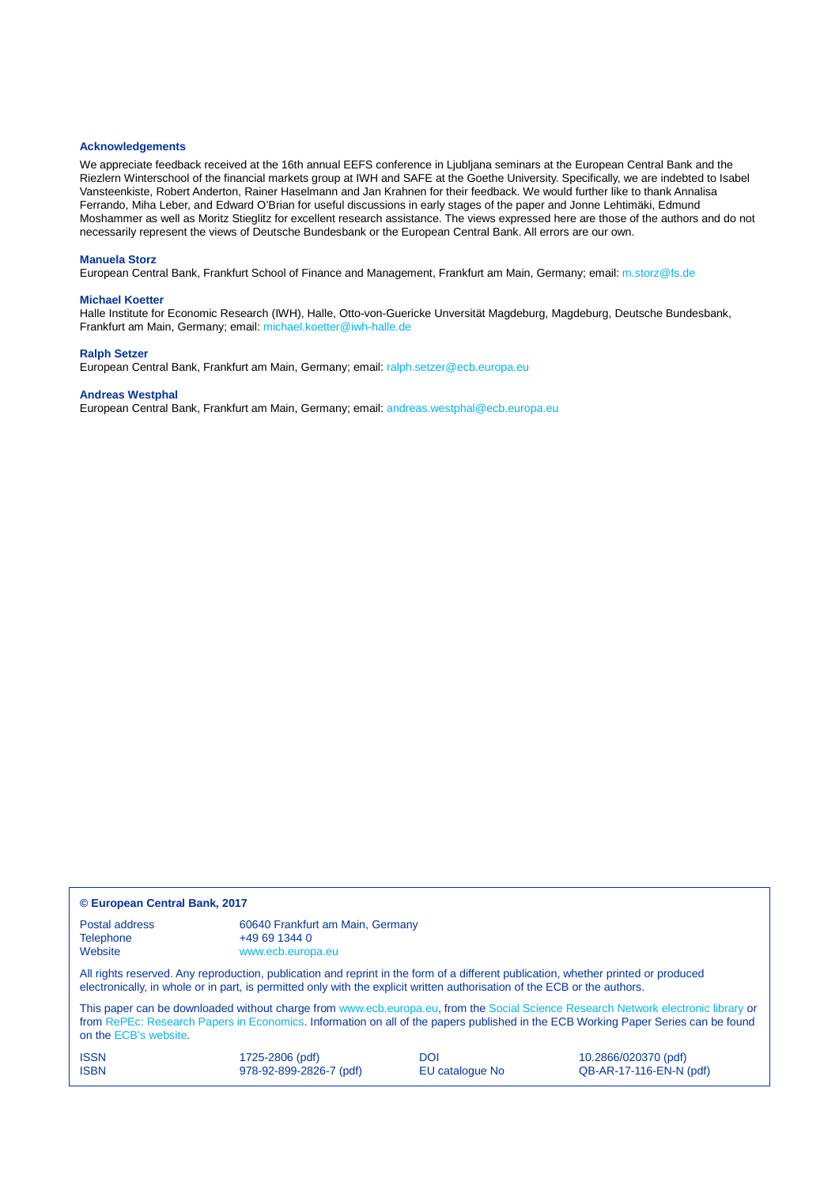**Acknowledgements**

We appreciate feedback received at the 16th annual EEFS conference in Ljubljana seminars at the European Central Bank and the Riezlern Winterschool of the financial markets group at IWH and SAFE at the Goethe University. Specifically, we are indebted to Isabel Vansteenkiste, Robert Anderton, Rainer Haselmann and Jan Krahnen for their feedback. We would further like to thank Annalisa Ferrando, Miha Leber, and Edward O'Brian for useful discussions in early stages of the paper and Jonne Lehtimäki, Edmund Moshammer as well as Moritz Stieglitz for excellent research assistance. The views expressed here are those of the authors and do not necessarily represent the views of Deutsche Bundesbank or the European Central Bank. All errors are our own.

**Manuela Storz**
European Central Bank, Frankfurt School of Finance and Management, Frankfurt am Main, Germany; email: m.storz@fs.de

**Michael Koetter**
Halle Institute for Economic Research (IWH), Halle, Otto-von-Guericke Unversität Magdeburg, Magdeburg, Deutsche Bundesbank, Frankfurt am Main, Germany; email: michael.koetter@iwh-halle.de

**Ralph Setzer**
European Central Bank, Frankfurt am Main, Germany; email: ralph.setzer@ecb.europa.eu

**Andreas Westphal**
European Central Bank, Frankfurt am Main, Germany; email: andreas.westphal@ecb.europa.eu

**© European Central Bank, 2017**

| | |
|---|---|
| Postal address | 60640 Frankfurt am Main, Germany |
| Telephone | +49 69 1344 0 |
| Website | www.ecb.europa.eu |

All rights reserved. Any reproduction, publication and reprint in the form of a different publication, whether printed or produced electronically, in whole or in part, is permitted only with the explicit written authorisation of the ECB or the authors.

This paper can be downloaded without charge from www.ecb.europa.eu, from the Social Science Research Network electronic library or from RePEc: Research Papers in Economics. Information on all of the papers published in the ECB Working Paper Series can be found on the ECB's website.

| | | | |
|---|---|---|---|
| ISSN | 1725-2806 (pdf) | DOI | 10.2866/020370 (pdf) |
| ISBN | 978-92-899-2826-7 (pdf) | EU catalogue No | QB-AR-17-116-EN-N (pdf) |